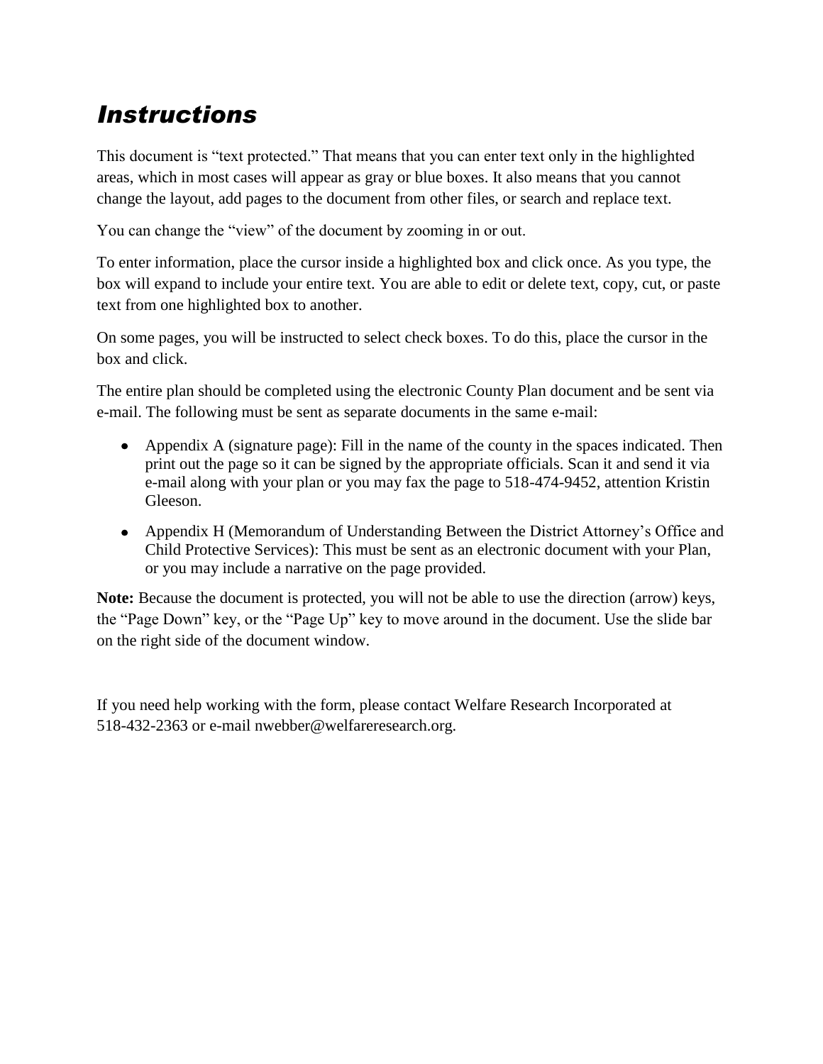# *Instructions*

This document is “text protected.” That means that you can enter text only in the highlighted areas, which in most cases will appear as gray or blue boxes. It also means that you cannot change the layout, add pages to the document from other files, or search and replace text.

You can change the “view” of the document by zooming in or out.

To enter information, place the cursor inside a highlighted box and click once. As you type, the box will expand to include your entire text. You are able to edit or delete text, copy, cut, or paste text from one highlighted box to another.

On some pages, you will be instructed to select check boxes. To do this, place the cursor in the box and click.

The entire plan should be completed using the electronic County Plan document and be sent via e-mail. The following must be sent as separate documents in the same e-mail:

- Appendix A (signature page): Fill in the name of the county in the spaces indicated. Then print out the page so it can be signed by the appropriate officials. Scan it and send it via e-mail along with your plan or you may fax the page to 518-474-9452, attention Kristin Gleeson.
- Appendix H (Memorandum of Understanding Between the District Attorney’s Office and Child Protective Services): This must be sent as an electronic document with your Plan, or you may include a narrative on the page provided.

**Note:** Because the document is protected, you will not be able to use the direction (arrow) keys, the “Page Down” key, or the “Page Up” key to move around in the document. Use the slide bar on the right side of the document window.

If you need help working with the form, please contact Welfare Research Incorporated at 518-432-2363 or e-mail nwebber@welfareresearch.org.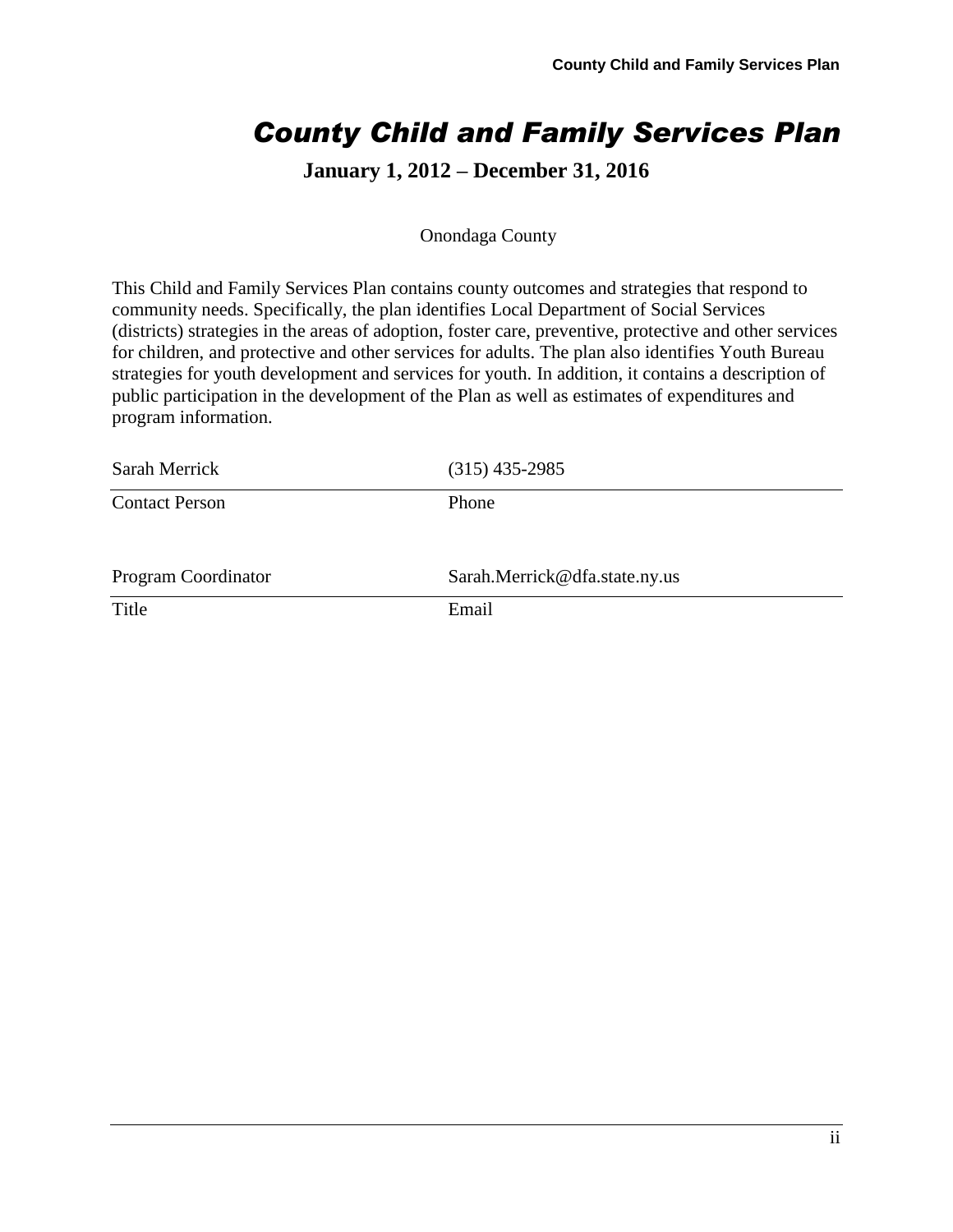# County Child and Family Services Plan

**January 1, 2012 – December 31, 2016**

Onondaga County

This Child and Family Services Plan contains county outcomes and strategies that respond to community needs. Specifically, the plan identifies Local Department of Social Services (districts) strategies in the areas of adoption, foster care, preventive, protective and other services for children, and protective and other services for adults. The plan also identifies Youth Bureau strategies for youth development and services for youth. In addition, it contains a description of public participation in the development of the Plan as well as estimates of expenditures and program information.

| Sarah Merrick | (315) 435-2985 |
|---|---|
| Contact Person | Phone |
| | |
| Program Coordinator | Sarah.Merrick@dfa.state.ny.us |
| Title | Email |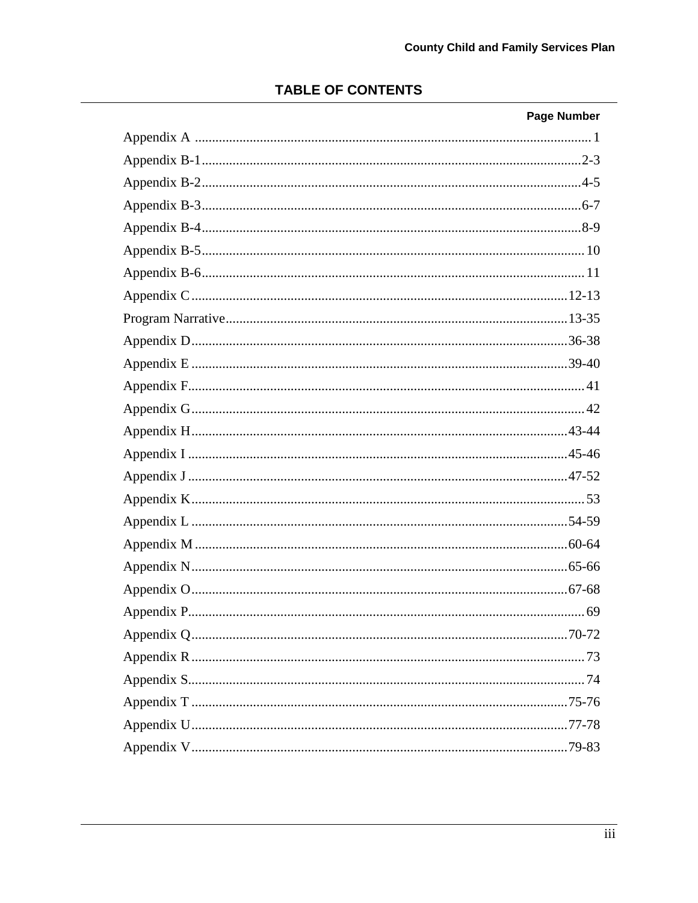# TABLE OF CONTENTS

| | Page Number |
|---|---|
| Appendix A | 1 |
| Appendix B-1 | 2-3 |
| Appendix B-2 | 4-5 |
| Appendix B-3 | 6-7 |
| Appendix B-4 | 8-9 |
| Appendix B-5 | 10 |
| Appendix B-6 | 11 |
| Appendix C | 12-13 |
| Program Narrative | 13-35 |
| Appendix D | 36-38 |
| Appendix E | 39-40 |
| Appendix F | 41 |
| Appendix G | 42 |
| Appendix H | 43-44 |
| Appendix I | 45-46 |
| Appendix J | 47-52 |
| Appendix K | 53 |
| Appendix L | 54-59 |
| Appendix M | 60-64 |
| Appendix N | 65-66 |
| Appendix O | 67-68 |
| Appendix P | 69 |
| Appendix Q | 70-72 |
| Appendix R | 73 |
| Appendix S | 74 |
| Appendix T | 75-76 |
| Appendix U | 77-78 |
| Appendix V | 79-83 |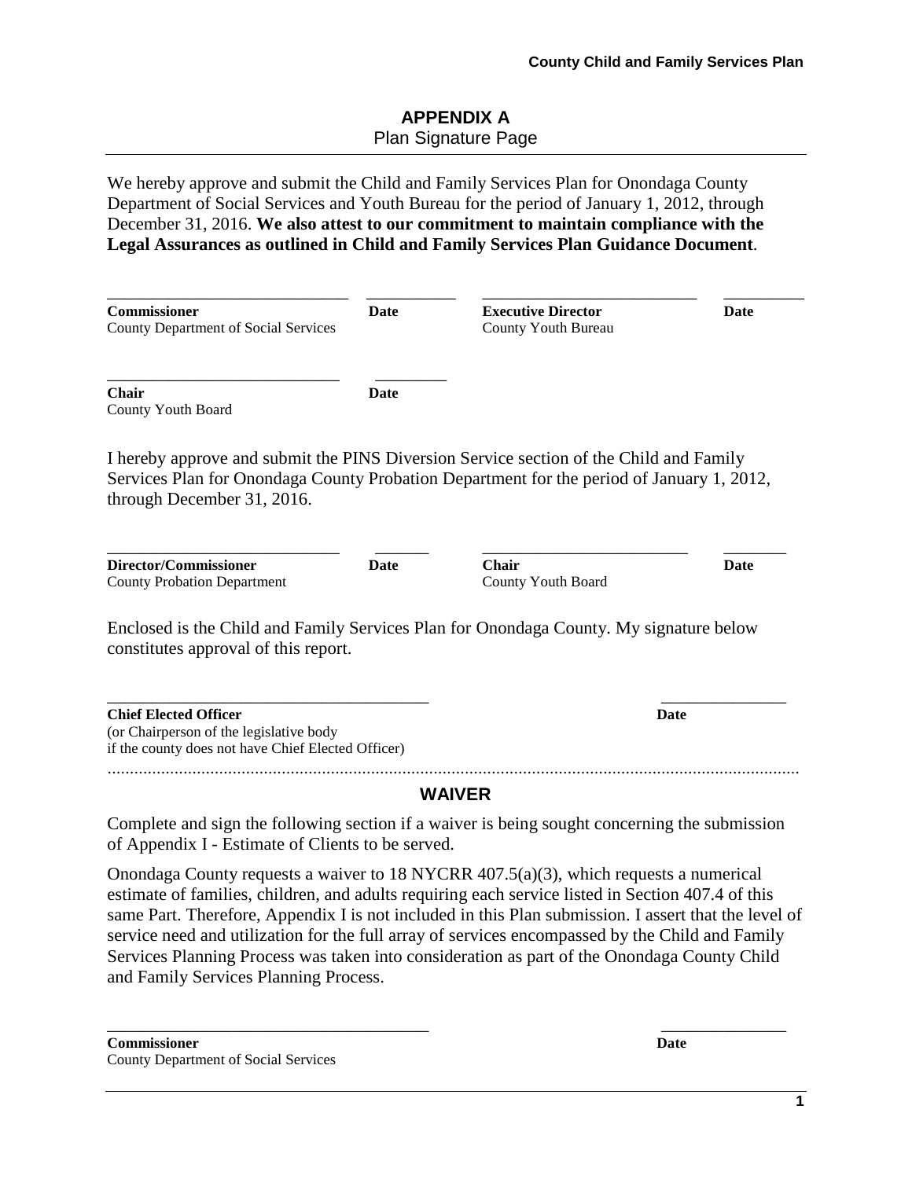# APPENDIX A

Plan Signature Page

We hereby approve and submit the Child and Family Services Plan for Onondaga County Department of Social Services and Youth Bureau for the period of January 1, 2012, through December 31, 2016. **We also attest to our commitment to maintain compliance with the Legal Assurances as outlined in Child and Family Services Plan Guidance Document**.

| | | | |
|---|---|---|---|
| ______________________________ | __________ | ___________________________ | __________ |
| **Commissioner**<br>County Department of Social Services | **Date** | **Executive Director**<br>County Youth Bureau | **Date** |
| ______________________________ | __________ | | |
| **Chair**<br>County Youth Board | **Date** | | |

I hereby approve and submit the PINS Diversion Service section of the Child and Family Services Plan for Onondaga County Probation Department for the period of January 1, 2012, through December 31, 2016.

| | | | |
|---|---|---|---|
| ______________________________ | __________ | ___________________________ | __________ |
| **Director/Commissioner**<br>County Probation Department | **Date** | **Chair**<br>County Youth Board | **Date** |

Enclosed is the Child and Family Services Plan for Onondaga County. My signature below constitutes approval of this report.

| | |
|---|---|
| ________________________________________ | _______________ |
| **Chief Elected Officer**<br>(or Chairperson of the legislative body if the county does not have Chief Elected Officer) | **Date** |

## WAIVER

Complete and sign the following section if a waiver is being sought concerning the submission of Appendix I - Estimate of Clients to be served.

Onondaga County requests a waiver to 18 NYCRR 407.5(a)(3), which requests a numerical estimate of families, children, and adults requiring each service listed in Section 407.4 of this same Part. Therefore, Appendix I is not included in this Plan submission. I assert that the level of service need and utilization for the full array of services encompassed by the Child and Family Services Planning Process was taken into consideration as part of the Onondaga County Child and Family Services Planning Process.

| | |
|---|---|
| ________________________________________ | _______________ |
| **Commissioner**<br>County Department of Social Services | **Date** |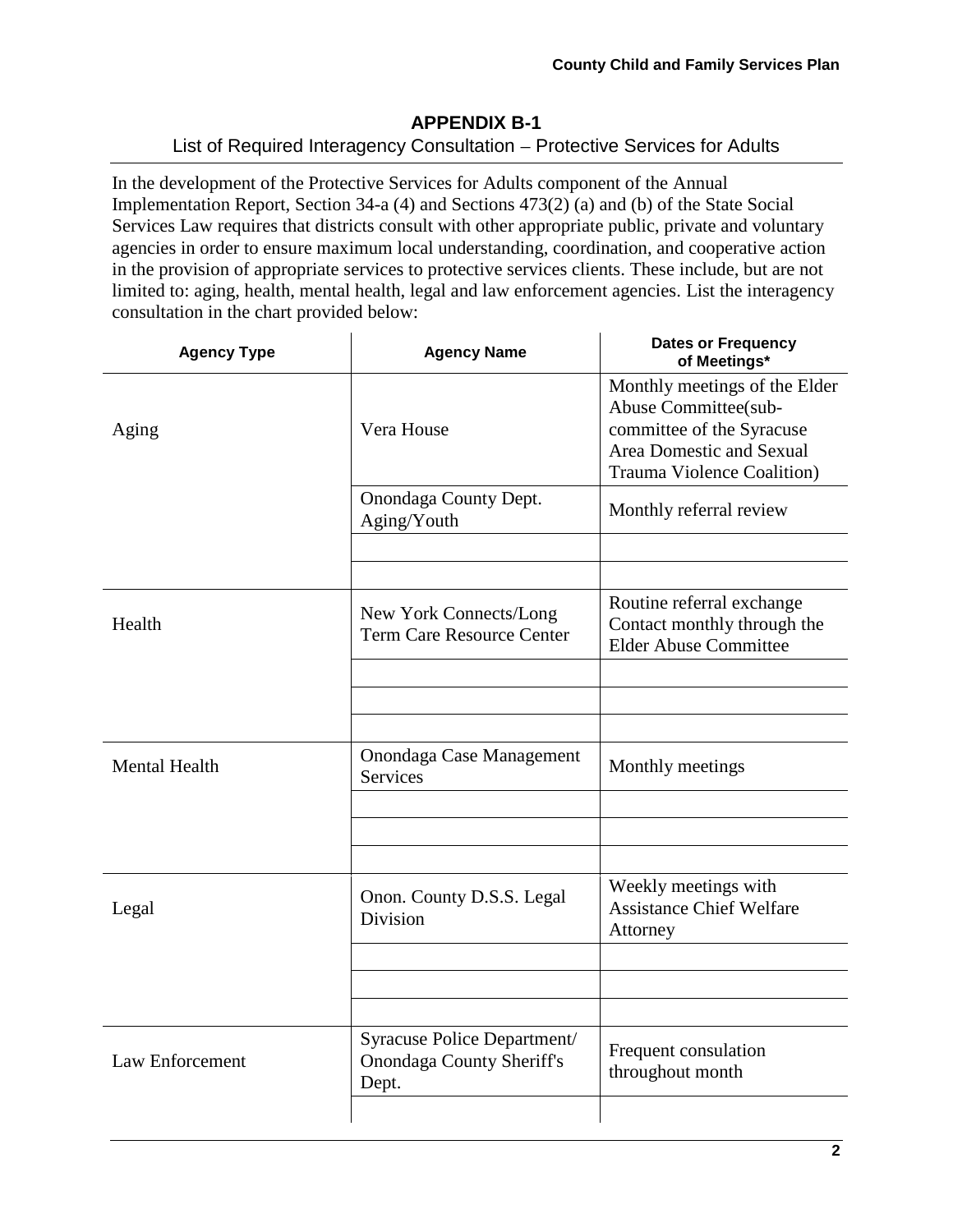## APPENDIX B-1

List of Required Interagency Consultation – Protective Services for Adults

In the development of the Protective Services for Adults component of the Annual Implementation Report, Section 34-a (4) and Sections 473(2) (a) and (b) of the State Social Services Law requires that districts consult with other appropriate public, private and voluntary agencies in order to ensure maximum local understanding, coordination, and cooperative action in the provision of appropriate services to protective services clients. These include, but are not limited to: aging, health, mental health, legal and law enforcement agencies. List the interagency consultation in the chart provided below:

| Agency Type | Agency Name | Dates or Frequency of Meetings* |
|---|---|---|
| Aging | Vera House | Monthly meetings of the Elder Abuse Committee(sub-committee of the Syracuse Area Domestic and Sexual Trauma Violence Coalition) |
| | Onondaga County Dept. Aging/Youth | Monthly referral review |
| | | |
| | | |
| Health | New York Connects/Long Term Care Resource Center | Routine referral exchange Contact monthly through the Elder Abuse Committee |
| | | |
| | | |
| | | |
| Mental Health | Onondaga Case Management Services | Monthly meetings |
| | | |
| | | |
| | | |
| Legal | Onon. County D.S.S. Legal Division | Weekly meetings with Assistance Chief Welfare Attorney |
| | | |
| | | |
| | | |
| Law Enforcement | Syracuse Police Department/ Onondaga County Sheriff's Dept. | Frequent consulation throughout month |
| | | |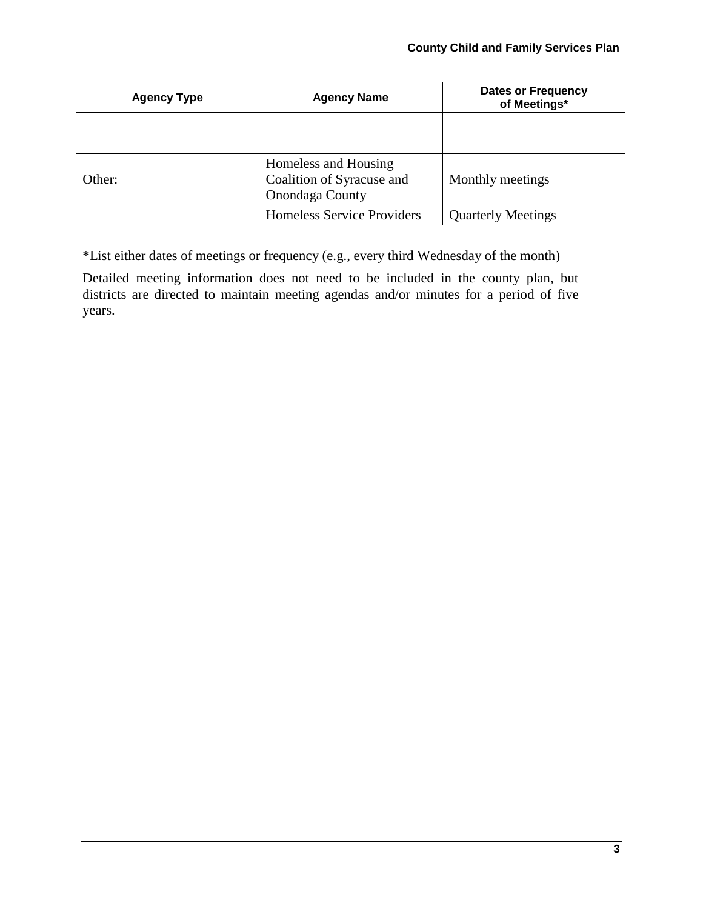| Agency Type | Agency Name | Dates or Frequency of Meetings* |
| --- | --- | --- |
| | | |
| | | |
| Other: | Homeless and Housing Coalition of Syracuse and Onondaga County | Monthly meetings |
| | Homeless Service Providers | Quarterly Meetings |

*List either dates of meetings or frequency (e.g., every third Wednesday of the month)

Detailed meeting information does not need to be included in the county plan, but districts are directed to maintain meeting agendas and/or minutes for a period of five years.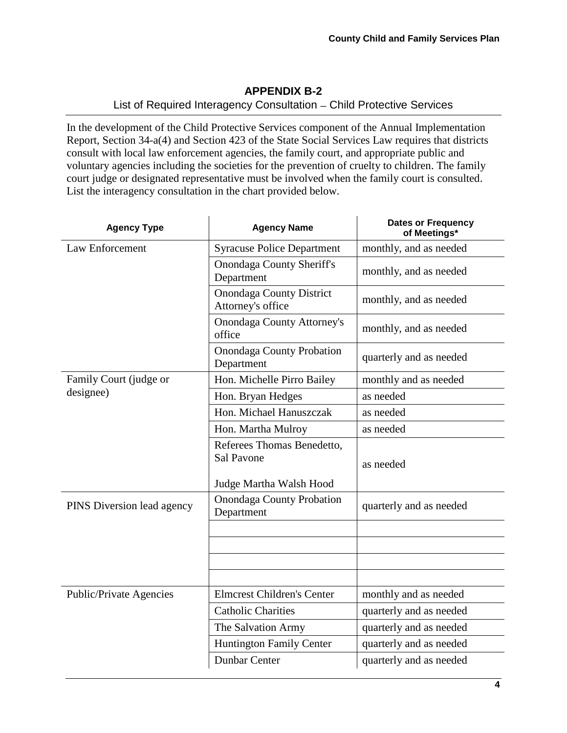## APPENDIX B-2

List of Required Interagency Consultation – Child Protective Services

In the development of the Child Protective Services component of the Annual Implementation Report, Section 34-a(4) and Section 423 of the State Social Services Law requires that districts consult with local law enforcement agencies, the family court, and appropriate public and voluntary agencies including the societies for the prevention of cruelty to children. The family court judge or designated representative must be involved when the family court is consulted. List the interagency consultation in the chart provided below.

| Agency Type | Agency Name | Dates or Frequency of Meetings* |
|---|---|---|
| Law Enforcement | Syracuse Police Department | monthly, and as needed |
| | Onondaga County Sheriff's Department | monthly, and as needed |
| | Onondaga County District Attorney's office | monthly, and as needed |
| | Onondaga County Attorney's office | monthly, and as needed |
| | Onondaga County Probation Department | quarterly and as needed |
| Family Court (judge or designee) | Hon. Michelle Pirro Bailey | monthly and as needed |
| | Hon. Bryan Hedges | as needed |
| | Hon. Michael Hanuszczak | as needed |
| | Hon. Martha Mulroy | as needed |
| | Referees Thomas Benedetto, Sal Pavone<br><br>Judge Martha Walsh Hood | as needed |
| PINS Diversion lead agency | Onondaga County Probation Department | quarterly and as needed |
| | | |
| | | |
| | | |
| | | |
| Public/Private Agencies | Elmcrest Children's Center | monthly and as needed |
| | Catholic Charities | quarterly and as needed |
| | The Salvation Army | quarterly and as needed |
| | Huntington Family Center | quarterly and as needed |
| | Dunbar Center | quarterly and as needed |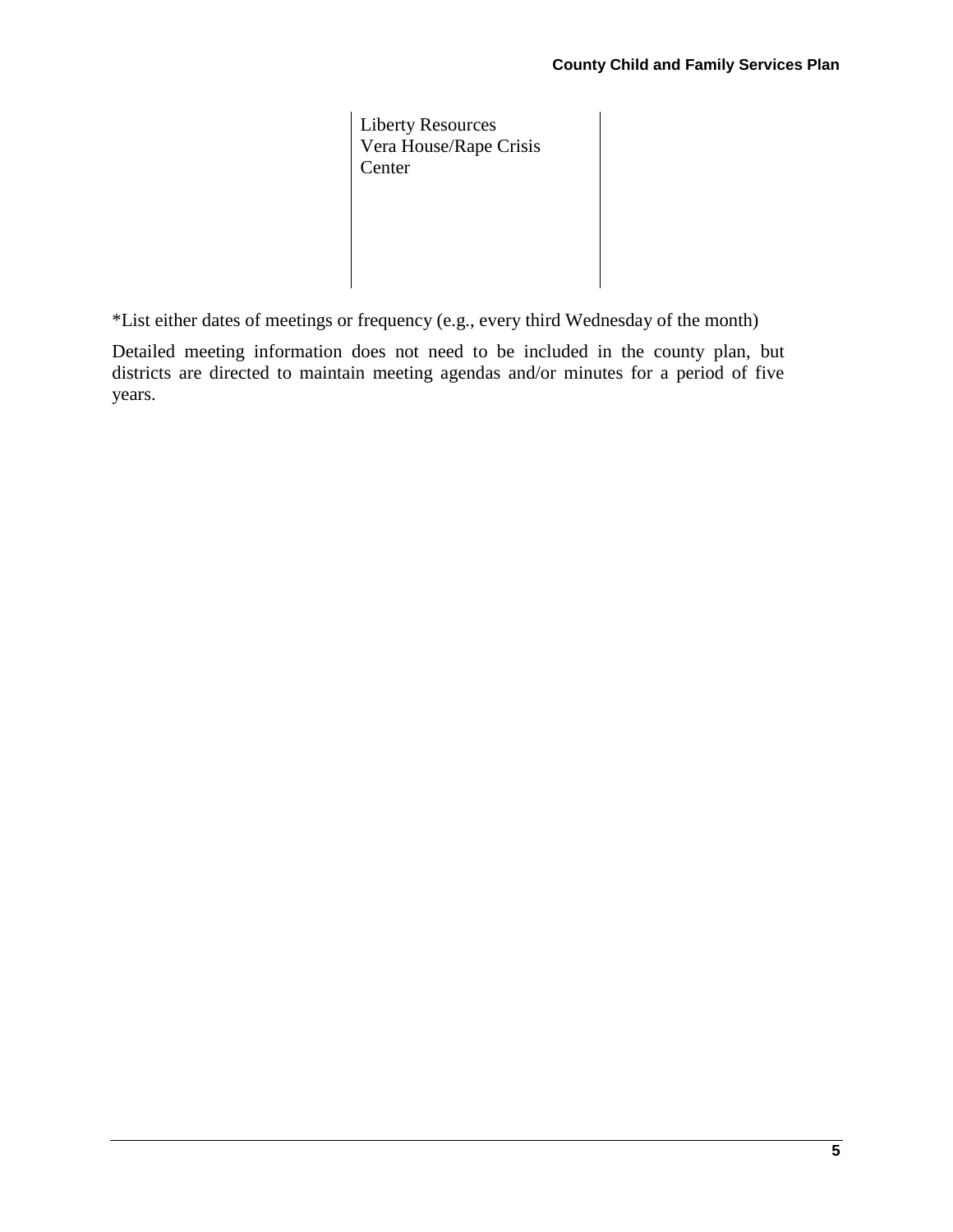| | | |
|---|---|---|
| | Liberty Resources<br>Vera House/Rape Crisis Center | |

*List either dates of meetings or frequency (e.g., every third Wednesday of the month)

Detailed meeting information does not need to be included in the county plan, but districts are directed to maintain meeting agendas and/or minutes for a period of five years.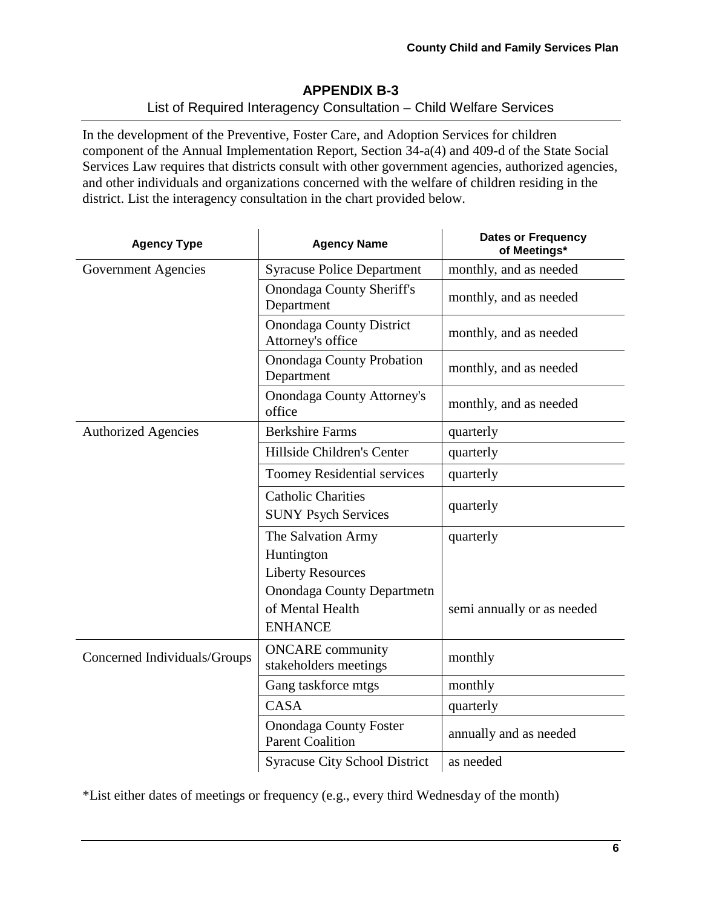## APPENDIX B-3

List of Required Interagency Consultation – Child Welfare Services

In the development of the Preventive, Foster Care, and Adoption Services for children component of the Annual Implementation Report, Section 34-a(4) and 409-d of the State Social Services Law requires that districts consult with other government agencies, authorized agencies, and other individuals and organizations concerned with the welfare of children residing in the district. List the interagency consultation in the chart provided below.

| Agency Type | Agency Name | Dates or Frequency of Meetings* |
|---|---|---|
| Government Agencies | Syracuse Police Department | monthly, and as needed |
| | Onondaga County Sheriff's Department | monthly, and as needed |
| | Onondaga County District Attorney's office | monthly, and as needed |
| | Onondaga County Probation Department | monthly, and as needed |
| | Onondaga County Attorney's office | monthly, and as needed |
| Authorized Agencies | Berkshire Farms | quarterly |
| | Hillside Children's Center | quarterly |
| | Toomey Residential services | quarterly |
| | Catholic Charities<br>SUNY Psych Services | quarterly |
| | The Salvation Army<br>Huntington<br>Liberty Resources<br>Onondaga County Departmetn of Mental Health<br>ENHANCE | quarterly<br><br><br><br>semi annually or as needed |
| Concerned Individuals/Groups | ONCARE community stakeholders meetings | monthly |
| | Gang taskforce mtgs | monthly |
| | CASA | quarterly |
| | Onondaga County Foster Parent Coalition | annually and as needed |
| | Syracuse City School District | as needed |

*List either dates of meetings or frequency (e.g., every third Wednesday of the month)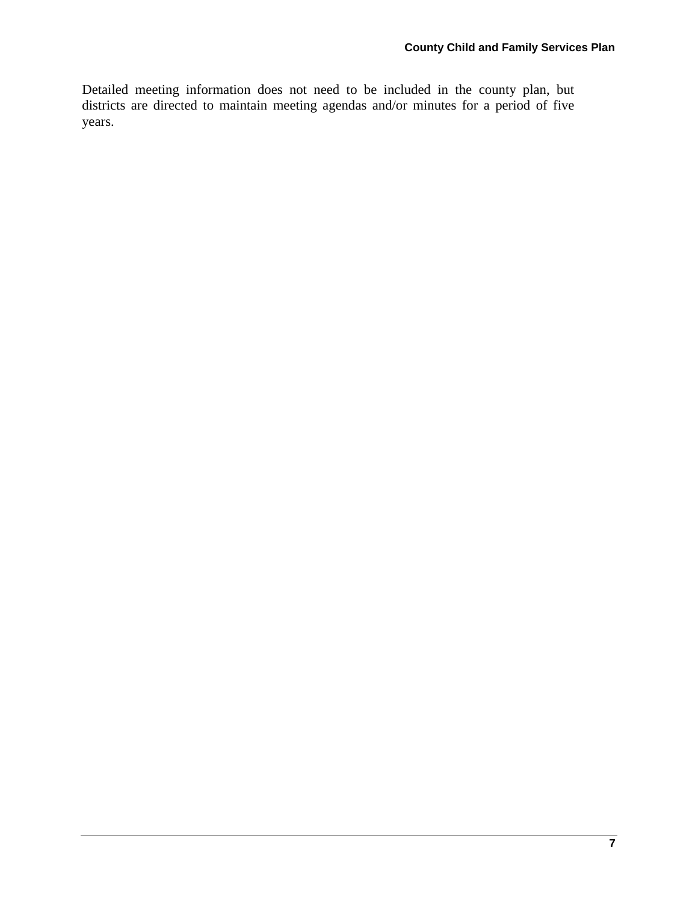Detailed meeting information does not need to be included in the county plan, but districts are directed to maintain meeting agendas and/or minutes for a period of five years.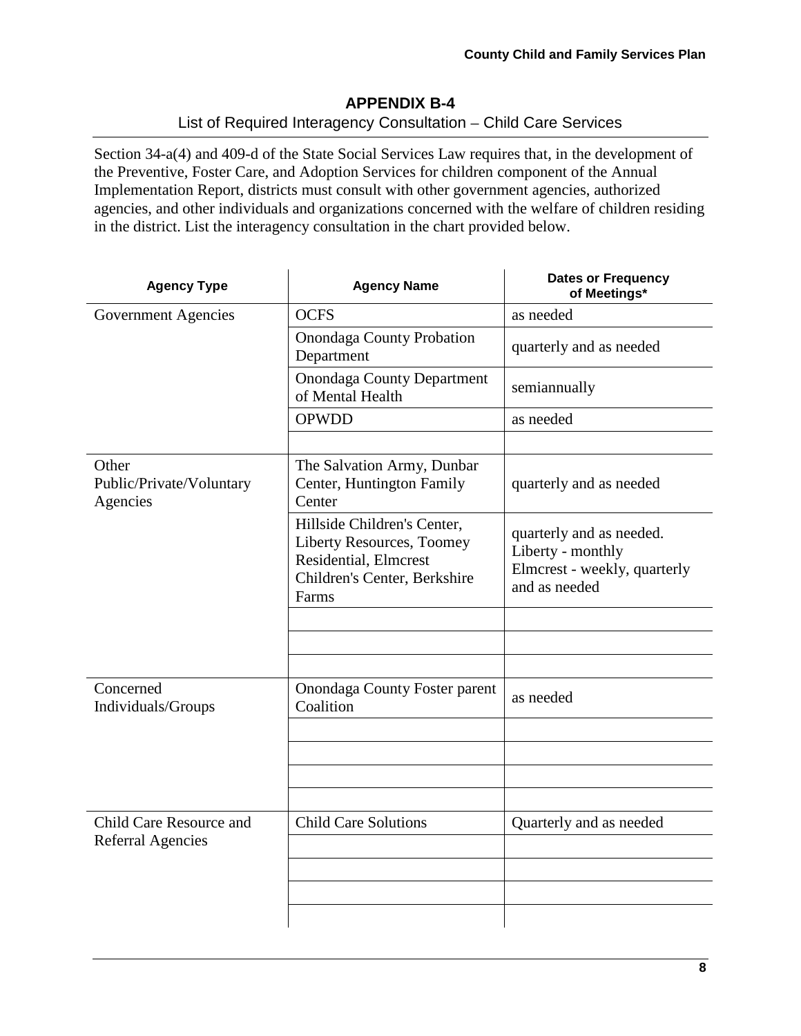## APPENDIX B-4

List of Required Interagency Consultation – Child Care Services

Section 34-a(4) and 409-d of the State Social Services Law requires that, in the development of the Preventive, Foster Care, and Adoption Services for children component of the Annual Implementation Report, districts must consult with other government agencies, authorized agencies, and other individuals and organizations concerned with the welfare of children residing in the district. List the interagency consultation in the chart provided below.

| Agency Type | Agency Name | Dates or Frequency of Meetings* |
|---|---|---|
| Government Agencies | OCFS | as needed |
| | Onondaga County Probation Department | quarterly and as needed |
| | Onondaga County Department of Mental Health | semiannually |
| | OPWDD | as needed |
| | | |
| Other Public/Private/Voluntary Agencies | The Salvation Army, Dunbar Center, Huntington Family Center | quarterly and as needed |
| | Hillside Children's Center, Liberty Resources, Toomey Residential, Elmcrest Children's Center, Berkshire Farms | quarterly and as needed. Liberty - monthly Elmcrest - weekly, quarterly and as needed |
| | | |
| | | |
| | | |
| Concerned Individuals/Groups | Onondaga County Foster parent Coalition | as needed |
| | | |
| | | |
| | | |
| | | |
| Child Care Resource and Referral Agencies | Child Care Solutions | Quarterly and as needed |
| | | |
| | | |
| | | |
| | | |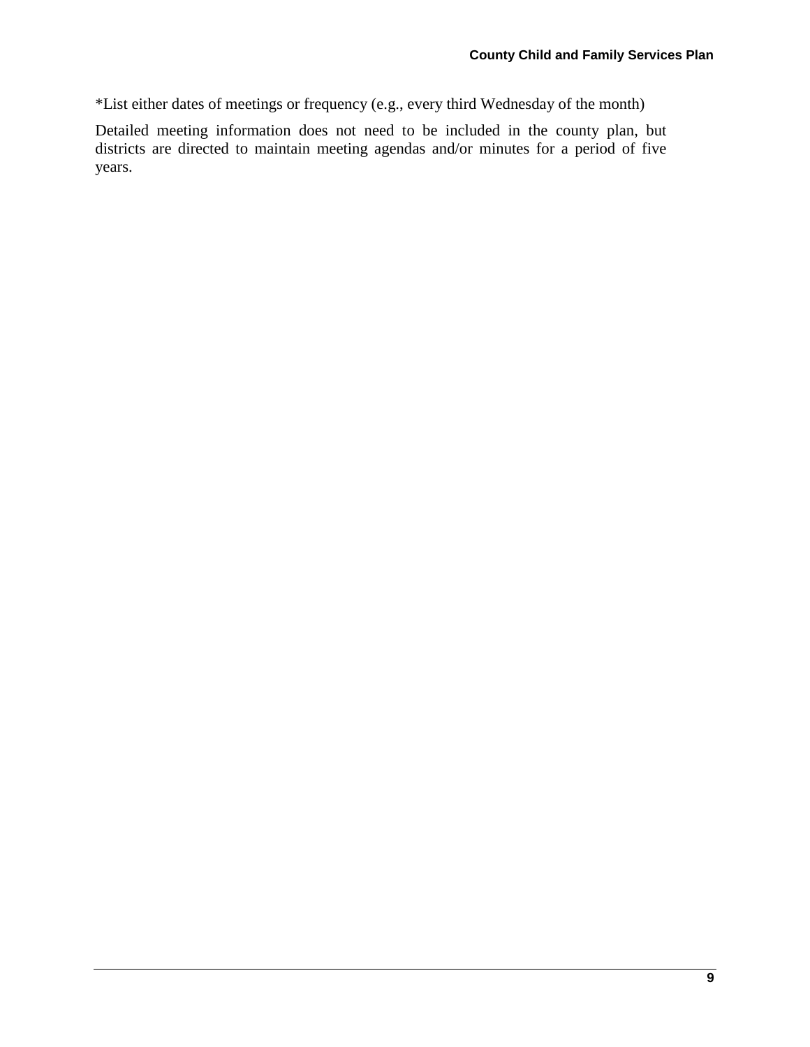*List either dates of meetings or frequency (e.g., every third Wednesday of the month)

Detailed meeting information does not need to be included in the county plan, but districts are directed to maintain meeting agendas and/or minutes for a period of five years.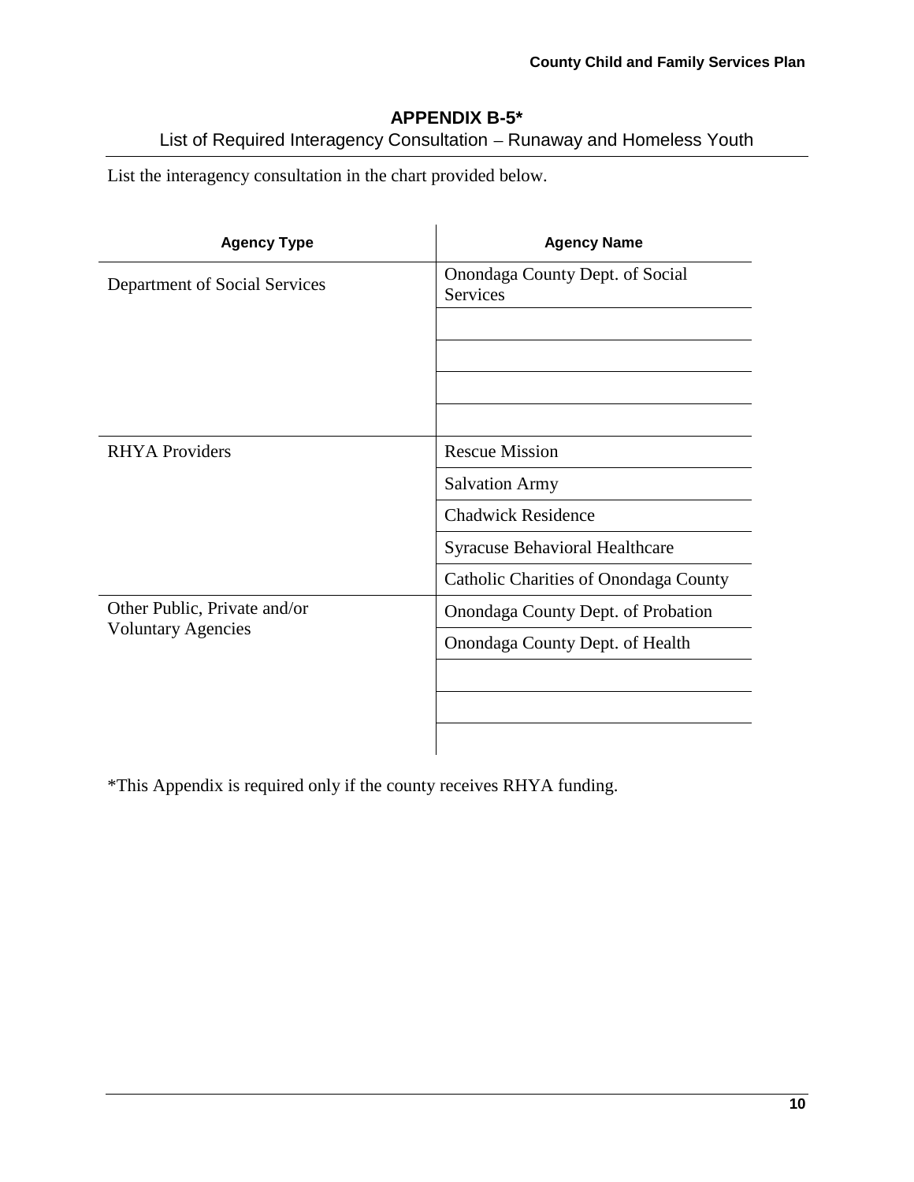## APPENDIX B-5*

List of Required Interagency Consultation – Runaway and Homeless Youth

List the interagency consultation in the chart provided below.

| Agency Type | Agency Name |
|---|---|
| Department of Social Services | Onondaga County Dept. of Social Services |
| | |
| | |
| | |
| | |
| RHYA Providers | Rescue Mission |
| | Salvation Army |
| | Chadwick Residence |
| | Syracuse Behavioral Healthcare |
| | Catholic Charities of Onondaga County |
| Other Public, Private and/or Voluntary Agencies | Onondaga County Dept. of Probation |
| | Onondaga County Dept. of Health |
| | |
| | |
| | |

*This Appendix is required only if the county receives RHYA funding.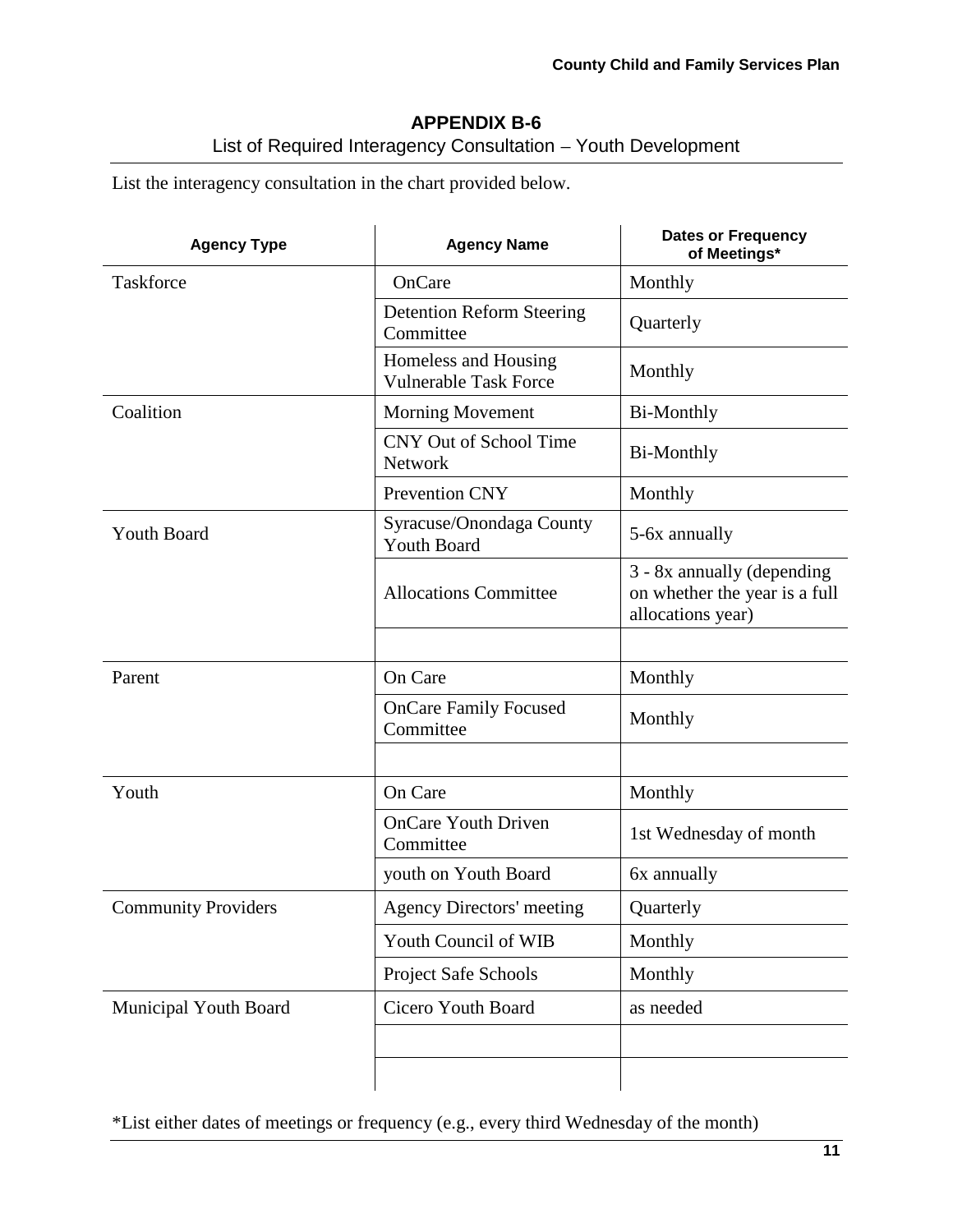# APPENDIX B-6

## List of Required Interagency Consultation – Youth Development

List the interagency consultation in the chart provided below.

| Agency Type | Agency Name | Dates or Frequency of Meetings* |
|---|---|---|
| Taskforce | OnCare | Monthly |
| | Detention Reform Steering Committee | Quarterly |
| | Homeless and Housing Vulnerable Task Force | Monthly |
| Coalition | Morning Movement | Bi-Monthly |
| | CNY Out of School Time Network | Bi-Monthly |
| | Prevention CNY | Monthly |
| Youth Board | Syracuse/Onondaga County Youth Board | 5-6x annually |
| | Allocations Committee | 3 - 8x annually (depending on whether the year is a full allocations year) |
| | | |
| Parent | On Care | Monthly |
| | OnCare Family Focused Committee | Monthly |
| | | |
| Youth | On Care | Monthly |
| | OnCare Youth Driven Committee | 1st Wednesday of month |
| | youth on Youth Board | 6x annually |
| Community Providers | Agency Directors' meeting | Quarterly |
| | Youth Council of WIB | Monthly |
| | Project Safe Schools | Monthly |
| Municipal Youth Board | Cicero Youth Board | as needed |
| | | |
| | | |

*List either dates of meetings or frequency (e.g., every third Wednesday of the month)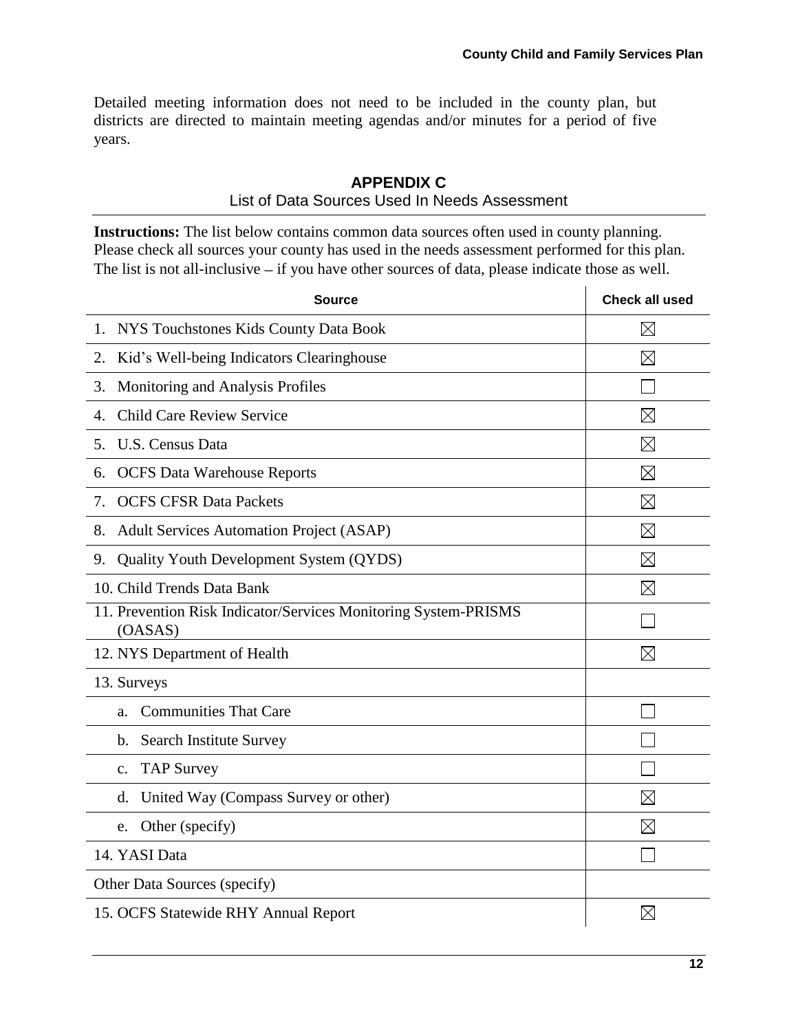Detailed meeting information does not need to be included in the county plan, but districts are directed to maintain meeting agendas and/or minutes for a period of five years.

## APPENDIX C

List of Data Sources Used In Needs Assessment

**Instructions:** The list below contains common data sources often used in county planning. Please check all sources your county has used in the needs assessment performed for this plan. The list is not all-inclusive – if you have other sources of data, please indicate those as well.

| Source | Check all used |
|---|---|
| 1. NYS Touchstones Kids County Data Book | ☒ |
| 2. Kid's Well-being Indicators Clearinghouse | ☒ |
| 3. Monitoring and Analysis Profiles | ☐ |
| 4. Child Care Review Service | ☒ |
| 5. U.S. Census Data | ☒ |
| 6. OCFS Data Warehouse Reports | ☒ |
| 7. OCFS CFSR Data Packets | ☒ |
| 8. Adult Services Automation Project (ASAP) | ☒ |
| 9. Quality Youth Development System (QYDS) | ☒ |
| 10. Child Trends Data Bank | ☒ |
| 11. Prevention Risk Indicator/Services Monitoring System-PRISMS (OASAS) | ☐ |
| 12. NYS Department of Health | ☒ |
| 13. Surveys | |
| a. Communities That Care | ☐ |
| b. Search Institute Survey | ☐ |
| c. TAP Survey | ☐ |
| d. United Way (Compass Survey or other) | ☒ |
| e. Other (specify) | ☒ |
| 14. YASI Data | ☐ |
| Other Data Sources (specify) | |
| 15. OCFS Statewide RHY Annual Report | ☒ |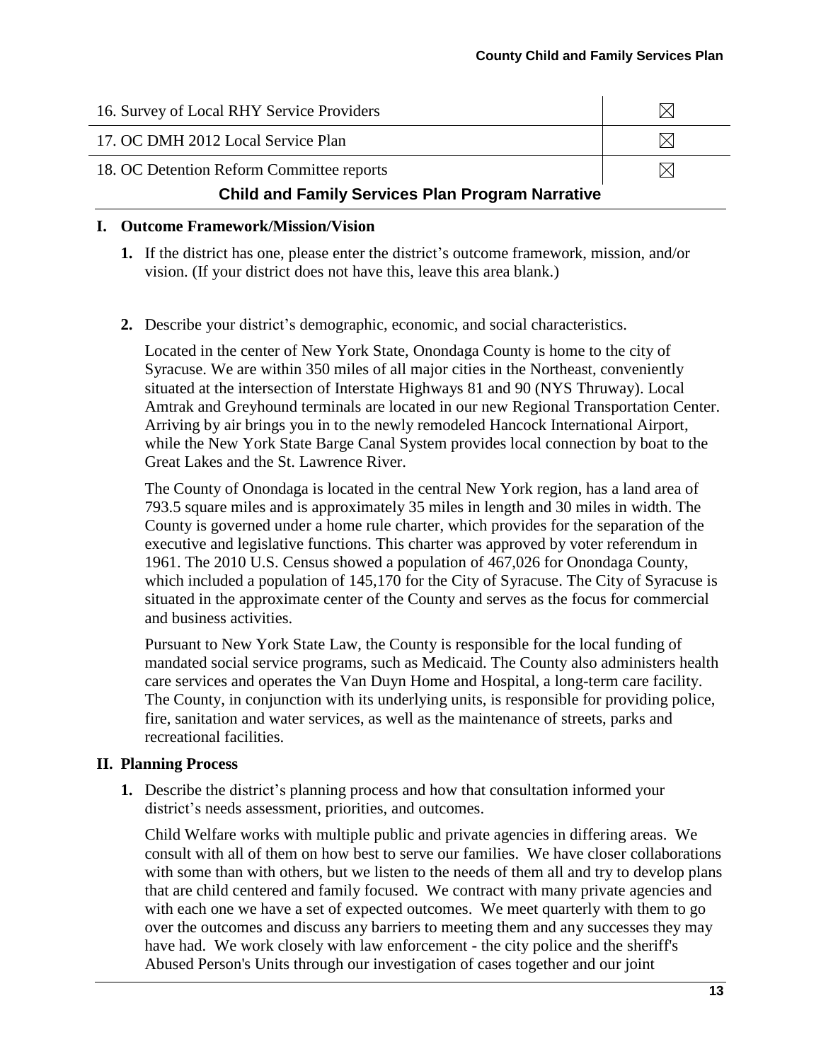| | |
|---|---|
| 16. Survey of Local RHY Service Providers | ☒ |
| 17. OC DMH 2012 Local Service Plan | ☒ |
| 18. OC Detention Reform Committee reports | ☒ |

## Child and Family Services Plan Program Narrative

### I. Outcome Framework/Mission/Vision

**1.** If the district has one, please enter the district's outcome framework, mission, and/or vision. (If your district does not have this, leave this area blank.)

**2.** Describe your district's demographic, economic, and social characteristics.

Located in the center of New York State, Onondaga County is home to the city of Syracuse. We are within 350 miles of all major cities in the Northeast, conveniently situated at the intersection of Interstate Highways 81 and 90 (NYS Thruway). Local Amtrak and Greyhound terminals are located in our new Regional Transportation Center. Arriving by air brings you in to the newly remodeled Hancock International Airport, while the New York State Barge Canal System provides local connection by boat to the Great Lakes and the St. Lawrence River.

The County of Onondaga is located in the central New York region, has a land area of 793.5 square miles and is approximately 35 miles in length and 30 miles in width. The County is governed under a home rule charter, which provides for the separation of the executive and legislative functions. This charter was approved by voter referendum in 1961. The 2010 U.S. Census showed a population of 467,026 for Onondaga County, which included a population of 145,170 for the City of Syracuse. The City of Syracuse is situated in the approximate center of the County and serves as the focus for commercial and business activities.

Pursuant to New York State Law, the County is responsible for the local funding of mandated social service programs, such as Medicaid. The County also administers health care services and operates the Van Duyn Home and Hospital, a long-term care facility. The County, in conjunction with its underlying units, is responsible for providing police, fire, sanitation and water services, as well as the maintenance of streets, parks and recreational facilities.

### II. Planning Process

**1.** Describe the district's planning process and how that consultation informed your district's needs assessment, priorities, and outcomes.

Child Welfare works with multiple public and private agencies in differing areas. We consult with all of them on how best to serve our families. We have closer collaborations with some than with others, but we listen to the needs of them all and try to develop plans that are child centered and family focused. We contract with many private agencies and with each one we have a set of expected outcomes. We meet quarterly with them to go over the outcomes and discuss any barriers to meeting them and any successes they may have had. We work closely with law enforcement - the city police and the sheriff's Abused Person's Units through our investigation of cases together and our joint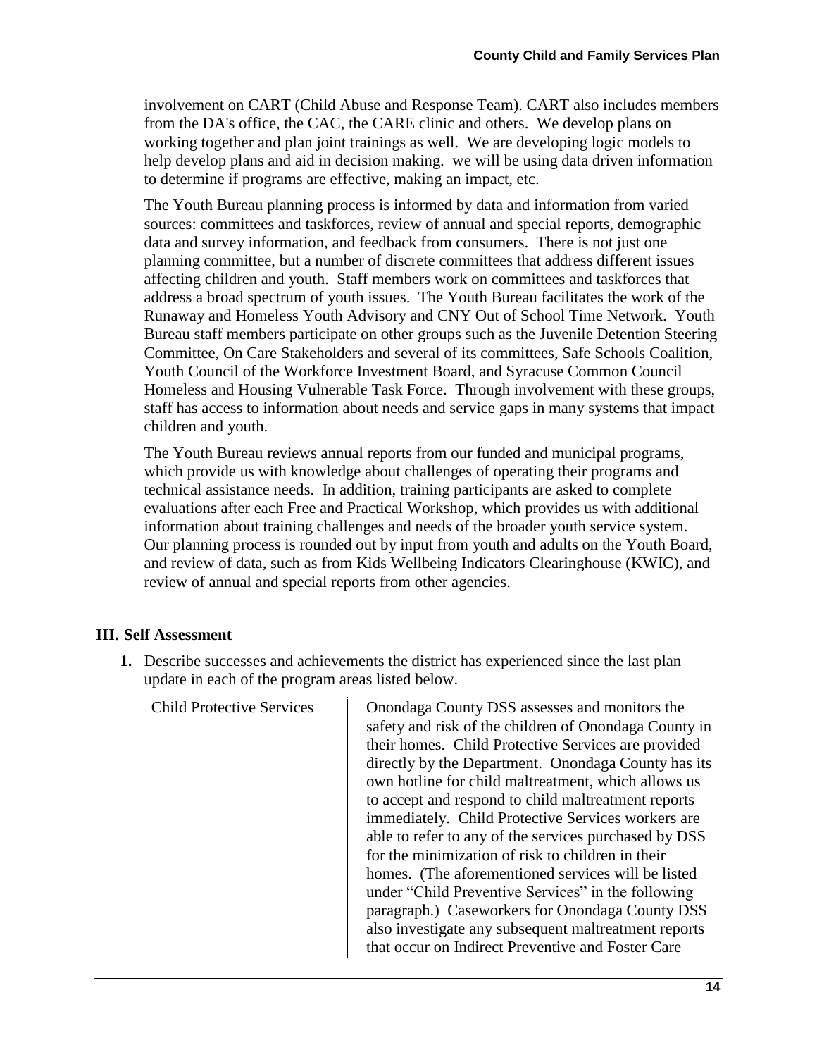involvement on CART (Child Abuse and Response Team). CART also includes members from the DA's office, the CAC, the CARE clinic and others. We develop plans on working together and plan joint trainings as well. We are developing logic models to help develop plans and aid in decision making. we will be using data driven information to determine if programs are effective, making an impact, etc.

The Youth Bureau planning process is informed by data and information from varied sources: committees and taskforces, review of annual and special reports, demographic data and survey information, and feedback from consumers. There is not just one planning committee, but a number of discrete committees that address different issues affecting children and youth. Staff members work on committees and taskforces that address a broad spectrum of youth issues. The Youth Bureau facilitates the work of the Runaway and Homeless Youth Advisory and CNY Out of School Time Network. Youth Bureau staff members participate on other groups such as the Juvenile Detention Steering Committee, On Care Stakeholders and several of its committees, Safe Schools Coalition, Youth Council of the Workforce Investment Board, and Syracuse Common Council Homeless and Housing Vulnerable Task Force. Through involvement with these groups, staff has access to information about needs and service gaps in many systems that impact children and youth.

The Youth Bureau reviews annual reports from our funded and municipal programs, which provide us with knowledge about challenges of operating their programs and technical assistance needs. In addition, training participants are asked to complete evaluations after each Free and Practical Workshop, which provides us with additional information about training challenges and needs of the broader youth service system. Our planning process is rounded out by input from youth and adults on the Youth Board, and review of data, such as from Kids Wellbeing Indicators Clearinghouse (KWIC), and review of annual and special reports from other agencies.

## III. Self Assessment

**1.** Describe successes and achievements the district has experienced since the last plan update in each of the program areas listed below.

| | |
|---|---|
| Child Protective Services | Onondaga County DSS assesses and monitors the safety and risk of the children of Onondaga County in their homes. Child Protective Services are provided directly by the Department. Onondaga County has its own hotline for child maltreatment, which allows us to accept and respond to child maltreatment reports immediately. Child Protective Services workers are able to refer to any of the services purchased by DSS for the minimization of risk to children in their homes. (The aforementioned services will be listed under "Child Preventive Services" in the following paragraph.) Caseworkers for Onondaga County DSS also investigate any subsequent maltreatment reports that occur on Indirect Preventive and Foster Care |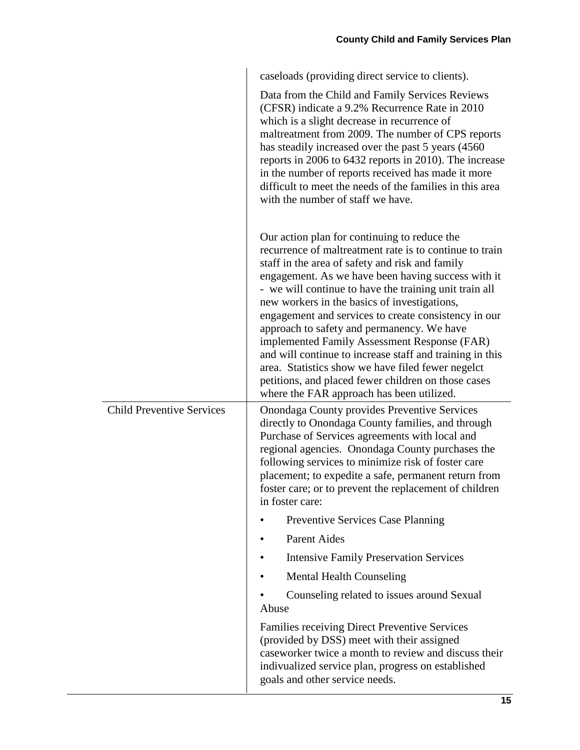| | |
|---|---|
| | caseloads (providing direct service to clients).<br><br>Data from the Child and Family Services Reviews (CFSR) indicate a 9.2% Recurrence Rate in 2010 which is a slight decrease in recurrence of maltreatment from 2009. The number of CPS reports has steadily increased over the past 5 years (4560 reports in 2006 to 6432 reports in 2010). The increase in the number of reports received has made it more difficult to meet the needs of the families in this area with the number of staff we have.<br><br>Our action plan for continuing to reduce the recurrence of maltreatment rate is to continue to train staff in the area of safety and risk and family engagement. As we have been having success with it - we will continue to have the training unit train all new workers in the basics of investigations, engagement and services to create consistency in our approach to safety and permanency. We have implemented Family Assessment Response (FAR) and will continue to increase staff and training in this area. Statistics show we have filed fewer negelct petitions, and placed fewer children on those cases where the FAR approach has been utilized. |
| Child Preventive Services | Onondaga County provides Preventive Services directly to Onondaga County families, and through Purchase of Services agreements with local and regional agencies. Onondaga County purchases the following services to minimize risk of foster care placement; to expedite a safe, permanent return from foster care; or to prevent the replacement of children in foster care:<br><br>• Preventive Services Case Planning<br>• Parent Aides<br>• Intensive Family Preservation Services<br>• Mental Health Counseling<br>• Counseling related to issues around Sexual Abuse<br><br>Families receiving Direct Preventive Services (provided by DSS) meet with their assigned caseworker twice a month to review and discuss their indivualized service plan, progress on established goals and other service needs. |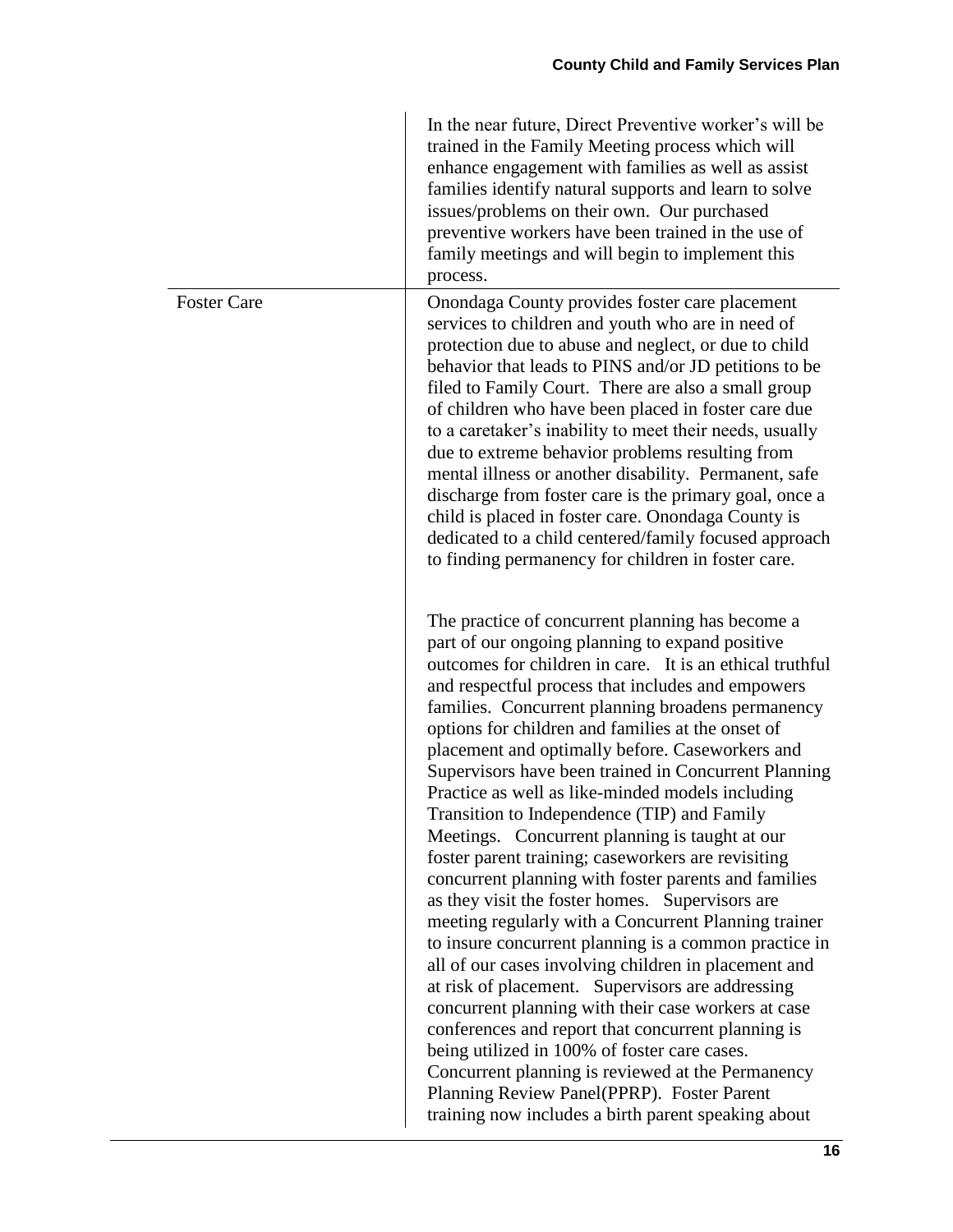| | |
|---|---|
| | In the near future, Direct Preventive worker's will be trained in the Family Meeting process which will enhance engagement with families as well as assist families identify natural supports and learn to solve issues/problems on their own. Our purchased preventive workers have been trained in the use of family meetings and will begin to implement this process. |
| Foster Care | Onondaga County provides foster care placement services to children and youth who are in need of protection due to abuse and neglect, or due to child behavior that leads to PINS and/or JD petitions to be filed to Family Court. There are also a small group of children who have been placed in foster care due to a caretaker's inability to meet their needs, usually due to extreme behavior problems resulting from mental illness or another disability. Permanent, safe discharge from foster care is the primary goal, once a child is placed in foster care. Onondaga County is dedicated to a child centered/family focused approach to finding permanency for children in foster care.<br><br>The practice of concurrent planning has become a part of our ongoing planning to expand positive outcomes for children in care. It is an ethical truthful and respectful process that includes and empowers families. Concurrent planning broadens permanency options for children and families at the onset of placement and optimally before. Caseworkers and Supervisors have been trained in Concurrent Planning Practice as well as like-minded models including Transition to Independence (TIP) and Family Meetings. Concurrent planning is taught at our foster parent training; caseworkers are revisiting concurrent planning with foster parents and families as they visit the foster homes. Supervisors are meeting regularly with a Concurrent Planning trainer to insure concurrent planning is a common practice in all of our cases involving children in placement and at risk of placement. Supervisors are addressing concurrent planning with their case workers at case conferences and report that concurrent planning is being utilized in 100% of foster care cases. Concurrent planning is reviewed at the Permanency Planning Review Panel(PPRP). Foster Parent training now includes a birth parent speaking about |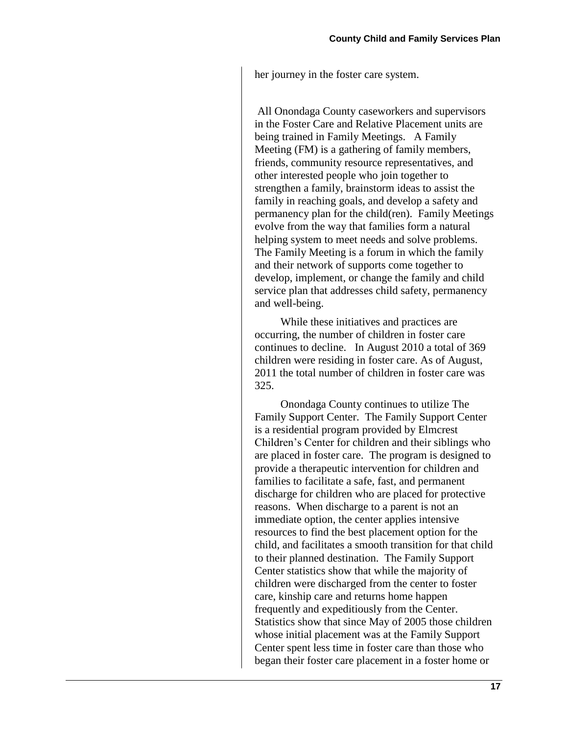her journey in the foster care system.

All Onondaga County caseworkers and supervisors in the Foster Care and Relative Placement units are being trained in Family Meetings. A Family Meeting (FM) is a gathering of family members, friends, community resource representatives, and other interested people who join together to strengthen a family, brainstorm ideas to assist the family in reaching goals, and develop a safety and permanency plan for the child(ren). Family Meetings evolve from the way that families form a natural helping system to meet needs and solve problems. The Family Meeting is a forum in which the family and their network of supports come together to develop, implement, or change the family and child service plan that addresses child safety, permanency and well-being.

While these initiatives and practices are occurring, the number of children in foster care continues to decline. In August 2010 a total of 369 children were residing in foster care. As of August, 2011 the total number of children in foster care was 325.

Onondaga County continues to utilize The Family Support Center. The Family Support Center is a residential program provided by Elmcrest Children's Center for children and their siblings who are placed in foster care. The program is designed to provide a therapeutic intervention for children and families to facilitate a safe, fast, and permanent discharge for children who are placed for protective reasons. When discharge to a parent is not an immediate option, the center applies intensive resources to find the best placement option for the child, and facilitates a smooth transition for that child to their planned destination. The Family Support Center statistics show that while the majority of children were discharged from the center to foster care, kinship care and returns home happen frequently and expeditiously from the Center. Statistics show that since May of 2005 those children whose initial placement was at the Family Support Center spent less time in foster care than those who began their foster care placement in a foster home or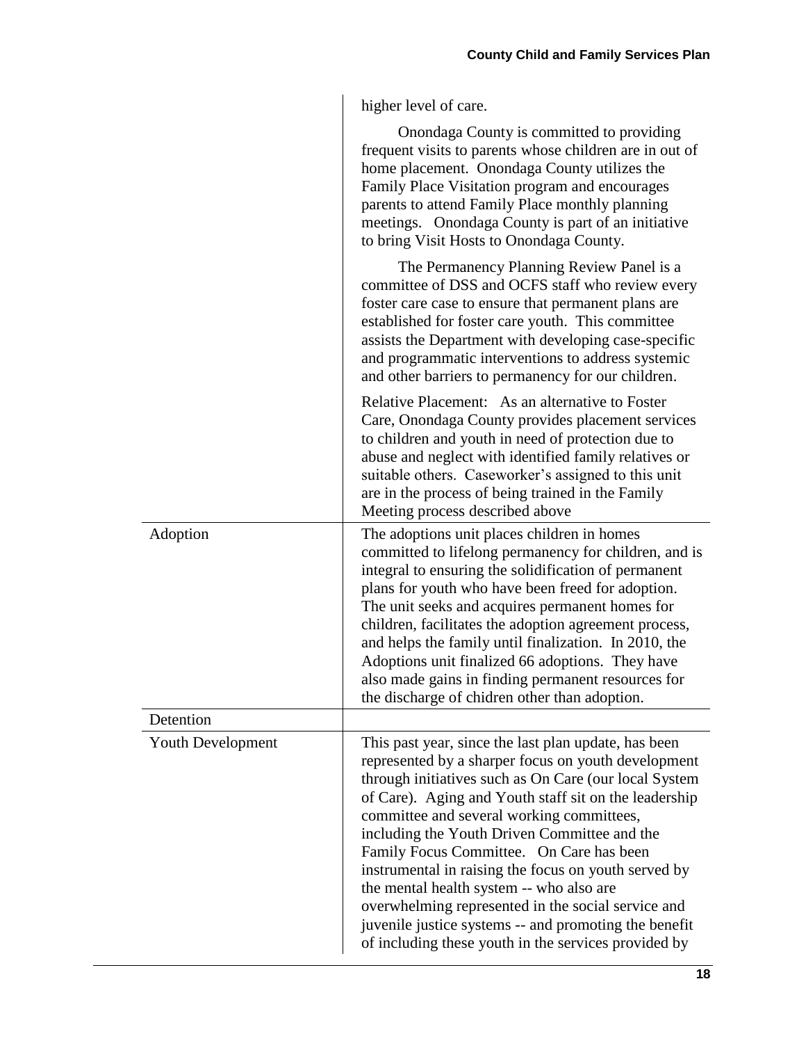| | |
|---|---|
| | higher level of care.<br><br>Onondaga County is committed to providing frequent visits to parents whose children are in out of home placement. Onondaga County utilizes the Family Place Visitation program and encourages parents to attend Family Place monthly planning meetings. Onondaga County is part of an initiative to bring Visit Hosts to Onondaga County.<br><br>The Permanency Planning Review Panel is a committee of DSS and OCFS staff who review every foster care case to ensure that permanent plans are established for foster care youth. This committee assists the Department with developing case-specific and programmatic interventions to address systemic and other barriers to permanency for our children.<br><br>Relative Placement: As an alternative to Foster Care, Onondaga County provides placement services to children and youth in need of protection due to abuse and neglect with identified family relatives or suitable others. Caseworker's assigned to this unit are in the process of being trained in the Family Meeting process described above |
| Adoption | The adoptions unit places children in homes committed to lifelong permanency for children, and is integral to ensuring the solidification of permanent plans for youth who have been freed for adoption. The unit seeks and acquires permanent homes for children, facilitates the adoption agreement process, and helps the family until finalization. In 2010, the Adoptions unit finalized 66 adoptions. They have also made gains in finding permanent resources for the discharge of chidren other than adoption. |
| Detention | |
| Youth Development | This past year, since the last plan update, has been represented by a sharper focus on youth development through initiatives such as On Care (our local System of Care). Aging and Youth staff sit on the leadership committee and several working committees, including the Youth Driven Committee and the Family Focus Committee. On Care has been instrumental in raising the focus on youth served by the mental health system -- who also are overwhelming represented in the social service and juvenile justice systems -- and promoting the benefit of including these youth in the services provided by |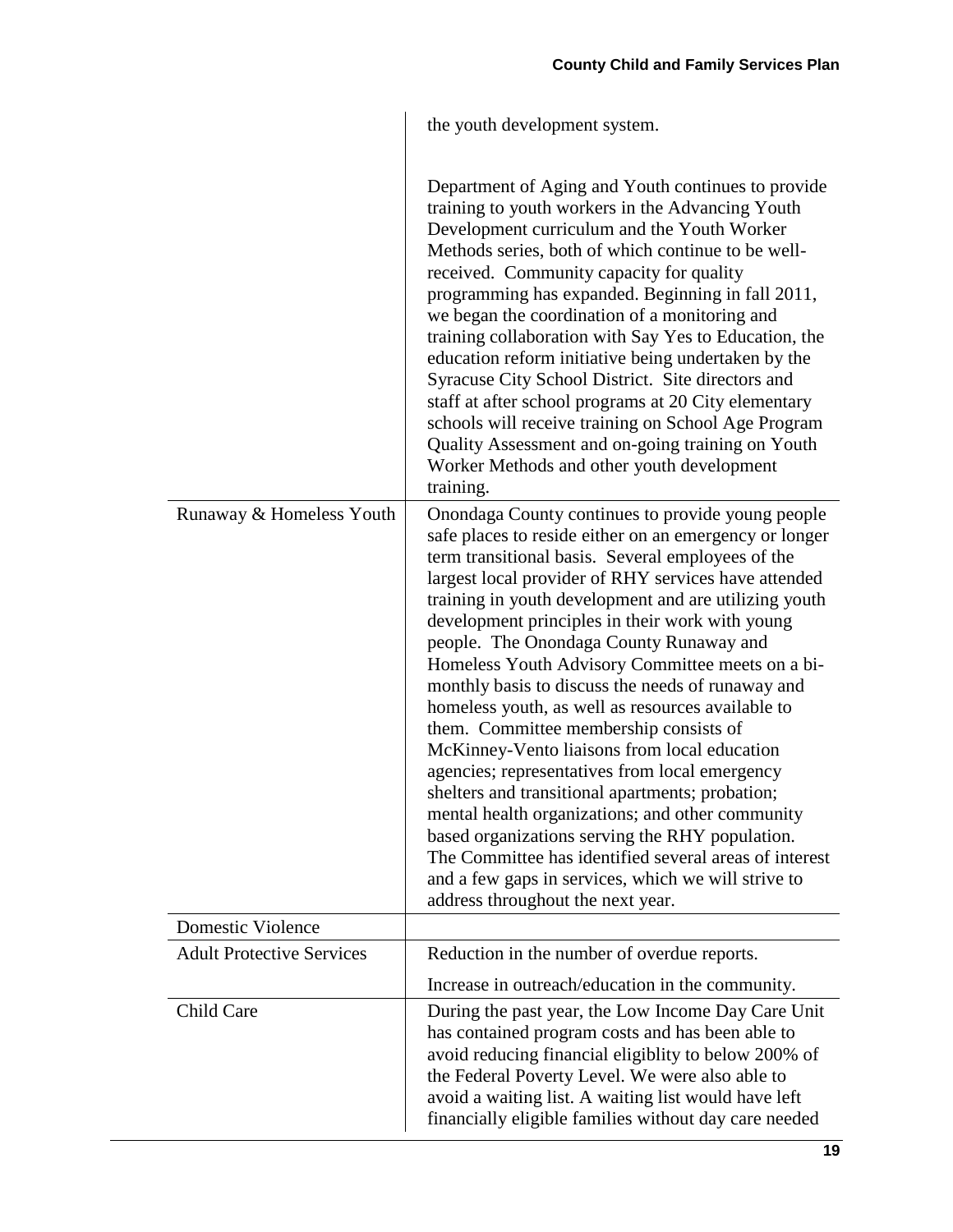| | |
|---|---|
| | the youth development system.<br><br>Department of Aging and Youth continues to provide training to youth workers in the Advancing Youth Development curriculum and the Youth Worker Methods series, both of which continue to be well-received. Community capacity for quality programming has expanded. Beginning in fall 2011, we began the coordination of a monitoring and training collaboration with Say Yes to Education, the education reform initiative being undertaken by the Syracuse City School District. Site directors and staff at after school programs at 20 City elementary schools will receive training on School Age Program Quality Assessment and on-going training on Youth Worker Methods and other youth development training. |
| Runaway & Homeless Youth | Onondaga County continues to provide young people safe places to reside either on an emergency or longer term transitional basis. Several employees of the largest local provider of RHY services have attended training in youth development and are utilizing youth development principles in their work with young people. The Onondaga County Runaway and Homeless Youth Advisory Committee meets on a bi-monthly basis to discuss the needs of runaway and homeless youth, as well as resources available to them. Committee membership consists of McKinney-Vento liaisons from local education agencies; representatives from local emergency shelters and transitional apartments; probation; mental health organizations; and other community based organizations serving the RHY population. The Committee has identified several areas of interest and a few gaps in services, which we will strive to address throughout the next year. |
| Domestic Violence | |
| Adult Protective Services | Reduction in the number of overdue reports.<br><br>Increase in outreach/education in the community. |
| Child Care | During the past year, the Low Income Day Care Unit has contained program costs and has been able to avoid reducing financial eligiblity to below 200% of the Federal Poverty Level. We were also able to avoid a waiting list. A waiting list would have left financially eligible families without day care needed |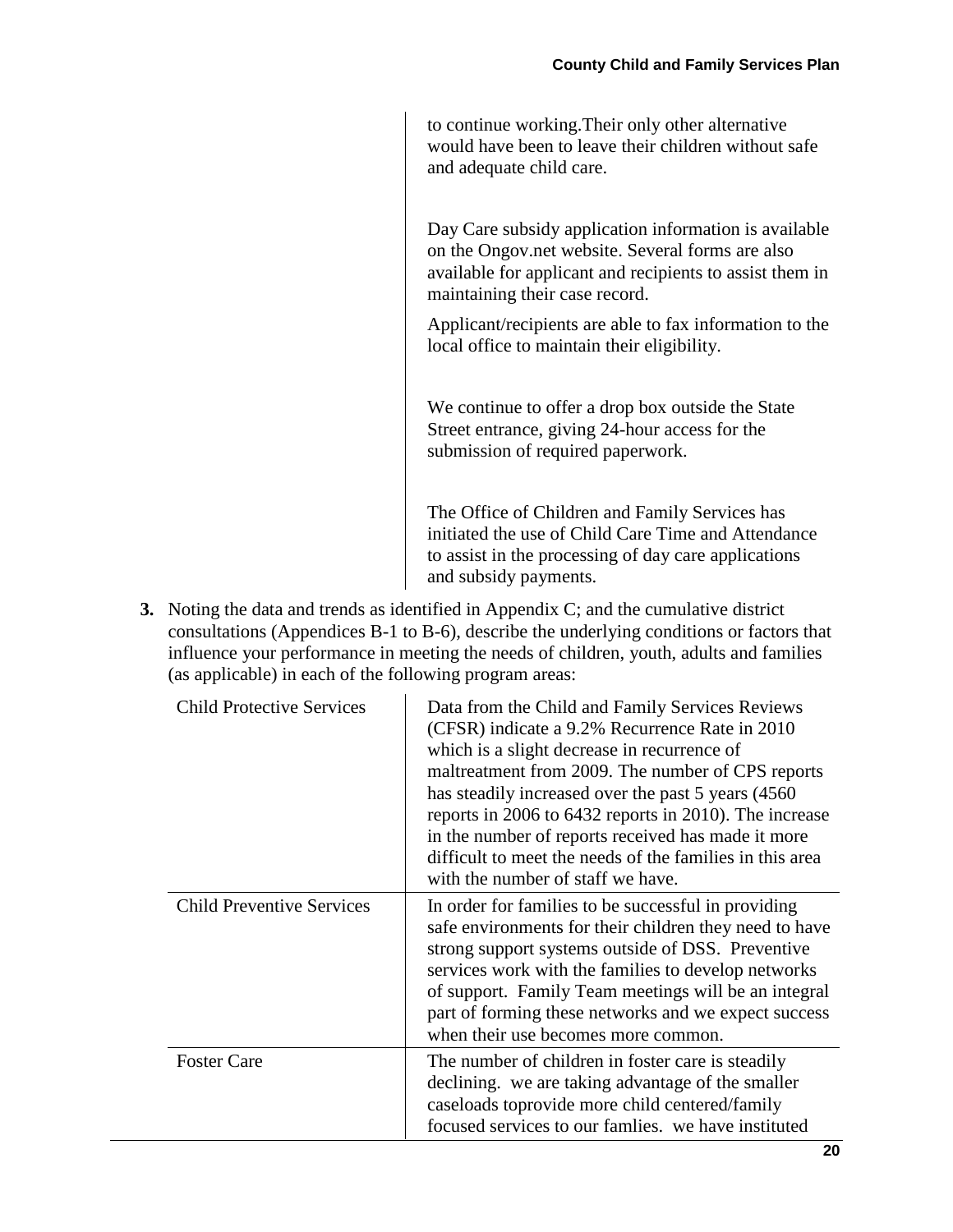| | |
|---|---|
| | to continue working.Their only other alternative would have been to leave their children without safe and adequate child care.<br><br>Day Care subsidy application information is available on the Ongov.net website. Several forms are also available for applicant and recipients to assist them in maintaining their case record.<br><br>Applicant/recipients are able to fax information to the local office to maintain their eligibility.<br><br>We continue to offer a drop box outside the State Street entrance, giving 24-hour access for the submission of required paperwork.<br><br>The Office of Children and Family Services has initiated the use of Child Care Time and Attendance to assist in the processing of day care applications and subsidy payments. |

**3.** Noting the data and trends as identified in Appendix C; and the cumulative district consultations (Appendices B-1 to B-6), describe the underlying conditions or factors that influence your performance in meeting the needs of children, youth, adults and families (as applicable) in each of the following program areas:

| | |
|---|---|
| Child Protective Services | Data from the Child and Family Services Reviews (CFSR) indicate a 9.2% Recurrence Rate in 2010 which is a slight decrease in recurrence of maltreatment from 2009. The number of CPS reports has steadily increased over the past 5 years (4560 reports in 2006 to 6432 reports in 2010). The increase in the number of reports received has made it more difficult to meet the needs of the families in this area with the number of staff we have. |
| Child Preventive Services | In order for families to be successful in providing safe environments for their children they need to have strong support systems outside of DSS. Preventive services work with the families to develop networks of support. Family Team meetings will be an integral part of forming these networks and we expect success when their use becomes more common. |
| Foster Care | The number of children in foster care is steadily declining. we are taking advantage of the smaller caseloads toprovide more child centered/family focused services to our famlies. we have instituted |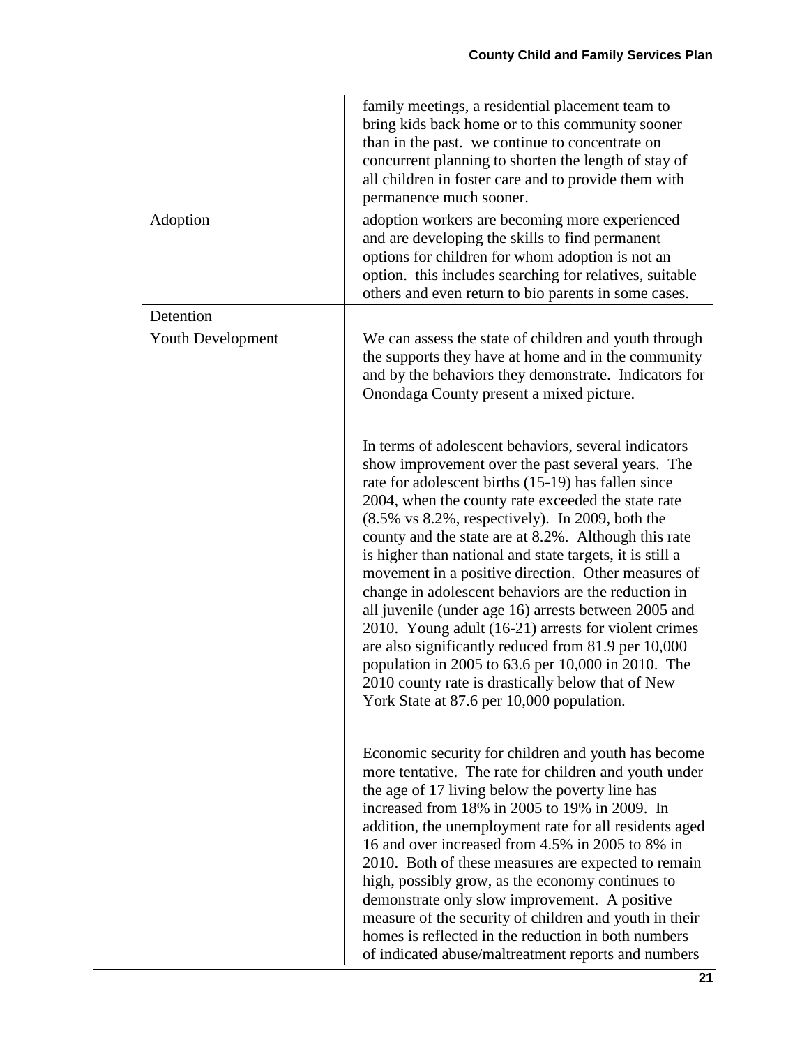| | |
|---|---|
| | family meetings, a residential placement team to bring kids back home or to this community sooner than in the past. we continue to concentrate on concurrent planning to shorten the length of stay of all children in foster care and to provide them with permanence much sooner. |
| Adoption | adoption workers are becoming more experienced and are developing the skills to find permanent options for children for whom adoption is not an option. this includes searching for relatives, suitable others and even return to bio parents in some cases. |
| Detention | |
| Youth Development | We can assess the state of children and youth through the supports they have at home and in the community and by the behaviors they demonstrate. Indicators for Onondaga County present a mixed picture.<br><br>In terms of adolescent behaviors, several indicators show improvement over the past several years. The rate for adolescent births (15-19) has fallen since 2004, when the county rate exceeded the state rate (8.5% vs 8.2%, respectively). In 2009, both the county and the state are at 8.2%. Although this rate is higher than national and state targets, it is still a movement in a positive direction. Other measures of change in adolescent behaviors are the reduction in all juvenile (under age 16) arrests between 2005 and 2010. Young adult (16-21) arrests for violent crimes are also significantly reduced from 81.9 per 10,000 population in 2005 to 63.6 per 10,000 in 2010. The 2010 county rate is drastically below that of New York State at 87.6 per 10,000 population.<br><br>Economic security for children and youth has become more tentative. The rate for children and youth under the age of 17 living below the poverty line has increased from 18% in 2005 to 19% in 2009. In addition, the unemployment rate for all residents aged 16 and over increased from 4.5% in 2005 to 8% in 2010. Both of these measures are expected to remain high, possibly grow, as the economy continues to demonstrate only slow improvement. A positive measure of the security of children and youth in their homes is reflected in the reduction in both numbers of indicated abuse/maltreatment reports and numbers |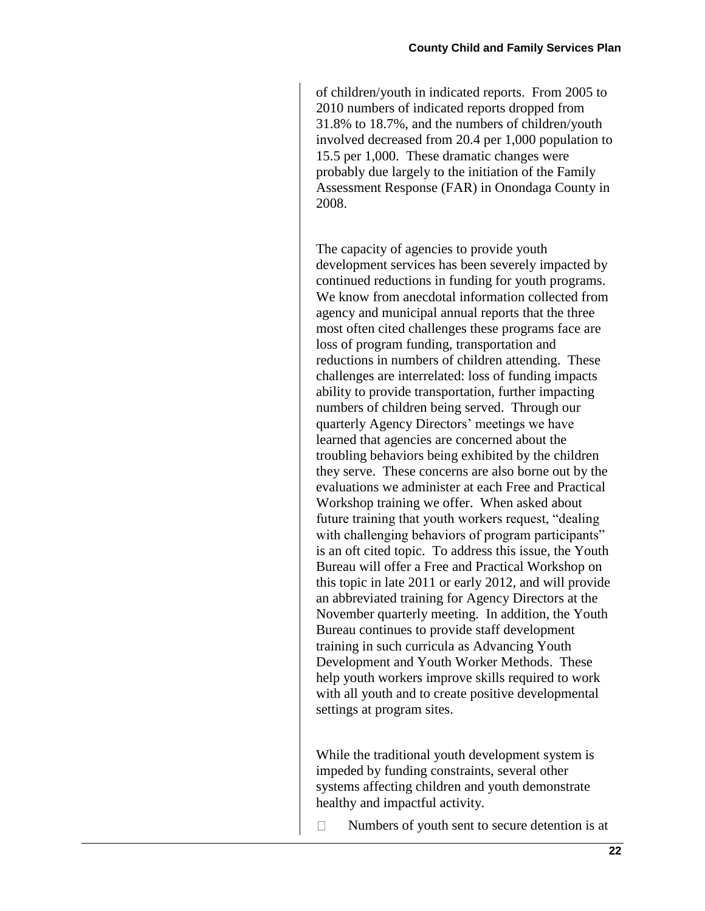of children/youth in indicated reports. From 2005 to 2010 numbers of indicated reports dropped from 31.8% to 18.7%, and the numbers of children/youth involved decreased from 20.4 per 1,000 population to 15.5 per 1,000. These dramatic changes were probably due largely to the initiation of the Family Assessment Response (FAR) in Onondaga County in 2008.

The capacity of agencies to provide youth development services has been severely impacted by continued reductions in funding for youth programs. We know from anecdotal information collected from agency and municipal annual reports that the three most often cited challenges these programs face are loss of program funding, transportation and reductions in numbers of children attending. These challenges are interrelated: loss of funding impacts ability to provide transportation, further impacting numbers of children being served. Through our quarterly Agency Directors' meetings we have learned that agencies are concerned about the troubling behaviors being exhibited by the children they serve. These concerns are also borne out by the evaluations we administer at each Free and Practical Workshop training we offer. When asked about future training that youth workers request, "dealing with challenging behaviors of program participants" is an oft cited topic. To address this issue, the Youth Bureau will offer a Free and Practical Workshop on this topic in late 2011 or early 2012, and will provide an abbreviated training for Agency Directors at the November quarterly meeting. In addition, the Youth Bureau continues to provide staff development training in such curricula as Advancing Youth Development and Youth Worker Methods. These help youth workers improve skills required to work with all youth and to create positive developmental settings at program sites.

While the traditional youth development system is impeded by funding constraints, several other systems affecting children and youth demonstrate healthy and impactful activity.

- Numbers of youth sent to secure detention is at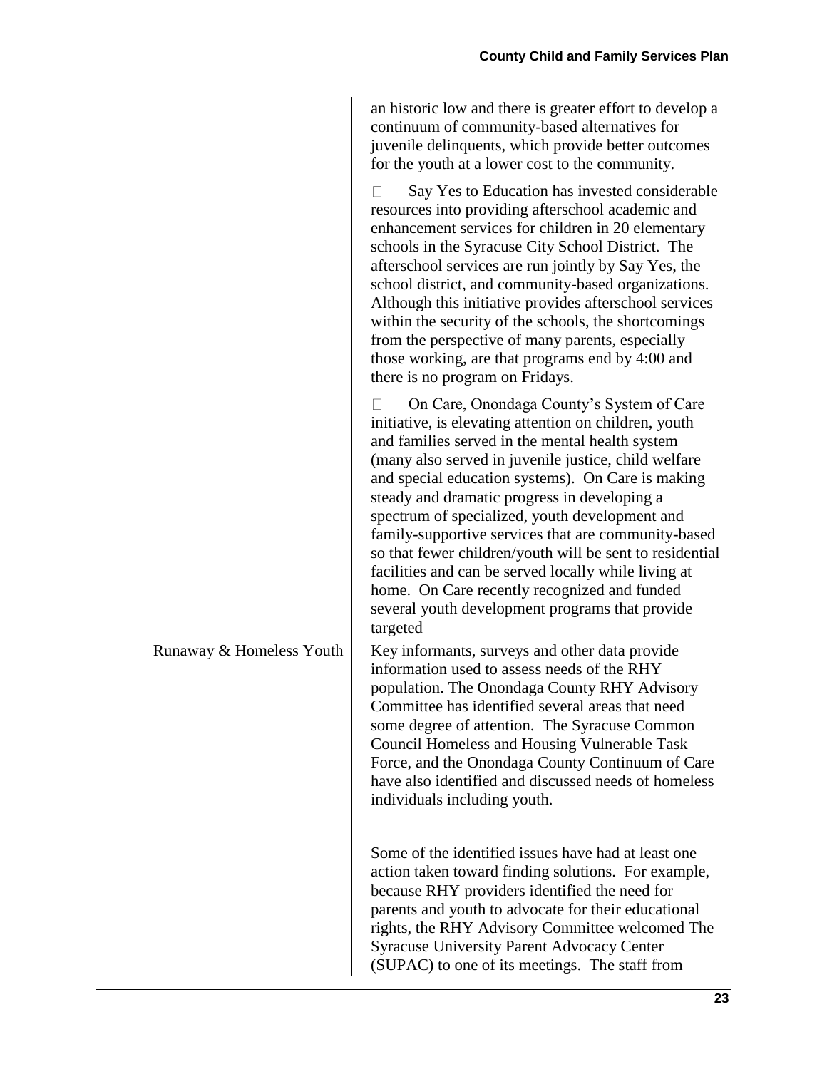| | |
|---|---|
| | an historic low and there is greater effort to develop a continuum of community-based alternatives for juvenile delinquents, which provide better outcomes for the youth at a lower cost to the community.<br><br>- Say Yes to Education has invested considerable resources into providing afterschool academic and enhancement services for children in 20 elementary schools in the Syracuse City School District. The afterschool services are run jointly by Say Yes, the school district, and community-based organizations. Although this initiative provides afterschool services within the security of the schools, the shortcomings from the perspective of many parents, especially those working, are that programs end by 4:00 and there is no program on Fridays.<br><br>- On Care, Onondaga County's System of Care initiative, is elevating attention on children, youth and families served in the mental health system (many also served in juvenile justice, child welfare and special education systems). On Care is making steady and dramatic progress in developing a spectrum of specialized, youth development and family-supportive services that are community-based so that fewer children/youth will be sent to residential facilities and can be served locally while living at home. On Care recently recognized and funded several youth development programs that provide targeted |
| Runaway & Homeless Youth | Key informants, surveys and other data provide information used to assess needs of the RHY population. The Onondaga County RHY Advisory Committee has identified several areas that need some degree of attention. The Syracuse Common Council Homeless and Housing Vulnerable Task Force, and the Onondaga County Continuum of Care have also identified and discussed needs of homeless individuals including youth.<br><br>Some of the identified issues have had at least one action taken toward finding solutions. For example, because RHY providers identified the need for parents and youth to advocate for their educational rights, the RHY Advisory Committee welcomed The Syracuse University Parent Advocacy Center (SUPAC) to one of its meetings. The staff from |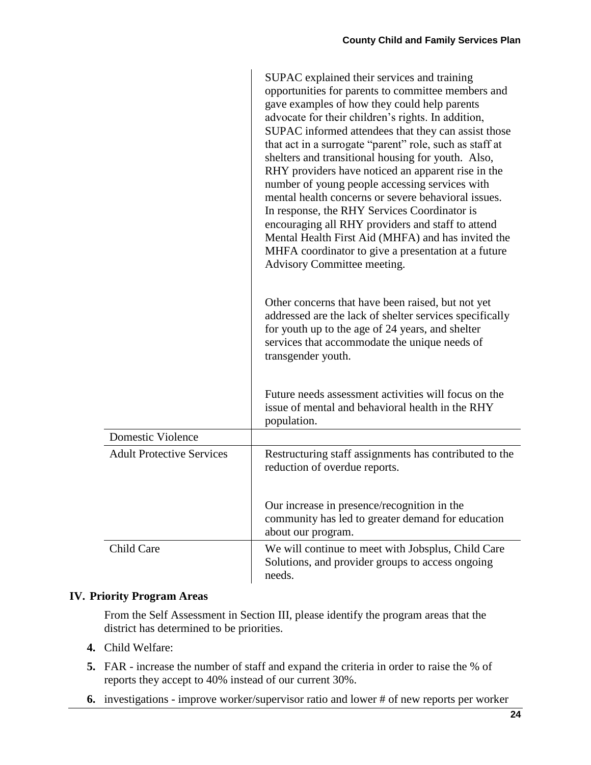| | |
|---|---|
| | SUPAC explained their services and training opportunities for parents to committee members and gave examples of how they could help parents advocate for their children's rights. In addition, SUPAC informed attendees that they can assist those that act in a surrogate "parent" role, such as staff at shelters and transitional housing for youth. Also, RHY providers have noticed an apparent rise in the number of young people accessing services with mental health concerns or severe behavioral issues. In response, the RHY Services Coordinator is encouraging all RHY providers and staff to attend Mental Health First Aid (MHFA) and has invited the MHFA coordinator to give a presentation at a future Advisory Committee meeting.<br><br>Other concerns that have been raised, but not yet addressed are the lack of shelter services specifically for youth up to the age of 24 years, and shelter services that accommodate the unique needs of transgender youth.<br><br>Future needs assessment activities will focus on the issue of mental and behavioral health in the RHY population. |
| Domestic Violence | |
| Adult Protective Services | Restructuring staff assignments has contributed to the reduction of overdue reports.<br><br>Our increase in presence/recognition in the community has led to greater demand for education about our program. |
| Child Care | We will continue to meet with Jobsplus, Child Care Solutions, and provider groups to access ongoing needs. |

## IV. Priority Program Areas

From the Self Assessment in Section III, please identify the program areas that the district has determined to be priorities.

4. Child Welfare:
5. FAR - increase the number of staff and expand the criteria in order to raise the % of reports they accept to 40% instead of our current 30%.
6. investigations - improve worker/supervisor ratio and lower # of new reports per worker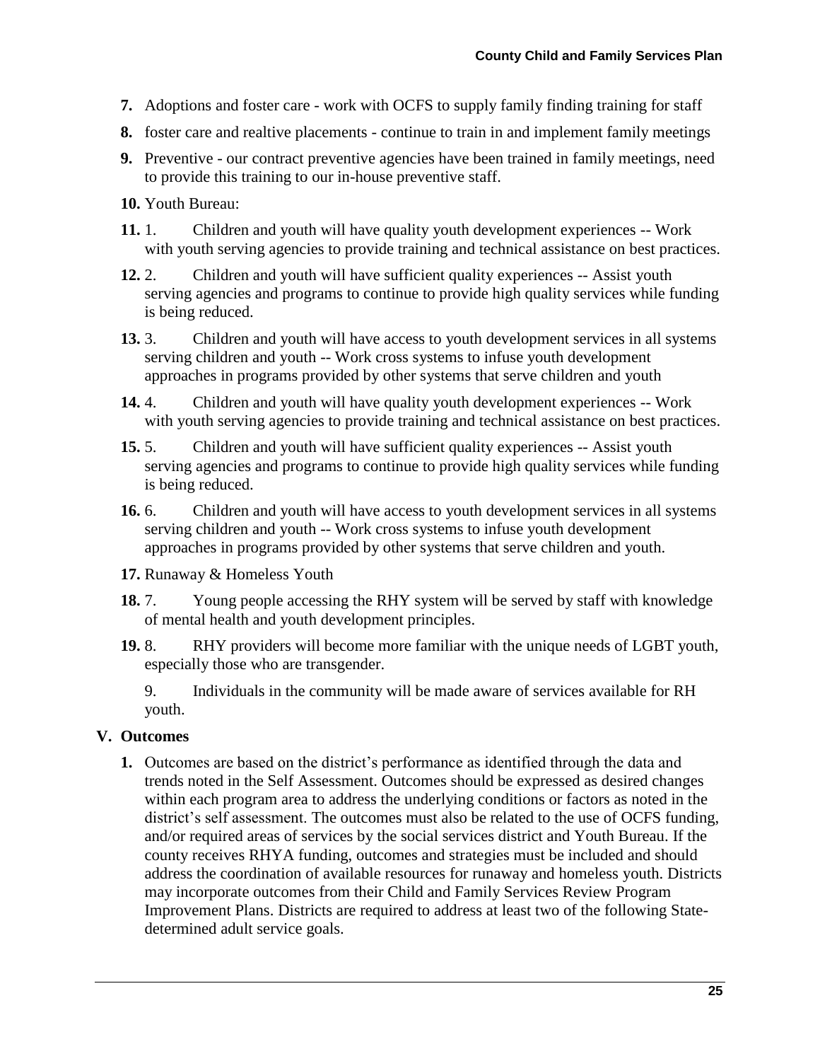7. Adoptions and foster care - work with OCFS to supply family finding training for staff
8. foster care and realtive placements - continue to train in and implement family meetings
9. Preventive - our contract preventive agencies have been trained in family meetings, need to provide this training to our in-house preventive staff.
10. Youth Bureau:
11. 1. Children and youth will have quality youth development experiences -- Work with youth serving agencies to provide training and technical assistance on best practices.
12. 2. Children and youth will have sufficient quality experiences -- Assist youth serving agencies and programs to continue to provide high quality services while funding is being reduced.
13. 3. Children and youth will have access to youth development services in all systems serving children and youth -- Work cross systems to infuse youth development approaches in programs provided by other systems that serve children and youth
14. 4. Children and youth will have quality youth development experiences -- Work with youth serving agencies to provide training and technical assistance on best practices.
15. 5. Children and youth will have sufficient quality experiences -- Assist youth serving agencies and programs to continue to provide high quality services while funding is being reduced.
16. 6. Children and youth will have access to youth development services in all systems serving children and youth -- Work cross systems to infuse youth development approaches in programs provided by other systems that serve children and youth.
17. Runaway & Homeless Youth
18. 7. Young people accessing the RHY system will be served by staff with knowledge of mental health and youth development principles.
19. 8. RHY providers will become more familiar with the unique needs of LGBT youth, especially those who are transgender.

    9. Individuals in the community will be made aware of services available for RH youth.

## V. Outcomes

1. Outcomes are based on the district's performance as identified through the data and trends noted in the Self Assessment. Outcomes should be expressed as desired changes within each program area to address the underlying conditions or factors as noted in the district's self assessment. The outcomes must also be related to the use of OCFS funding, and/or required areas of services by the social services district and Youth Bureau. If the county receives RHYA funding, outcomes and strategies must be included and should address the coordination of available resources for runaway and homeless youth. Districts may incorporate outcomes from their Child and Family Services Review Program Improvement Plans. Districts are required to address at least two of the following State-determined adult service goals.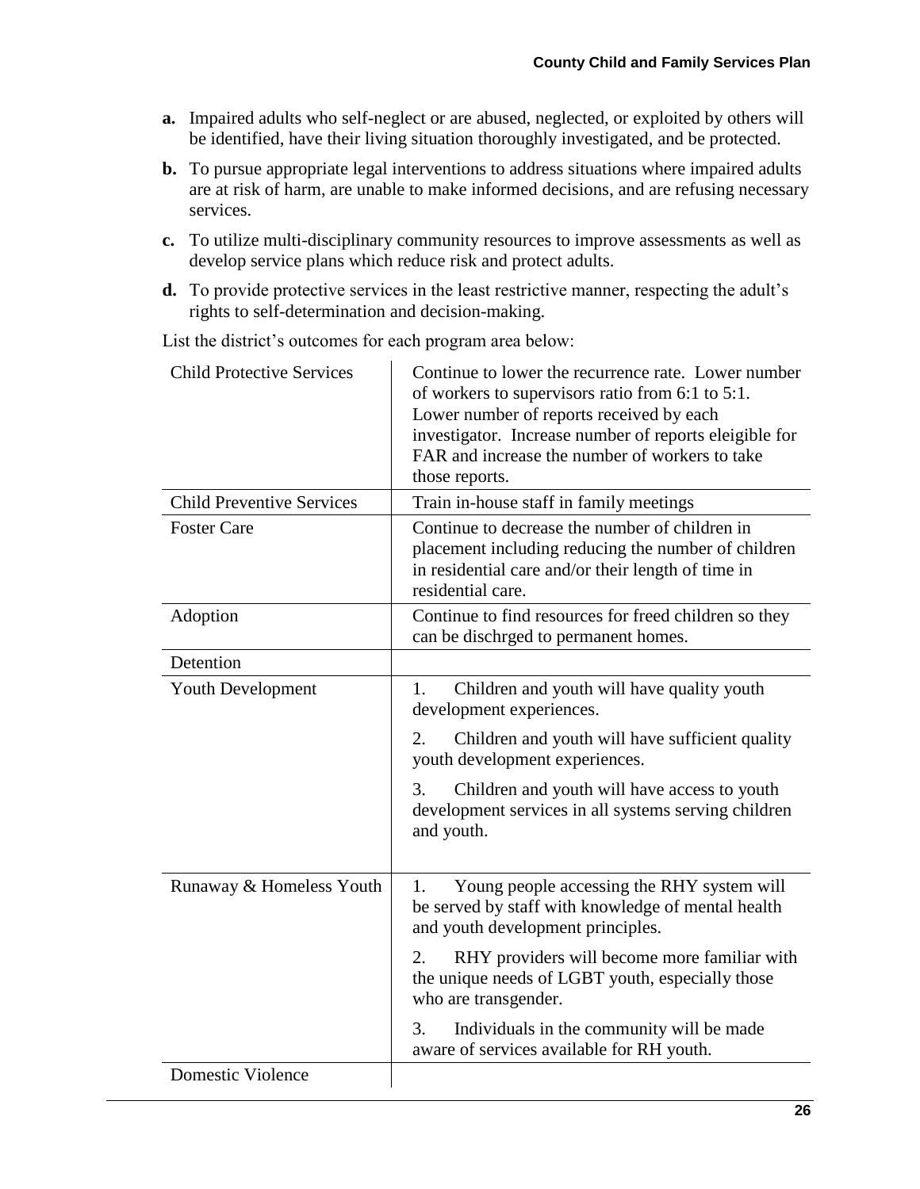**a.** Impaired adults who self-neglect or are abused, neglected, or exploited by others will be identified, have their living situation thoroughly investigated, and be protected.

**b.** To pursue appropriate legal interventions to address situations where impaired adults are at risk of harm, are unable to make informed decisions, and are refusing necessary services.

**c.** To utilize multi-disciplinary community resources to improve assessments as well as develop service plans which reduce risk and protect adults.

**d.** To provide protective services in the least restrictive manner, respecting the adult's rights to self-determination and decision-making.

List the district's outcomes for each program area below:

| | |
|---|---|
| Child Protective Services | Continue to lower the recurrence rate. Lower number of workers to supervisors ratio from 6:1 to 5:1. Lower number of reports received by each investigator. Increase number of reports eleigible for FAR and increase the number of workers to take those reports. |
| Child Preventive Services | Train in-house staff in family meetings |
| Foster Care | Continue to decrease the number of children in placement including reducing the number of children in residential care and/or their length of time in residential care. |
| Adoption | Continue to find resources for freed children so they can be dischrged to permanent homes. |
| Detention | |
| Youth Development | 1. Children and youth will have quality youth development experiences.<br>2. Children and youth will have sufficient quality youth development experiences.<br>3. Children and youth will have access to youth development services in all systems serving children and youth. |
| Runaway & Homeless Youth | 1. Young people accessing the RHY system will be served by staff with knowledge of mental health and youth development principles.<br>2. RHY providers will become more familiar with the unique needs of LGBT youth, especially those who are transgender.<br>3. Individuals in the community will be made aware of services available for RH youth. |
| Domestic Violence | |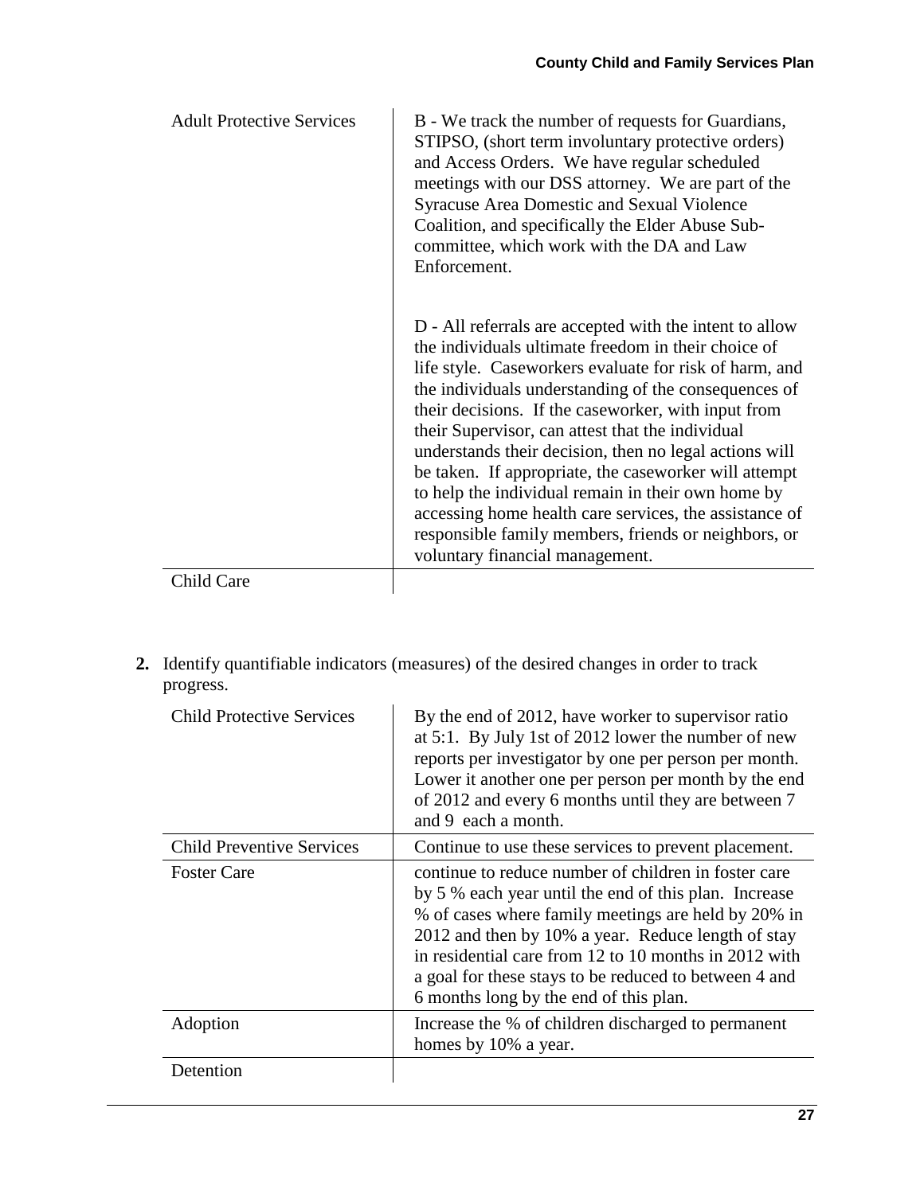| | |
|---|---|
| Adult Protective Services | B - We track the number of requests for Guardians, STIPSO, (short term involuntary protective orders) and Access Orders. We have regular scheduled meetings with our DSS attorney. We are part of the Syracuse Area Domestic and Sexual Violence Coalition, and specifically the Elder Abuse Sub-committee, which work with the DA and Law Enforcement.<br><br>D - All referrals are accepted with the intent to allow the individuals ultimate freedom in their choice of life style. Caseworkers evaluate for risk of harm, and the individuals understanding of the consequences of their decisions. If the caseworker, with input from their Supervisor, can attest that the individual understands their decision, then no legal actions will be taken. If appropriate, the caseworker will attempt to help the individual remain in their own home by accessing home health care services, the assistance of responsible family members, friends or neighbors, or voluntary financial management. |
| Child Care | |

**2.** Identify quantifiable indicators (measures) of the desired changes in order to track progress.

| | |
|---|---|
| Child Protective Services | By the end of 2012, have worker to supervisor ratio at 5:1. By July 1st of 2012 lower the number of new reports per investigator by one per person per month. Lower it another one per person per month by the end of 2012 and every 6 months until they are between 7 and 9 each a month. |
| Child Preventive Services | Continue to use these services to prevent placement. |
| Foster Care | continue to reduce number of children in foster care by 5 % each year until the end of this plan. Increase % of cases where family meetings are held by 20% in 2012 and then by 10% a year. Reduce length of stay in residential care from 12 to 10 months in 2012 with a goal for these stays to be reduced to between 4 and 6 months long by the end of this plan. |
| Adoption | Increase the % of children discharged to permanent homes by 10% a year. |
| Detention | |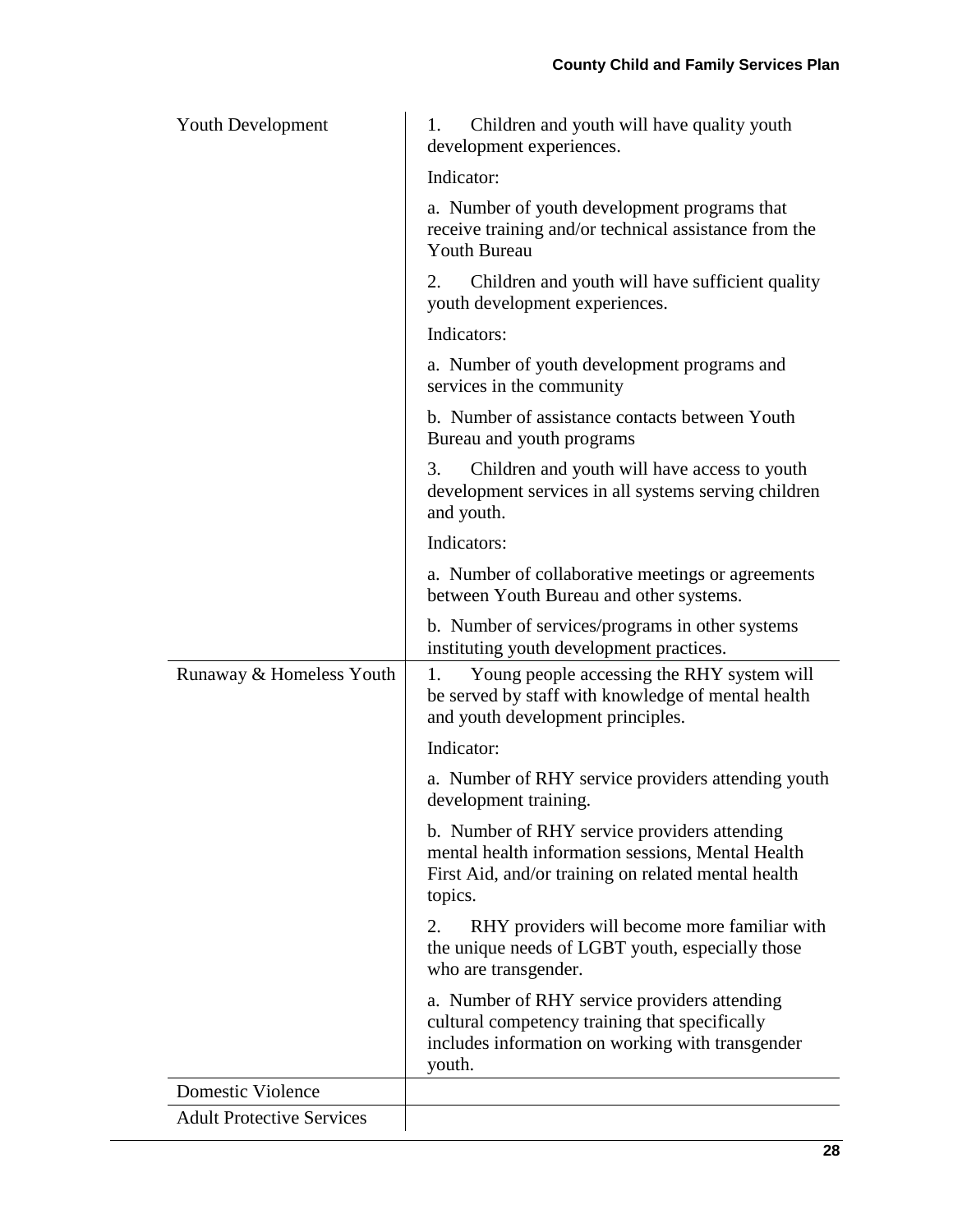| | |
|---|---|
| Youth Development | 1. Children and youth will have quality youth development experiences.<br><br>Indicator:<br><br>a. Number of youth development programs that receive training and/or technical assistance from the Youth Bureau<br><br>2. Children and youth will have sufficient quality youth development experiences.<br><br>Indicators:<br><br>a. Number of youth development programs and services in the community<br><br>b. Number of assistance contacts between Youth Bureau and youth programs<br><br>3. Children and youth will have access to youth development services in all systems serving children and youth.<br><br>Indicators:<br><br>a. Number of collaborative meetings or agreements between Youth Bureau and other systems.<br><br>b. Number of services/programs in other systems instituting youth development practices. |
| Runaway & Homeless Youth | 1. Young people accessing the RHY system will be served by staff with knowledge of mental health and youth development principles.<br><br>Indicator:<br><br>a. Number of RHY service providers attending youth development training.<br><br>b. Number of RHY service providers attending mental health information sessions, Mental Health First Aid, and/or training on related mental health topics.<br><br>2. RHY providers will become more familiar with the unique needs of LGBT youth, especially those who are transgender.<br><br>a. Number of RHY service providers attending cultural competency training that specifically includes information on working with transgender youth. |
| Domestic Violence | |
| Adult Protective Services | |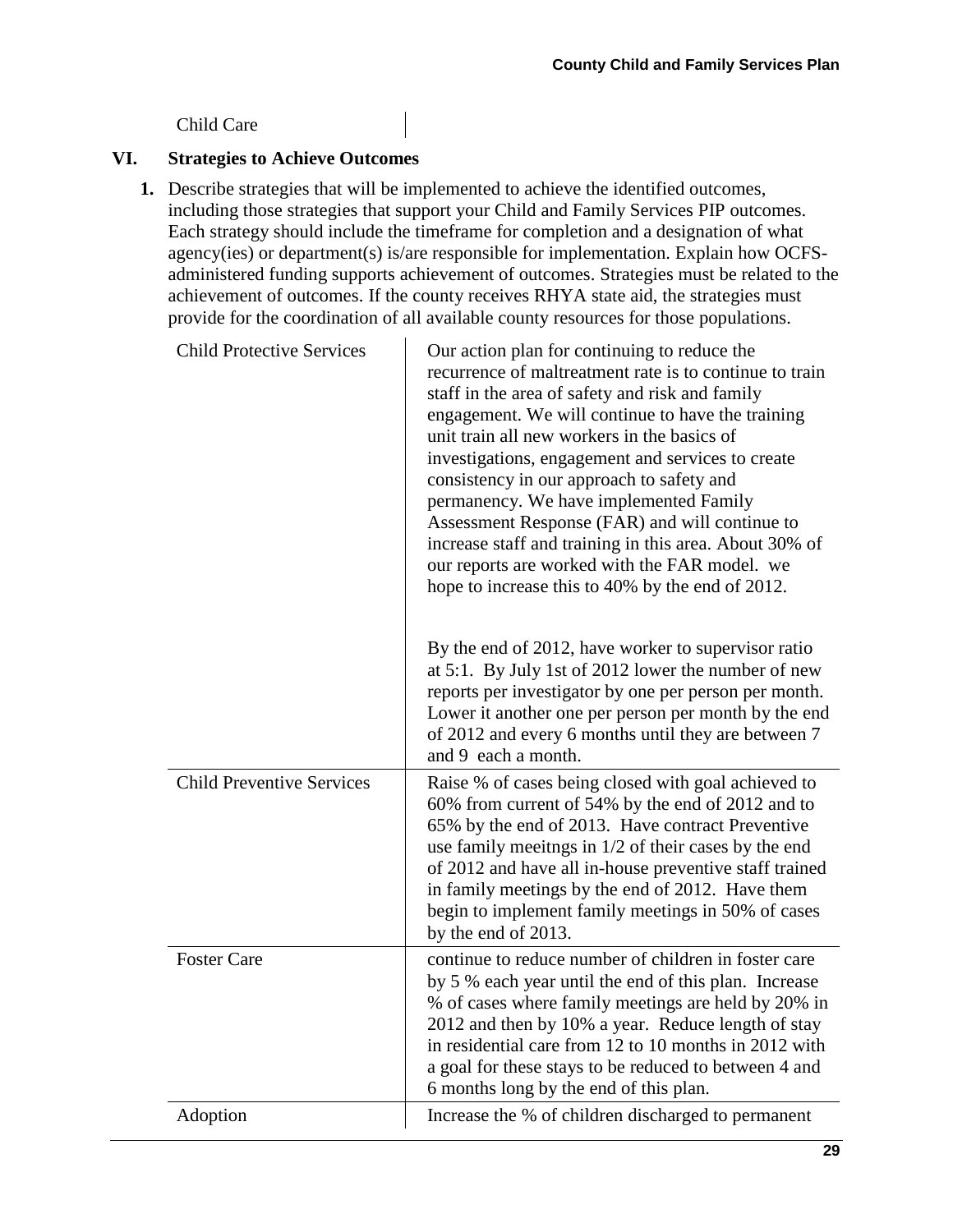| Child Care | |
|---|---|

## VI. Strategies to Achieve Outcomes

1. Describe strategies that will be implemented to achieve the identified outcomes, including those strategies that support your Child and Family Services PIP outcomes. Each strategy should include the timeframe for completion and a designation of what agency(ies) or department(s) is/are responsible for implementation. Explain how OCFS-administered funding supports achievement of outcomes. Strategies must be related to the achievement of outcomes. If the county receives RHYA state aid, the strategies must provide for the coordination of all available county resources for those populations.

| | |
|---|---|
| Child Protective Services | Our action plan for continuing to reduce the recurrence of maltreatment rate is to continue to train staff in the area of safety and risk and family engagement. We will continue to have the training unit train all new workers in the basics of investigations, engagement and services to create consistency in our approach to safety and permanency. We have implemented Family Assessment Response (FAR) and will continue to increase staff and training in this area. About 30% of our reports are worked with the FAR model. we hope to increase this to 40% by the end of 2012.<br><br>By the end of 2012, have worker to supervisor ratio at 5:1. By July 1st of 2012 lower the number of new reports per investigator by one per person per month. Lower it another one per person per month by the end of 2012 and every 6 months until they are between 7 and 9 each a month. |
| Child Preventive Services | Raise % of cases being closed with goal achieved to 60% from current of 54% by the end of 2012 and to 65% by the end of 2013. Have contract Preventive use family meeitngs in 1/2 of their cases by the end of 2012 and have all in-house preventive staff trained in family meetings by the end of 2012. Have them begin to implement family meetings in 50% of cases by the end of 2013. |
| Foster Care | continue to reduce number of children in foster care by 5 % each year until the end of this plan. Increase % of cases where family meetings are held by 20% in 2012 and then by 10% a year. Reduce length of stay in residential care from 12 to 10 months in 2012 with a goal for these stays to be reduced to between 4 and 6 months long by the end of this plan. |
| Adoption | Increase the % of children discharged to permanent |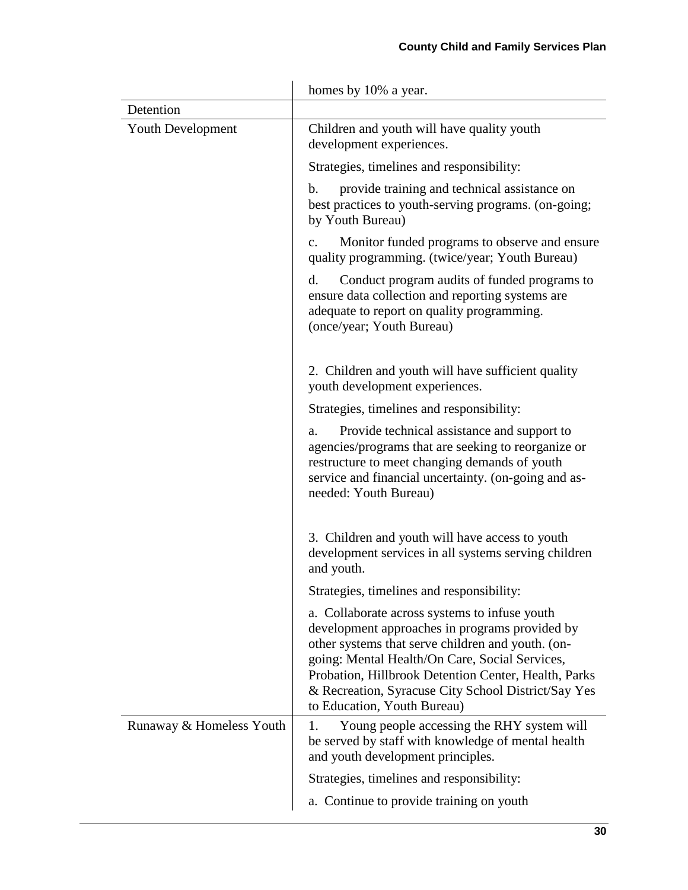| | |
|---|---|
| | homes by 10% a year. |
| Detention | |
| Youth Development | Children and youth will have quality youth development experiences.<br><br>Strategies, timelines and responsibility:<br><br>b. provide training and technical assistance on best practices to youth-serving programs. (on-going; by Youth Bureau)<br><br>c. Monitor funded programs to observe and ensure quality programming. (twice/year; Youth Bureau)<br><br>d. Conduct program audits of funded programs to ensure data collection and reporting systems are adequate to report on quality programming. (once/year; Youth Bureau)<br><br>2. Children and youth will have sufficient quality youth development experiences.<br><br>Strategies, timelines and responsibility:<br><br>a. Provide technical assistance and support to agencies/programs that are seeking to reorganize or restructure to meet changing demands of youth service and financial uncertainty. (on-going and as-needed: Youth Bureau)<br><br>3. Children and youth will have access to youth development services in all systems serving children and youth.<br><br>Strategies, timelines and responsibility:<br><br>a. Collaborate across systems to infuse youth development approaches in programs provided by other systems that serve children and youth. (on-going: Mental Health/On Care, Social Services, Probation, Hillbrook Detention Center, Health, Parks & Recreation, Syracuse City School District/Say Yes to Education, Youth Bureau) |
| Runaway & Homeless Youth | 1. Young people accessing the RHY system will be served by staff with knowledge of mental health and youth development principles.<br><br>Strategies, timelines and responsibility:<br><br>a. Continue to provide training on youth |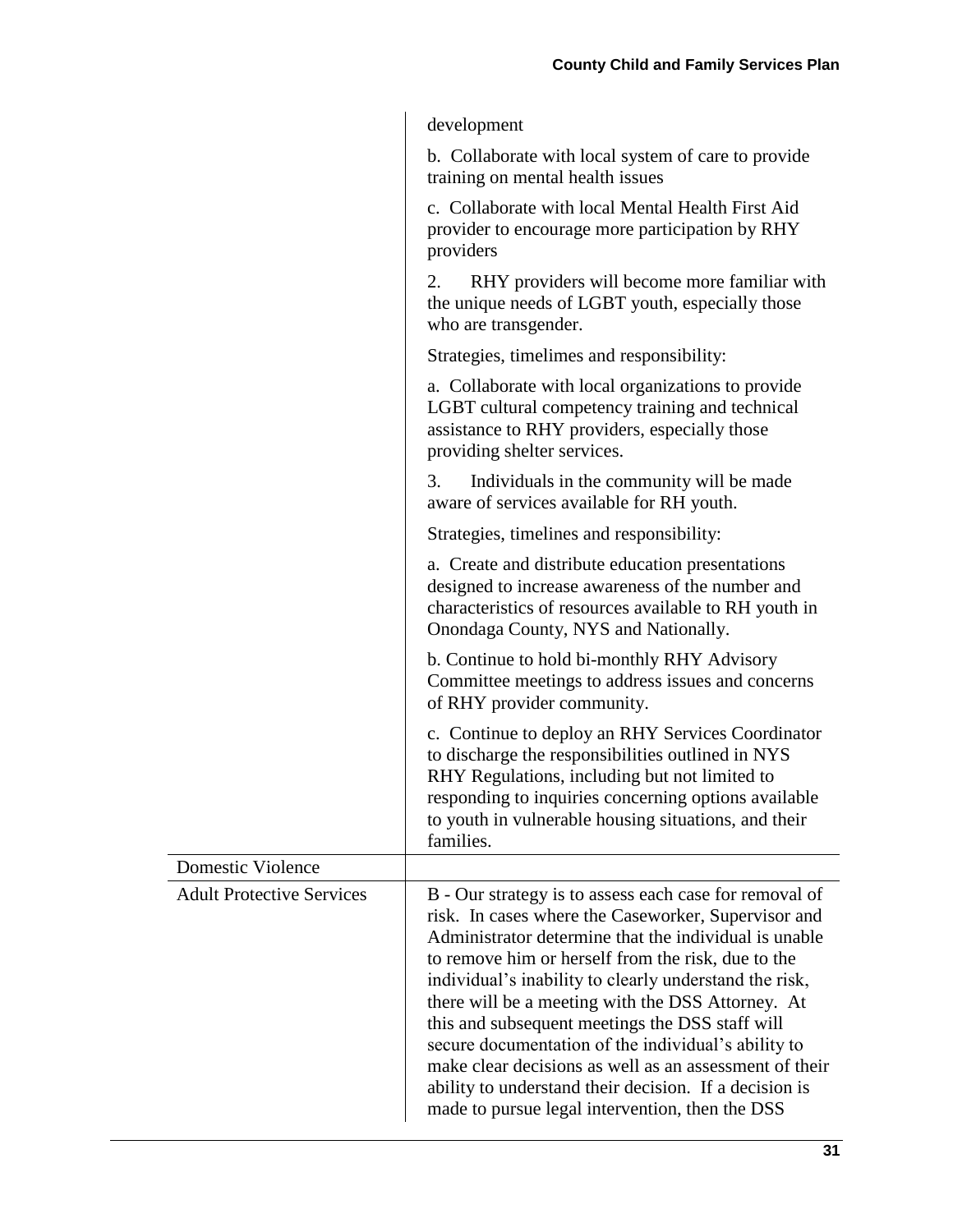| | |
|---|---|
| | development<br><br>b. Collaborate with local system of care to provide training on mental health issues<br><br>c. Collaborate with local Mental Health First Aid provider to encourage more participation by RHY providers<br><br>2. RHY providers will become more familiar with the unique needs of LGBT youth, especially those who are transgender.<br><br>Strategies, timelimes and responsibility:<br><br>a. Collaborate with local organizations to provide LGBT cultural competency training and technical assistance to RHY providers, especially those providing shelter services.<br><br>3. Individuals in the community will be made aware of services available for RH youth.<br><br>Strategies, timelines and responsibility:<br><br>a. Create and distribute education presentations designed to increase awareness of the number and characteristics of resources available to RH youth in Onondaga County, NYS and Nationally.<br><br>b. Continue to hold bi-monthly RHY Advisory Committee meetings to address issues and concerns of RHY provider community.<br><br>c. Continue to deploy an RHY Services Coordinator to discharge the responsibilities outlined in NYS RHY Regulations, including but not limited to responding to inquiries concerning options available to youth in vulnerable housing situations, and their families. |
| Domestic Violence | |
| Adult Protective Services | B - Our strategy is to assess each case for removal of risk. In cases where the Caseworker, Supervisor and Administrator determine that the individual is unable to remove him or herself from the risk, due to the individual's inability to clearly understand the risk, there will be a meeting with the DSS Attorney. At this and subsequent meetings the DSS staff will secure documentation of the individual's ability to make clear decisions as well as an assessment of their ability to understand their decision. If a decision is made to pursue legal intervention, then the DSS |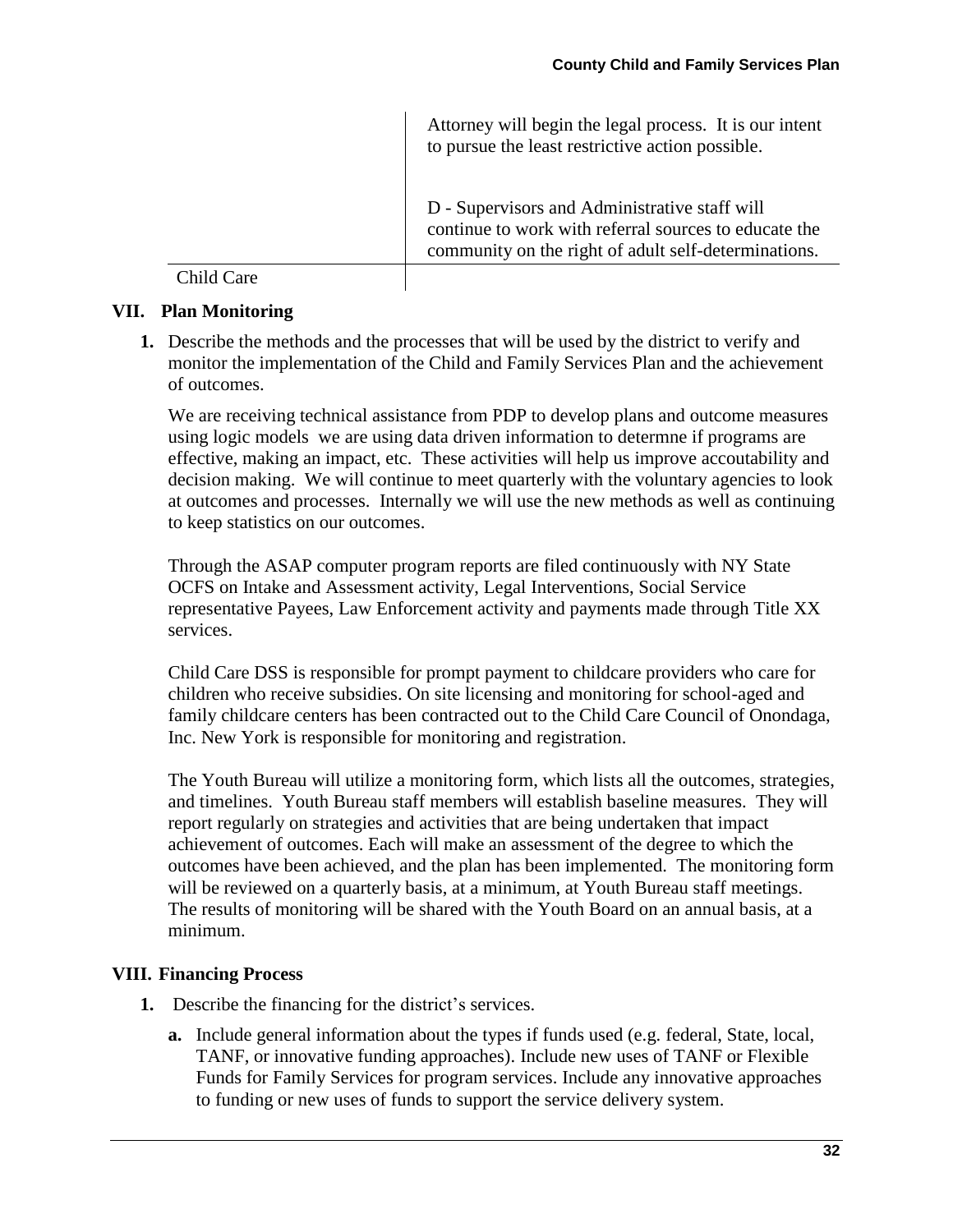| | |
|---|---|
| | Attorney will begin the legal process. It is our intent to pursue the least restrictive action possible.<br><br>D - Supervisors and Administrative staff will continue to work with referral sources to educate the community on the right of adult self-determinations. |
| Child Care | |

## VII. Plan Monitoring

**1.** Describe the methods and the processes that will be used by the district to verify and monitor the implementation of the Child and Family Services Plan and the achievement of outcomes.

We are receiving technical assistance from PDP to develop plans and outcome measures using logic models we are using data driven information to determne if programs are effective, making an impact, etc. These activities will help us improve accoutability and decision making. We will continue to meet quarterly with the voluntary agencies to look at outcomes and processes. Internally we will use the new methods as well as continuing to keep statistics on our outcomes.

Through the ASAP computer program reports are filed continuously with NY State OCFS on Intake and Assessment activity, Legal Interventions, Social Service representative Payees, Law Enforcement activity and payments made through Title XX services.

Child Care DSS is responsible for prompt payment to childcare providers who care for children who receive subsidies. On site licensing and monitoring for school-aged and family childcare centers has been contracted out to the Child Care Council of Onondaga, Inc. New York is responsible for monitoring and registration.

The Youth Bureau will utilize a monitoring form, which lists all the outcomes, strategies, and timelines. Youth Bureau staff members will establish baseline measures. They will report regularly on strategies and activities that are being undertaken that impact achievement of outcomes. Each will make an assessment of the degree to which the outcomes have been achieved, and the plan has been implemented. The monitoring form will be reviewed on a quarterly basis, at a minimum, at Youth Bureau staff meetings. The results of monitoring will be shared with the Youth Board on an annual basis, at a minimum.

## VIII. Financing Process

**1.** Describe the financing for the district's services.

**a.** Include general information about the types if funds used (e.g. federal, State, local, TANF, or innovative funding approaches). Include new uses of TANF or Flexible Funds for Family Services for program services. Include any innovative approaches to funding or new uses of funds to support the service delivery system.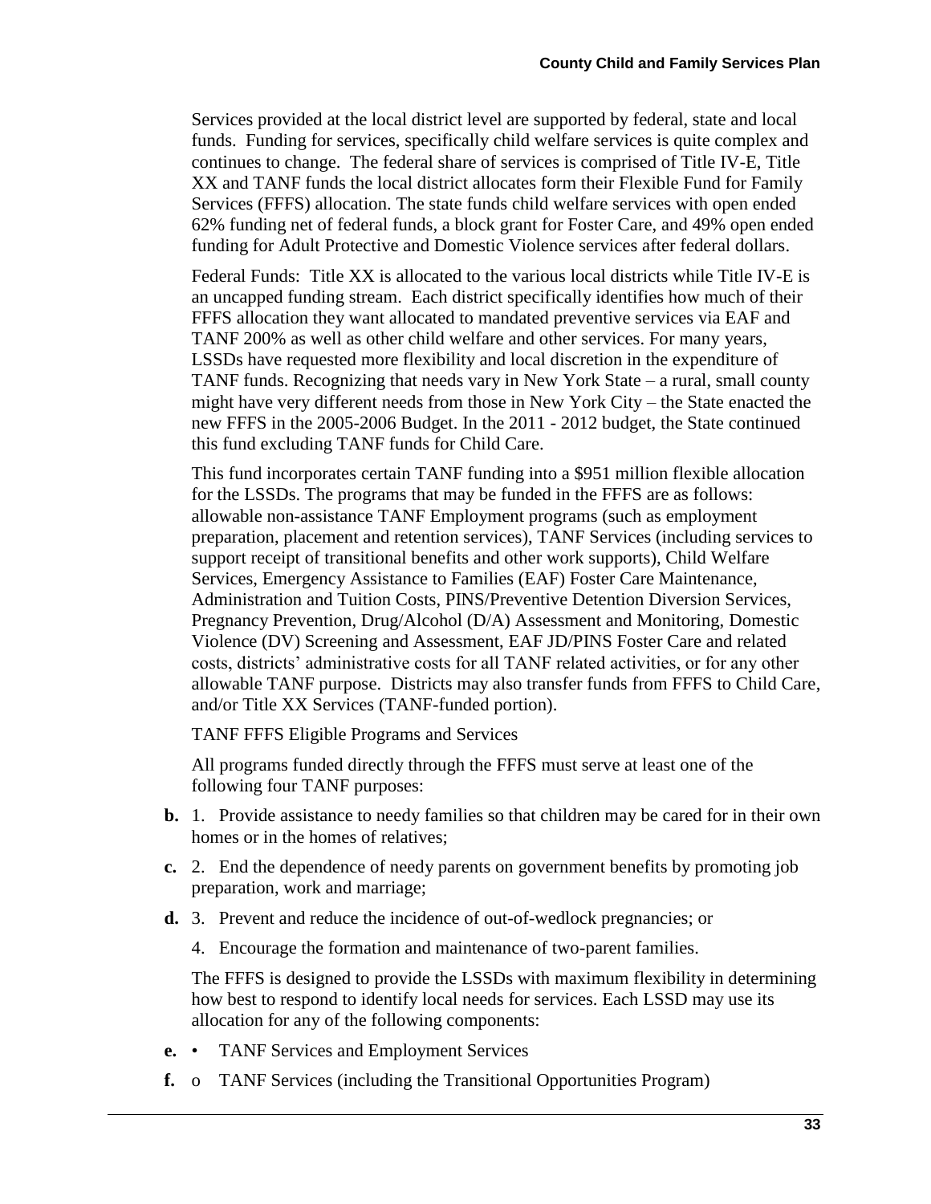Services provided at the local district level are supported by federal, state and local funds. Funding for services, specifically child welfare services is quite complex and continues to change. The federal share of services is comprised of Title IV-E, Title XX and TANF funds the local district allocates form their Flexible Fund for Family Services (FFFS) allocation. The state funds child welfare services with open ended 62% funding net of federal funds, a block grant for Foster Care, and 49% open ended funding for Adult Protective and Domestic Violence services after federal dollars.

Federal Funds: Title XX is allocated to the various local districts while Title IV-E is an uncapped funding stream. Each district specifically identifies how much of their FFFS allocation they want allocated to mandated preventive services via EAF and TANF 200% as well as other child welfare and other services. For many years, LSSDs have requested more flexibility and local discretion in the expenditure of TANF funds. Recognizing that needs vary in New York State – a rural, small county might have very different needs from those in New York City – the State enacted the new FFFS in the 2005-2006 Budget. In the 2011 - 2012 budget, the State continued this fund excluding TANF funds for Child Care.

This fund incorporates certain TANF funding into a $951 million flexible allocation for the LSSDs. The programs that may be funded in the FFFS are as follows: allowable non-assistance TANF Employment programs (such as employment preparation, placement and retention services), TANF Services (including services to support receipt of transitional benefits and other work supports), Child Welfare Services, Emergency Assistance to Families (EAF) Foster Care Maintenance, Administration and Tuition Costs, PINS/Preventive Detention Diversion Services, Pregnancy Prevention, Drug/Alcohol (D/A) Assessment and Monitoring, Domestic Violence (DV) Screening and Assessment, EAF JD/PINS Foster Care and related costs, districts' administrative costs for all TANF related activities, or for any other allowable TANF purpose. Districts may also transfer funds from FFFS to Child Care, and/or Title XX Services (TANF-funded portion).

TANF FFFS Eligible Programs and Services

All programs funded directly through the FFFS must serve at least one of the following four TANF purposes:

**b.** 1. Provide assistance to needy families so that children may be cared for in their own homes or in the homes of relatives;

**c.** 2. End the dependence of needy parents on government benefits by promoting job preparation, work and marriage;

**d.** 3. Prevent and reduce the incidence of out-of-wedlock pregnancies; or

4. Encourage the formation and maintenance of two-parent families.

The FFFS is designed to provide the LSSDs with maximum flexibility in determining how best to respond to identify local needs for services. Each LSSD may use its allocation for any of the following components:

**e.** • TANF Services and Employment Services

**f.** o TANF Services (including the Transitional Opportunities Program)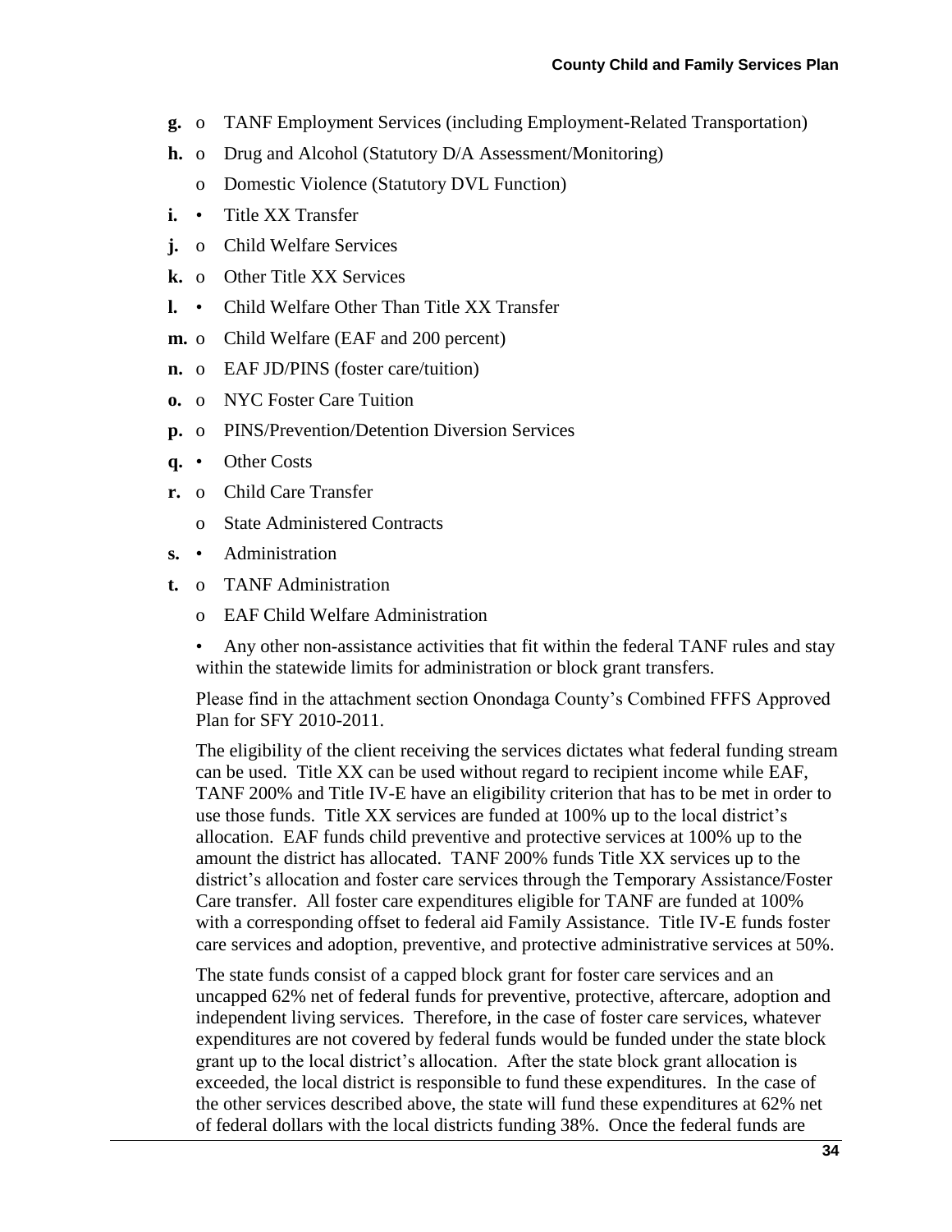**g.** o TANF Employment Services (including Employment-Related Transportation)

**h.** o Drug and Alcohol (Statutory D/A Assessment/Monitoring)

o Domestic Violence (Statutory DVL Function)

**i.** • Title XX Transfer

**j.** o Child Welfare Services

**k.** o Other Title XX Services

**l.** • Child Welfare Other Than Title XX Transfer

**m.** o Child Welfare (EAF and 200 percent)

**n.** o EAF JD/PINS (foster care/tuition)

**o.** o NYC Foster Care Tuition

**p.** o PINS/Prevention/Detention Diversion Services

**q.** • Other Costs

**r.** o Child Care Transfer

o State Administered Contracts

**s.** • Administration

**t.** o TANF Administration

o EAF Child Welfare Administration

• Any other non-assistance activities that fit within the federal TANF rules and stay within the statewide limits for administration or block grant transfers.

Please find in the attachment section Onondaga County's Combined FFFS Approved Plan for SFY 2010-2011.

The eligibility of the client receiving the services dictates what federal funding stream can be used. Title XX can be used without regard to recipient income while EAF, TANF 200% and Title IV-E have an eligibility criterion that has to be met in order to use those funds. Title XX services are funded at 100% up to the local district's allocation. EAF funds child preventive and protective services at 100% up to the amount the district has allocated. TANF 200% funds Title XX services up to the district's allocation and foster care services through the Temporary Assistance/Foster Care transfer. All foster care expenditures eligible for TANF are funded at 100% with a corresponding offset to federal aid Family Assistance. Title IV-E funds foster care services and adoption, preventive, and protective administrative services at 50%.

The state funds consist of a capped block grant for foster care services and an uncapped 62% net of federal funds for preventive, protective, aftercare, adoption and independent living services. Therefore, in the case of foster care services, whatever expenditures are not covered by federal funds would be funded under the state block grant up to the local district's allocation. After the state block grant allocation is exceeded, the local district is responsible to fund these expenditures. In the case of the other services described above, the state will fund these expenditures at 62% net of federal dollars with the local districts funding 38%. Once the federal funds are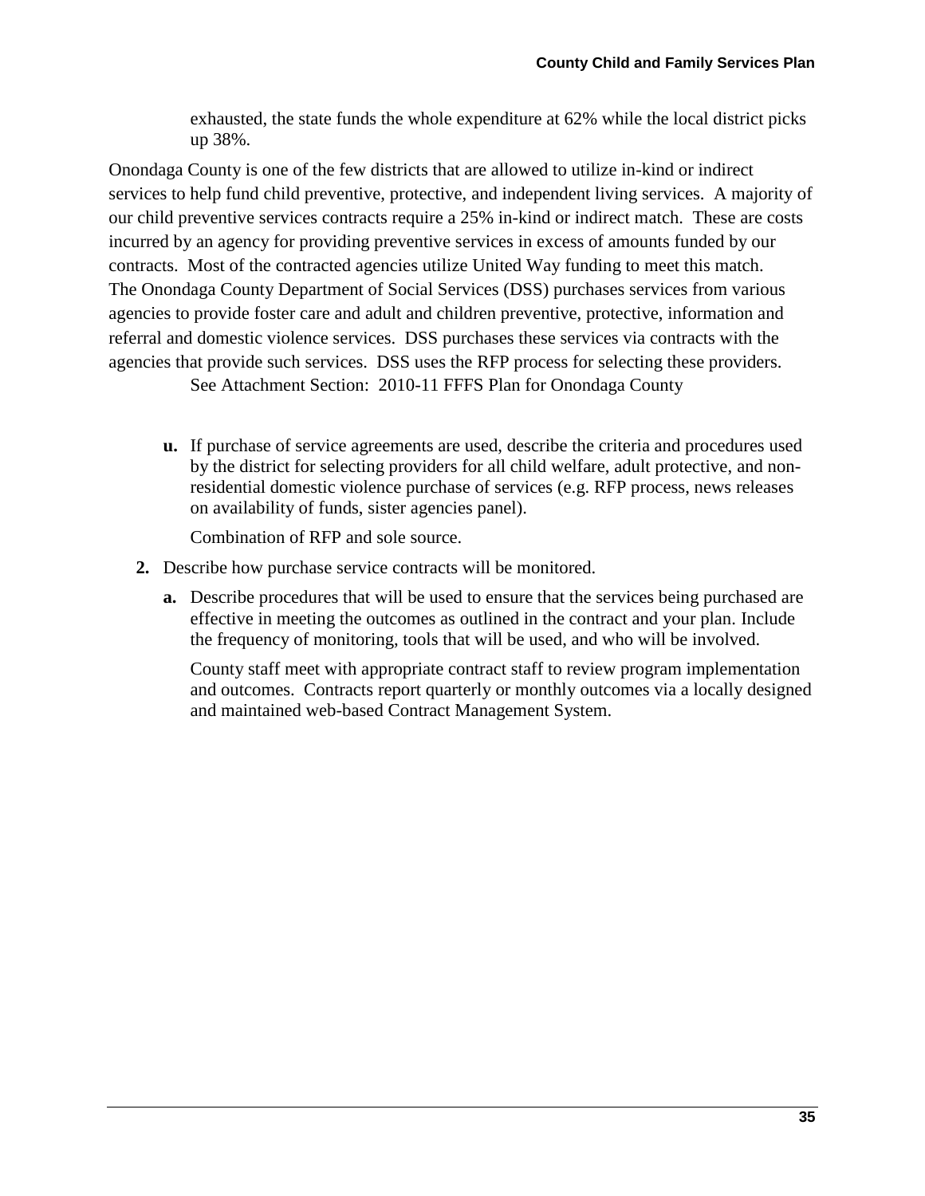exhausted, the state funds the whole expenditure at 62% while the local district picks up 38%.

Onondaga County is one of the few districts that are allowed to utilize in-kind or indirect services to help fund child preventive, protective, and independent living services. A majority of our child preventive services contracts require a 25% in-kind or indirect match. These are costs incurred by an agency for providing preventive services in excess of amounts funded by our contracts. Most of the contracted agencies utilize United Way funding to meet this match. The Onondaga County Department of Social Services (DSS) purchases services from various agencies to provide foster care and adult and children preventive, protective, information and referral and domestic violence services. DSS purchases these services via contracts with the agencies that provide such services. DSS uses the RFP process for selecting these providers.

See Attachment Section: 2010-11 FFFS Plan for Onondaga County

**u.** If purchase of service agreements are used, describe the criteria and procedures used by the district for selecting providers for all child welfare, adult protective, and non-residential domestic violence purchase of services (e.g. RFP process, news releases on availability of funds, sister agencies panel).

Combination of RFP and sole source.

**2.** Describe how purchase service contracts will be monitored.

**a.** Describe procedures that will be used to ensure that the services being purchased are effective in meeting the outcomes as outlined in the contract and your plan. Include the frequency of monitoring, tools that will be used, and who will be involved.

County staff meet with appropriate contract staff to review program implementation and outcomes. Contracts report quarterly or monthly outcomes via a locally designed and maintained web-based Contract Management System.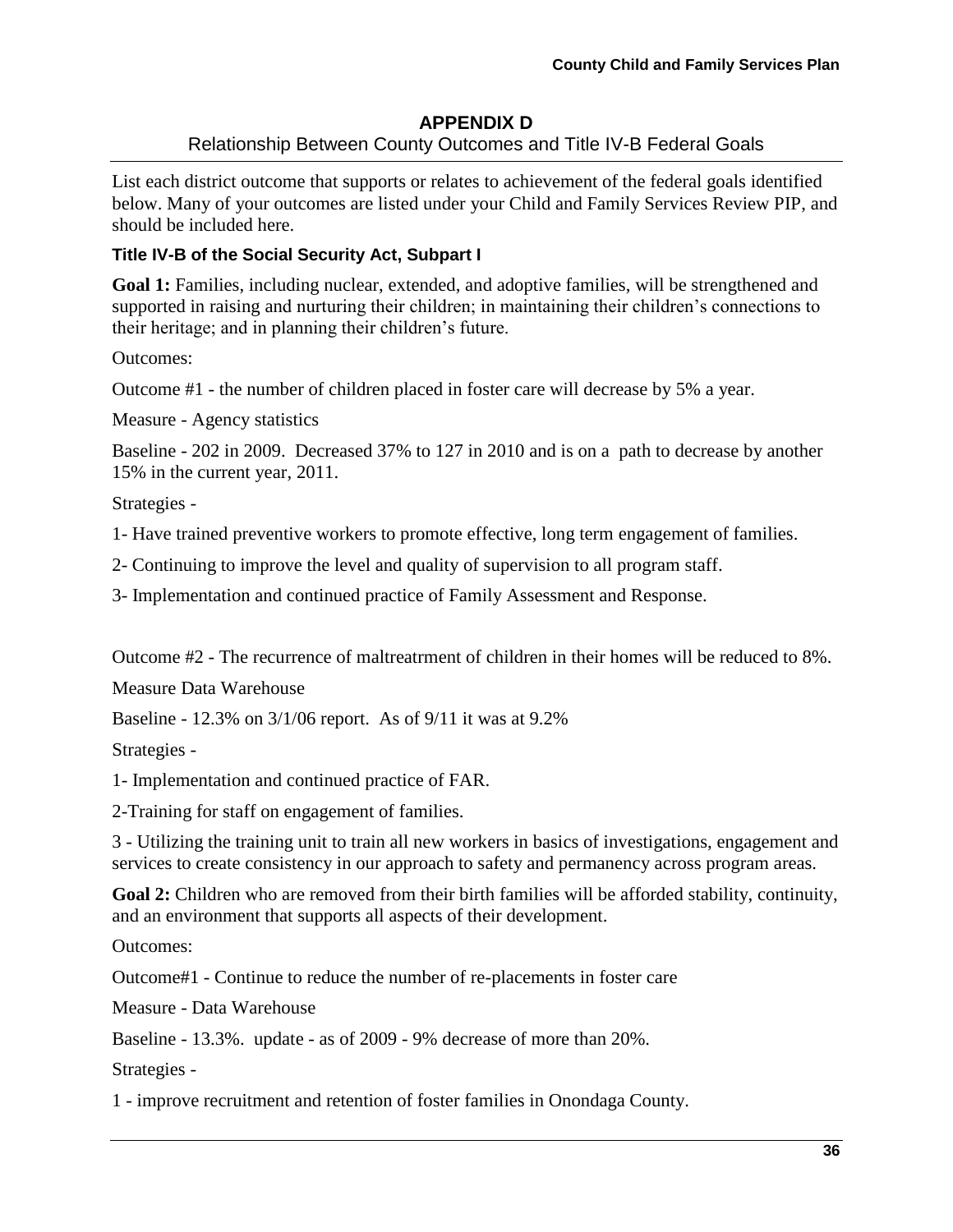## APPENDIX D

Relationship Between County Outcomes and Title IV-B Federal Goals

List each district outcome that supports or relates to achievement of the federal goals identified below. Many of your outcomes are listed under your Child and Family Services Review PIP, and should be included here.

### Title IV-B of the Social Security Act, Subpart I

**Goal 1:** Families, including nuclear, extended, and adoptive families, will be strengthened and supported in raising and nurturing their children; in maintaining their children's connections to their heritage; and in planning their children's future.

Outcomes:

Outcome #1 - the number of children placed in foster care will decrease by 5% a year.

Measure - Agency statistics

Baseline - 202 in 2009. Decreased 37% to 127 in 2010 and is on a path to decrease by another 15% in the current year, 2011.

Strategies -

1- Have trained preventive workers to promote effective, long term engagement of families.

2- Continuing to improve the level and quality of supervision to all program staff.

3- Implementation and continued practice of Family Assessment and Response.

Outcome #2 - The recurrence of maltreatrment of children in their homes will be reduced to 8%.

Measure Data Warehouse

Baseline - 12.3% on 3/1/06 report. As of 9/11 it was at 9.2%

Strategies -

1- Implementation and continued practice of FAR.

2-Training for staff on engagement of families.

3 - Utilizing the training unit to train all new workers in basics of investigations, engagement and services to create consistency in our approach to safety and permanency across program areas.

**Goal 2:** Children who are removed from their birth families will be afforded stability, continuity, and an environment that supports all aspects of their development.

Outcomes:

Outcome#1 - Continue to reduce the number of re-placements in foster care

Measure - Data Warehouse

Baseline - 13.3%. update - as of 2009 - 9% decrease of more than 20%.

Strategies -

1 - improve recruitment and retention of foster families in Onondaga County.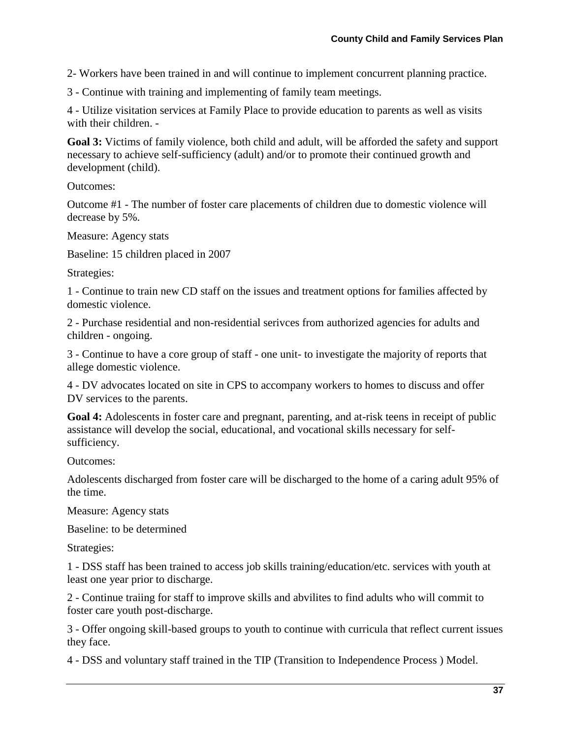2- Workers have been trained in and will continue to implement concurrent planning practice.

3 - Continue with training and implementing of family team meetings.

4 - Utilize visitation services at Family Place to provide education to parents as well as visits with their children. -

**Goal 3:** Victims of family violence, both child and adult, will be afforded the safety and support necessary to achieve self-sufficiency (adult) and/or to promote their continued growth and development (child).

Outcomes:

Outcome #1 - The number of foster care placements of children due to domestic violence will decrease by 5%.

Measure: Agency stats

Baseline: 15 children placed in 2007

Strategies:

1 - Continue to train new CD staff on the issues and treatment options for families affected by domestic violence.

2 - Purchase residential and non-residential serivces from authorized agencies for adults and children - ongoing.

3 - Continue to have a core group of staff - one unit- to investigate the majority of reports that allege domestic violence.

4 - DV advocates located on site in CPS to accompany workers to homes to discuss and offer DV services to the parents.

**Goal 4:** Adolescents in foster care and pregnant, parenting, and at-risk teens in receipt of public assistance will develop the social, educational, and vocational skills necessary for self-sufficiency.

Outcomes:

Adolescents discharged from foster care will be discharged to the home of a caring adult 95% of the time.

Measure: Agency stats

Baseline: to be determined

Strategies:

1 - DSS staff has been trained to access job skills training/education/etc. services with youth at least one year prior to discharge.

2 - Continue traiing for staff to improve skills and abvilites to find adults who will commit to foster care youth post-discharge.

3 - Offer ongoing skill-based groups to youth to continue with curricula that reflect current issues they face.

4 - DSS and voluntary staff trained in the TIP (Transition to Independence Process ) Model.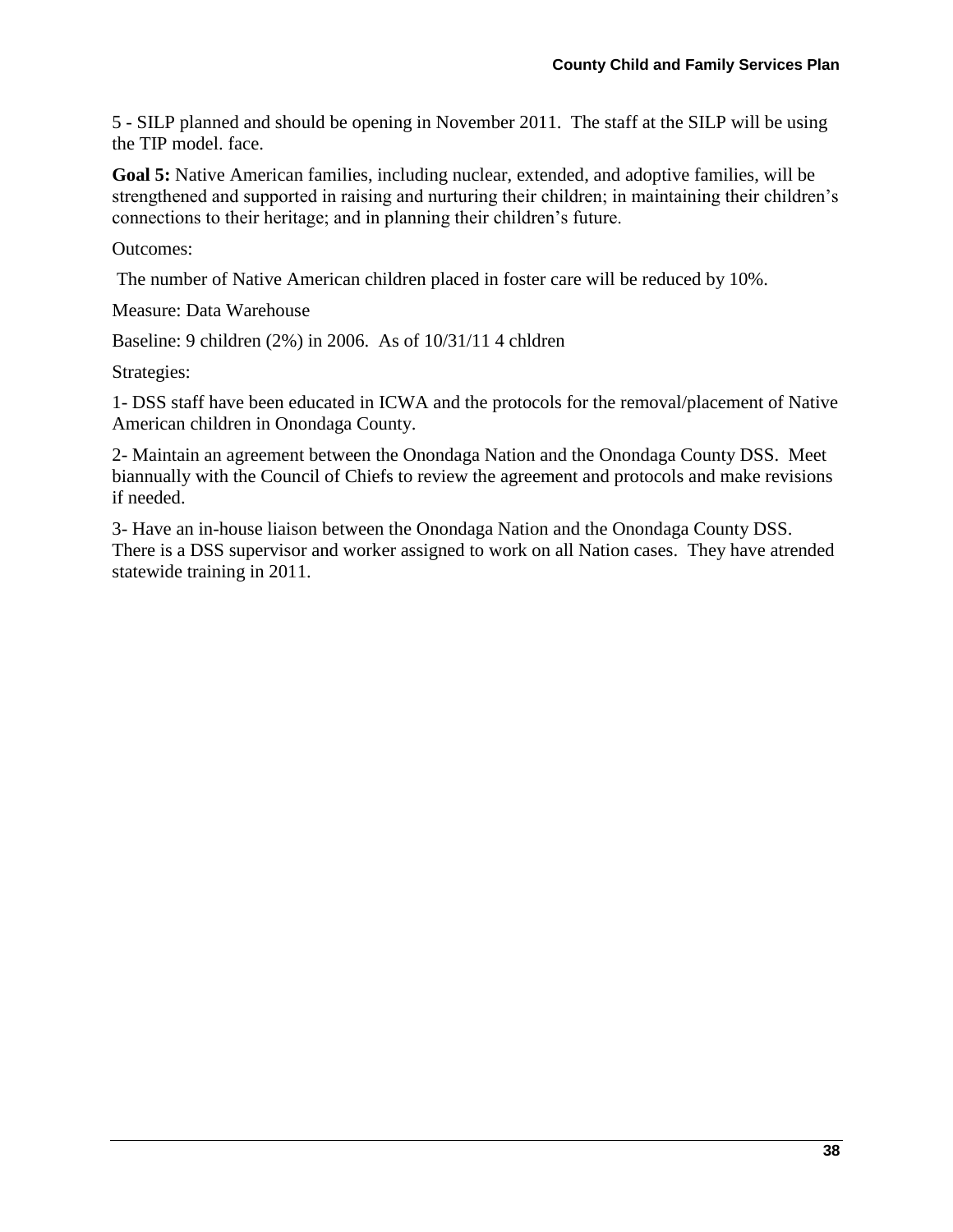5 - SILP planned and should be opening in November 2011. The staff at the SILP will be using the TIP model. face.

**Goal 5:** Native American families, including nuclear, extended, and adoptive families, will be strengthened and supported in raising and nurturing their children; in maintaining their children's connections to their heritage; and in planning their children's future.

Outcomes:

The number of Native American children placed in foster care will be reduced by 10%.

Measure: Data Warehouse

Baseline: 9 children (2%) in 2006. As of 10/31/11 4 chldren

Strategies:

1- DSS staff have been educated in ICWA and the protocols for the removal/placement of Native American children in Onondaga County.

2- Maintain an agreement between the Onondaga Nation and the Onondaga County DSS. Meet biannually with the Council of Chiefs to review the agreement and protocols and make revisions if needed.

3- Have an in-house liaison between the Onondaga Nation and the Onondaga County DSS. There is a DSS supervisor and worker assigned to work on all Nation cases. They have atrended statewide training in 2011.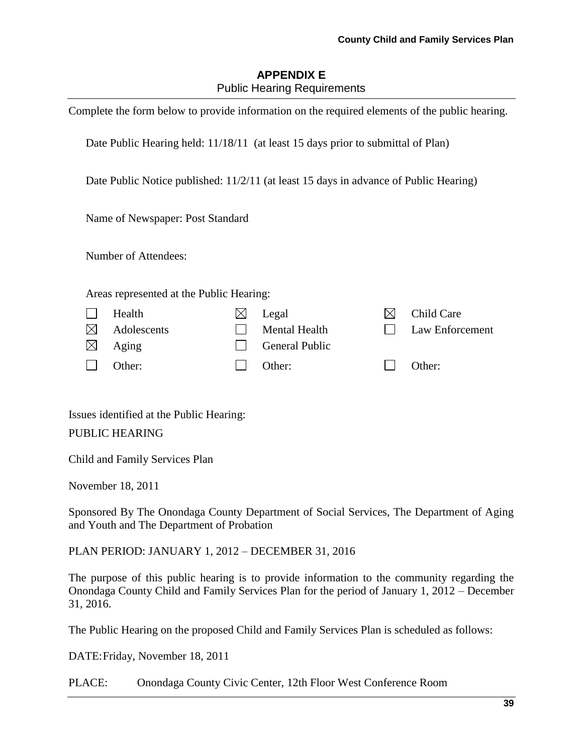## APPENDIX E
Public Hearing Requirements

Complete the form below to provide information on the required elements of the public hearing.

Date Public Hearing held: 11/18/11 (at least 15 days prior to submittal of Plan)

Date Public Notice published: 11/2/11 (at least 15 days in advance of Public Hearing)

Name of Newspaper: Post Standard

Number of Attendees:

Areas represented at the Public Hearing:

| | | |
|---|---|---|
| ☐ Health | ☒ Legal | ☒ Child Care |
| ☒ Adolescents | ☐ Mental Health | ☐ Law Enforcement |
| ☒ Aging | ☐ General Public | |
| ☐ Other: | ☐ Other: | ☐ Other: |

Issues identified at the Public Hearing:

PUBLIC HEARING

Child and Family Services Plan

November 18, 2011

Sponsored By The Onondaga County Department of Social Services, The Department of Aging and Youth and The Department of Probation

PLAN PERIOD: JANUARY 1, 2012 – DECEMBER 31, 2016

The purpose of this public hearing is to provide information to the community regarding the Onondaga County Child and Family Services Plan for the period of January 1, 2012 – December 31, 2016.

The Public Hearing on the proposed Child and Family Services Plan is scheduled as follows:

DATE: Friday, November 18, 2011

PLACE: Onondaga County Civic Center, 12th Floor West Conference Room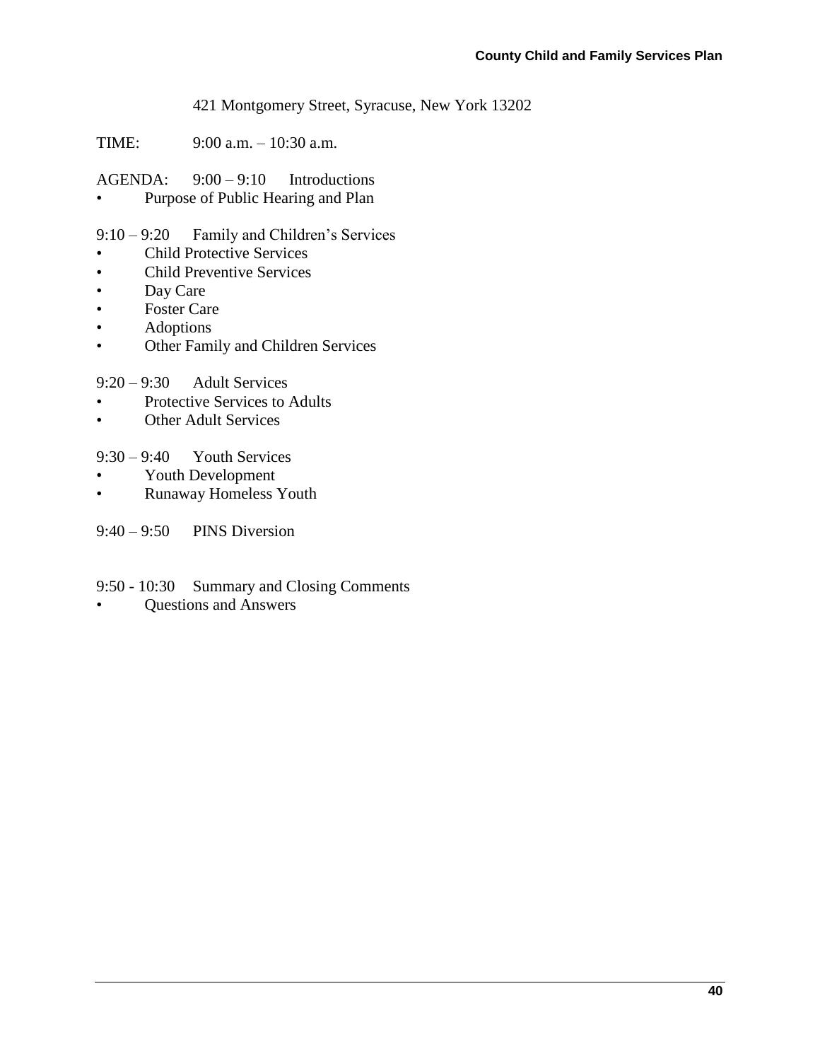421 Montgomery Street, Syracuse, New York 13202

TIME: 9:00 a.m. – 10:30 a.m.

AGENDA: 9:00 – 9:10 Introductions

- Purpose of Public Hearing and Plan

9:10 – 9:20 Family and Children's Services

- Child Protective Services
- Child Preventive Services
- Day Care
- Foster Care
- Adoptions
- Other Family and Children Services

9:20 – 9:30 Adult Services

- Protective Services to Adults
- Other Adult Services

9:30 – 9:40 Youth Services

- Youth Development
- Runaway Homeless Youth

9:40 – 9:50 PINS Diversion

9:50 - 10:30 Summary and Closing Comments

- Questions and Answers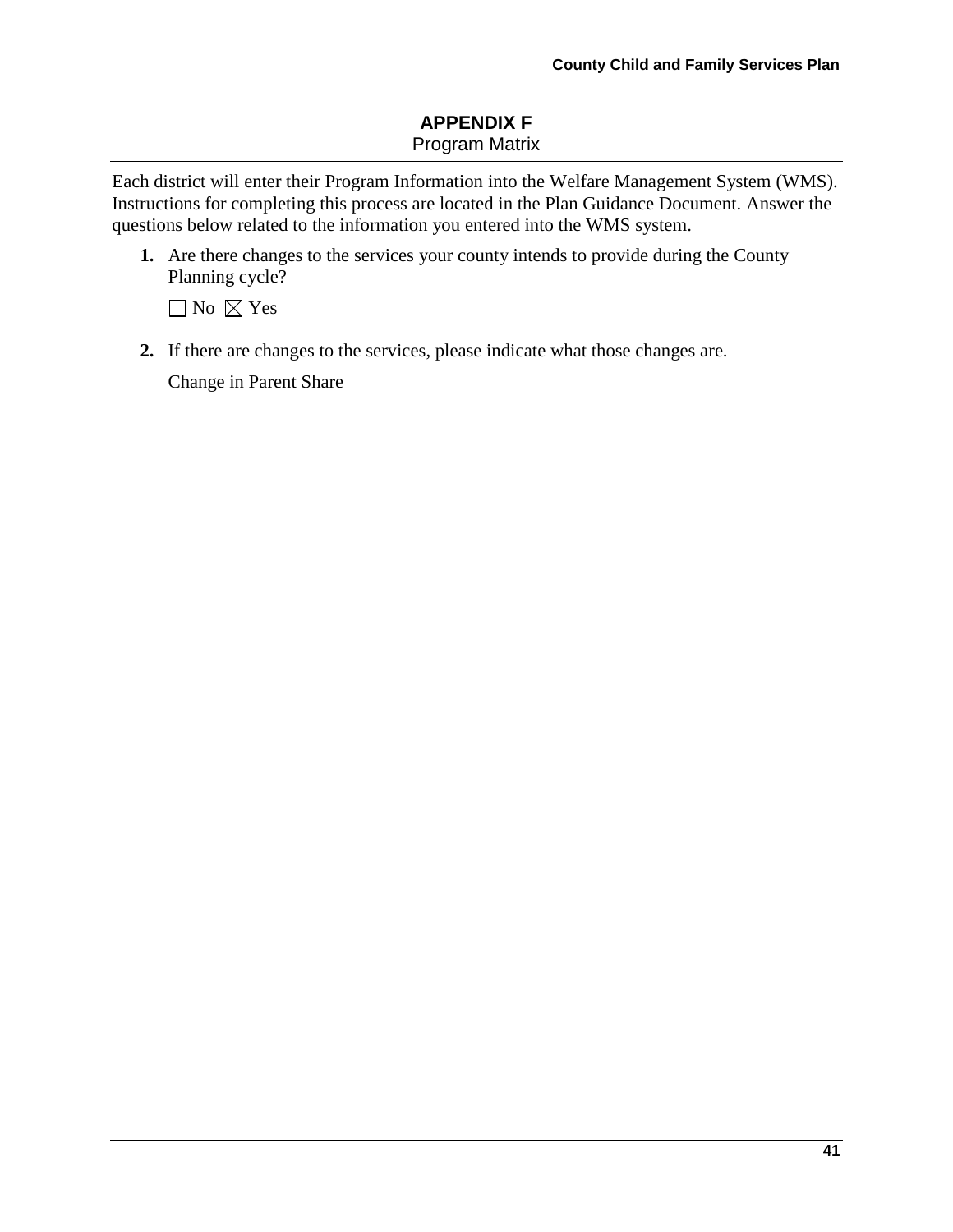# APPENDIX F

## Program Matrix

Each district will enter their Program Information into the Welfare Management System (WMS). Instructions for completing this process are located in the Plan Guidance Document. Answer the questions below related to the information you entered into the WMS system.

1. **Are there changes to the services your county intends to provide during the County Planning cycle?**

   ☐ No ☒ Yes

2. **If there are changes to the services, please indicate what those changes are.**

   Change in Parent Share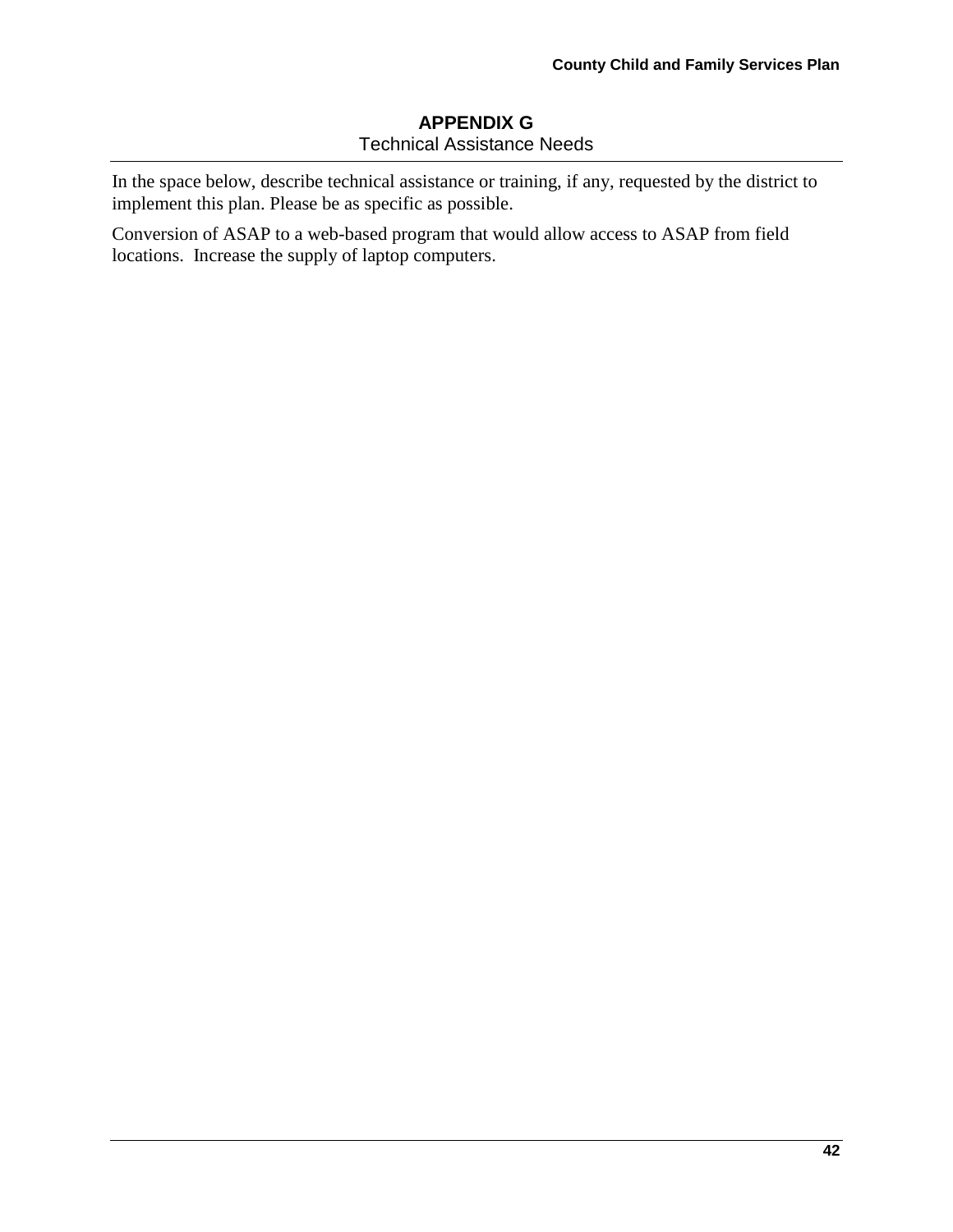# APPENDIX G

## Technical Assistance Needs

In the space below, describe technical assistance or training, if any, requested by the district to implement this plan. Please be as specific as possible.

Conversion of ASAP to a web-based program that would allow access to ASAP from field locations. Increase the supply of laptop computers.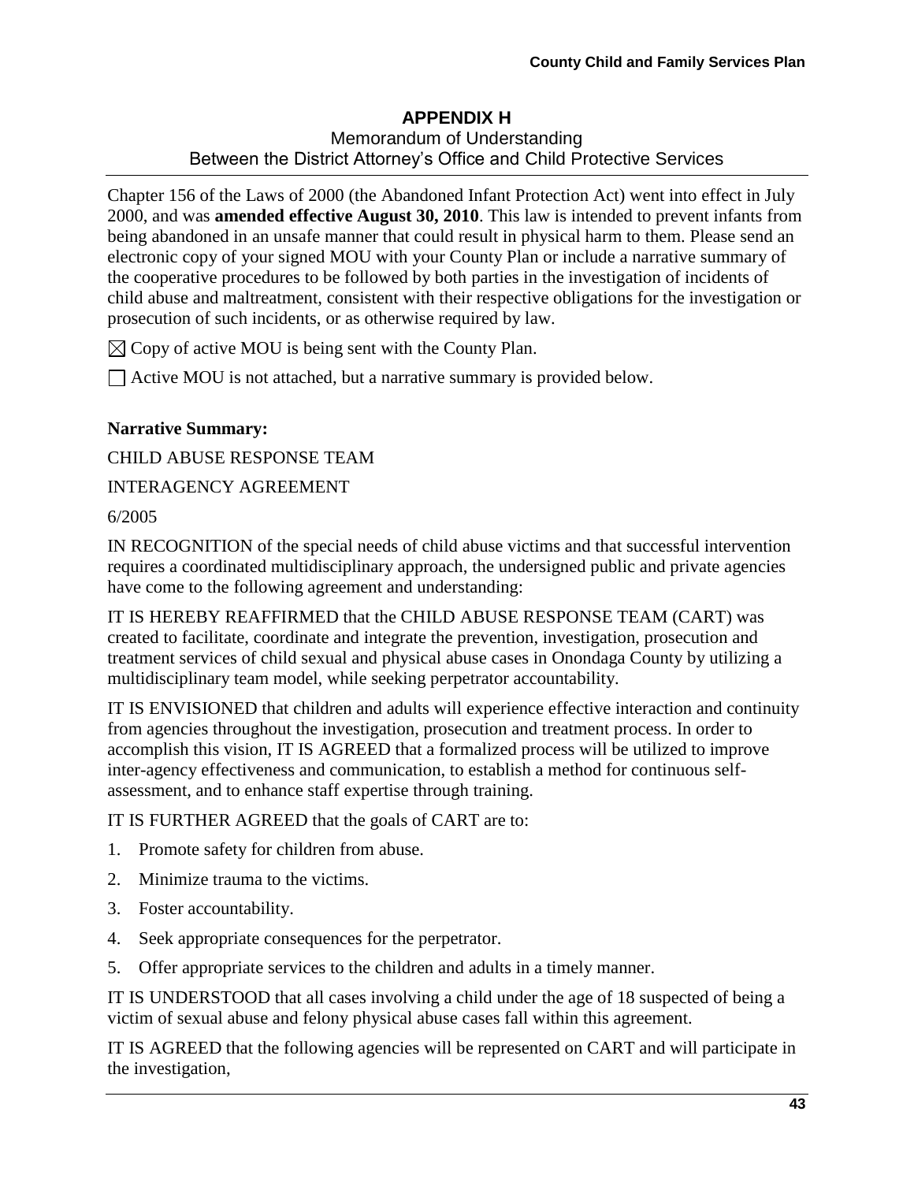## APPENDIX H

Memorandum of Understanding
Between the District Attorney's Office and Child Protective Services

Chapter 156 of the Laws of 2000 (the Abandoned Infant Protection Act) went into effect in July 2000, and was **amended effective August 30, 2010**. This law is intended to prevent infants from being abandoned in an unsafe manner that could result in physical harm to them. Please send an electronic copy of your signed MOU with your County Plan or include a narrative summary of the cooperative procedures to be followed by both parties in the investigation of incidents of child abuse and maltreatment, consistent with their respective obligations for the investigation or prosecution of such incidents, or as otherwise required by law.

☒ Copy of active MOU is being sent with the County Plan.

☐ Active MOU is not attached, but a narrative summary is provided below.

**Narrative Summary:**

CHILD ABUSE RESPONSE TEAM

INTERAGENCY AGREEMENT

6/2005

IN RECOGNITION of the special needs of child abuse victims and that successful intervention requires a coordinated multidisciplinary approach, the undersigned public and private agencies have come to the following agreement and understanding:

IT IS HEREBY REAFFIRMED that the CHILD ABUSE RESPONSE TEAM (CART) was created to facilitate, coordinate and integrate the prevention, investigation, prosecution and treatment services of child sexual and physical abuse cases in Onondaga County by utilizing a multidisciplinary team model, while seeking perpetrator accountability.

IT IS ENVISIONED that children and adults will experience effective interaction and continuity from agencies throughout the investigation, prosecution and treatment process. In order to accomplish this vision, IT IS AGREED that a formalized process will be utilized to improve inter-agency effectiveness and communication, to establish a method for continuous self-assessment, and to enhance staff expertise through training.

IT IS FURTHER AGREED that the goals of CART are to:

1. Promote safety for children from abuse.
2. Minimize trauma to the victims.
3. Foster accountability.
4. Seek appropriate consequences for the perpetrator.
5. Offer appropriate services to the children and adults in a timely manner.

IT IS UNDERSTOOD that all cases involving a child under the age of 18 suspected of being a victim of sexual abuse and felony physical abuse cases fall within this agreement.

IT IS AGREED that the following agencies will be represented on CART and will participate in the investigation,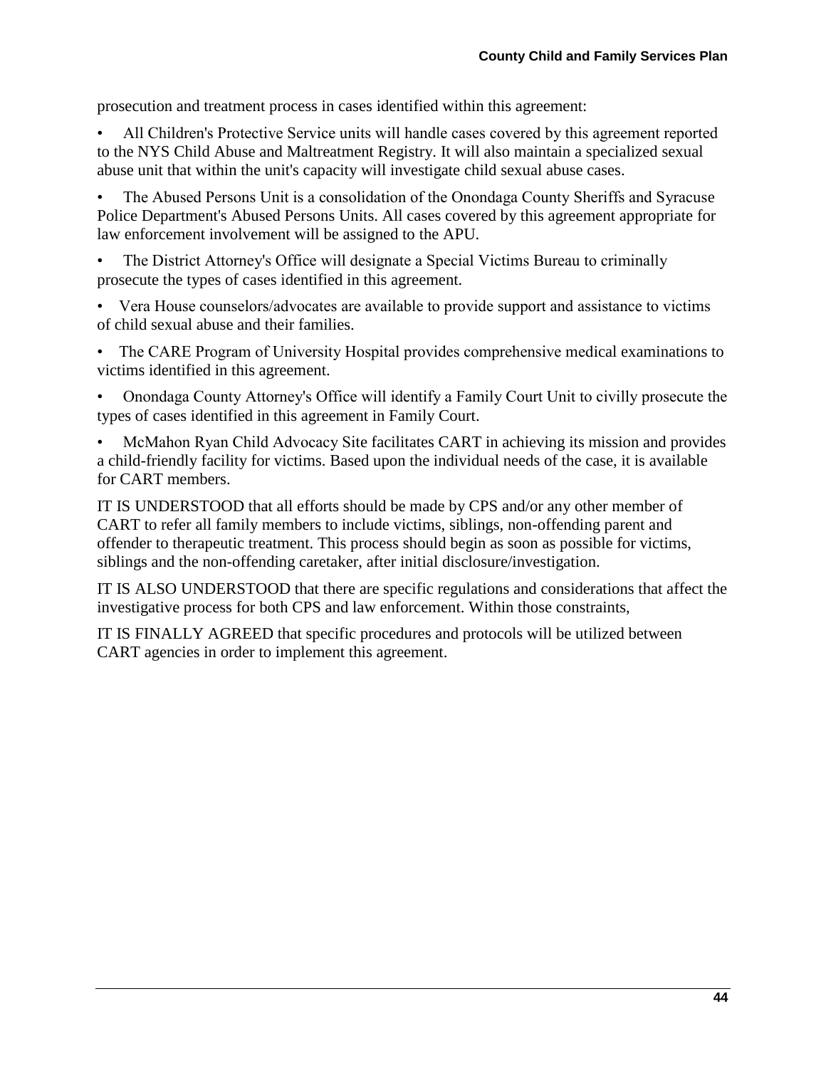prosecution and treatment process in cases identified within this agreement:

- All Children's Protective Service units will handle cases covered by this agreement reported to the NYS Child Abuse and Maltreatment Registry. It will also maintain a specialized sexual abuse unit that within the unit's capacity will investigate child sexual abuse cases.
- The Abused Persons Unit is a consolidation of the Onondaga County Sheriffs and Syracuse Police Department's Abused Persons Units. All cases covered by this agreement appropriate for law enforcement involvement will be assigned to the APU.
- The District Attorney's Office will designate a Special Victims Bureau to criminally prosecute the types of cases identified in this agreement.
- Vera House counselors/advocates are available to provide support and assistance to victims of child sexual abuse and their families.
- The CARE Program of University Hospital provides comprehensive medical examinations to victims identified in this agreement.
- Onondaga County Attorney's Office will identify a Family Court Unit to civilly prosecute the types of cases identified in this agreement in Family Court.
- McMahon Ryan Child Advocacy Site facilitates CART in achieving its mission and provides a child-friendly facility for victims. Based upon the individual needs of the case, it is available for CART members.

IT IS UNDERSTOOD that all efforts should be made by CPS and/or any other member of CART to refer all family members to include victims, siblings, non-offending parent and offender to therapeutic treatment. This process should begin as soon as possible for victims, siblings and the non-offending caretaker, after initial disclosure/investigation.

IT IS ALSO UNDERSTOOD that there are specific regulations and considerations that affect the investigative process for both CPS and law enforcement. Within those constraints,

IT IS FINALLY AGREED that specific procedures and protocols will be utilized between CART agencies in order to implement this agreement.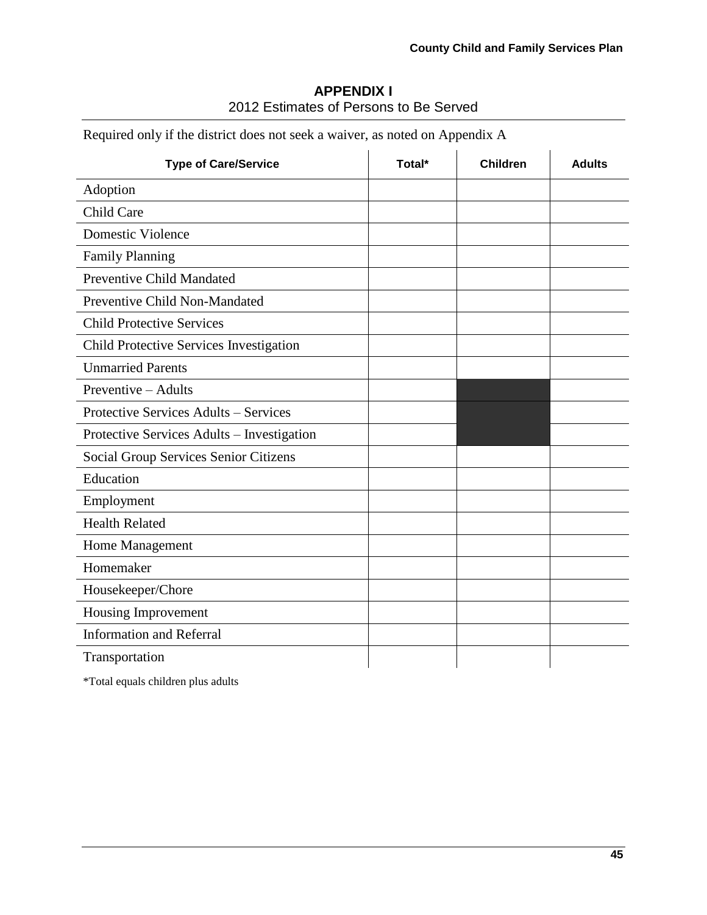## APPENDIX I

2012 Estimates of Persons to Be Served

Required only if the district does not seek a waiver, as noted on Appendix A

| Type of Care/Service | Total* | Children | Adults |
|---|---|---|---|
| Adoption | | | |
| Child Care | | | |
| Domestic Violence | | | |
| Family Planning | | | |
| Preventive Child Mandated | | | |
| Preventive Child Non-Mandated | | | |
| Child Protective Services | | | |
| Child Protective Services Investigation | | | |
| Unmarried Parents | | | |
| Preventive – Adults | | | |
| Protective Services Adults – Services | | | |
| Protective Services Adults – Investigation | | | |
| Social Group Services Senior Citizens | | | |
| Education | | | |
| Employment | | | |
| Health Related | | | |
| Home Management | | | |
| Homemaker | | | |
| Housekeeper/Chore | | | |
| Housing Improvement | | | |
| Information and Referral | | | |
| Transportation | | | |

*Total equals children plus adults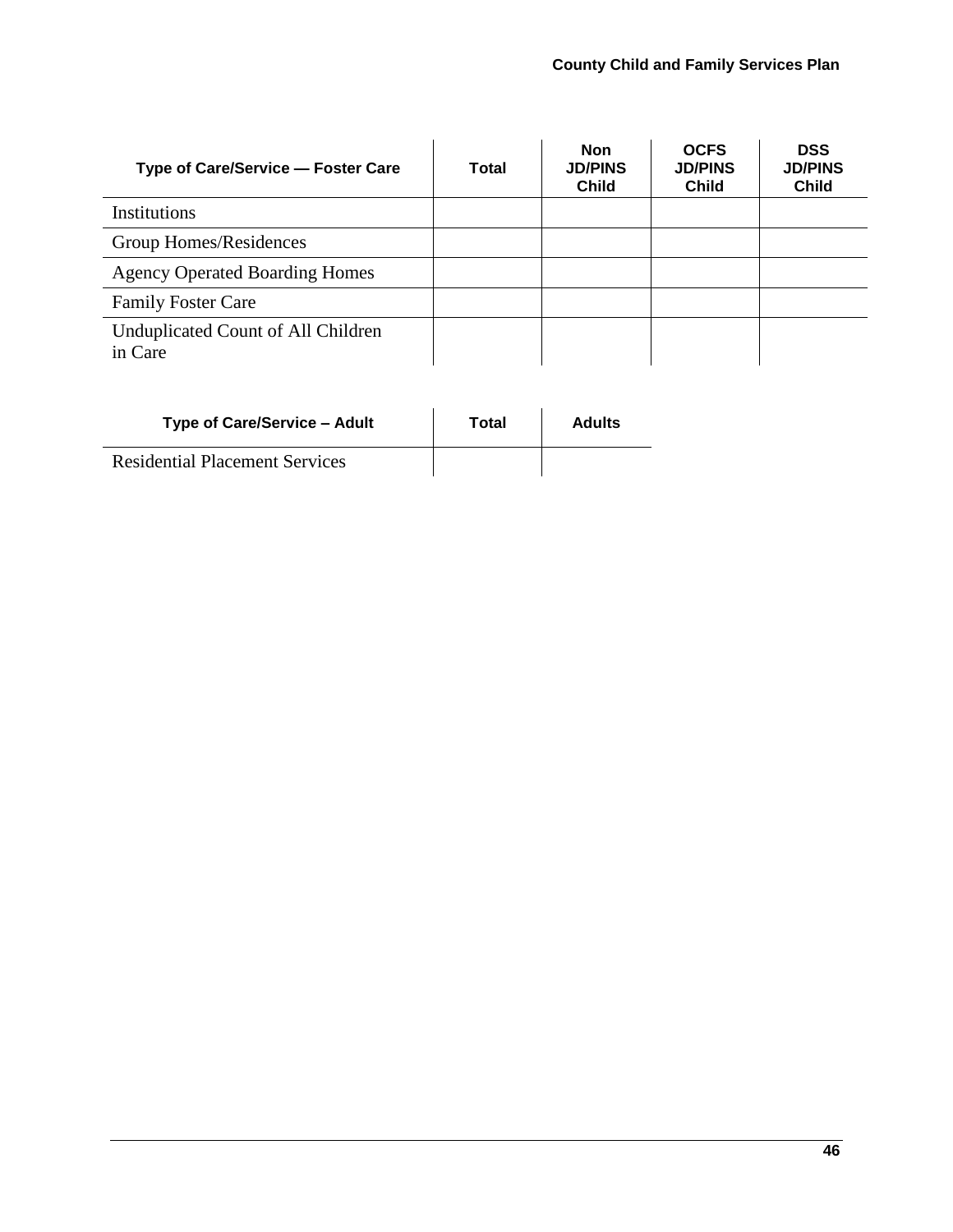| Type of Care/Service — Foster Care | Total | Non JD/PINS Child | OCFS JD/PINS Child | DSS JD/PINS Child |
|---|---|---|---|---|
| Institutions | | | | |
| Group Homes/Residences | | | | |
| Agency Operated Boarding Homes | | | | |
| Family Foster Care | | | | |
| Unduplicated Count of All Children in Care | | | | |

| Type of Care/Service – Adult | Total | Adults |
|---|---|---|
| Residential Placement Services | | |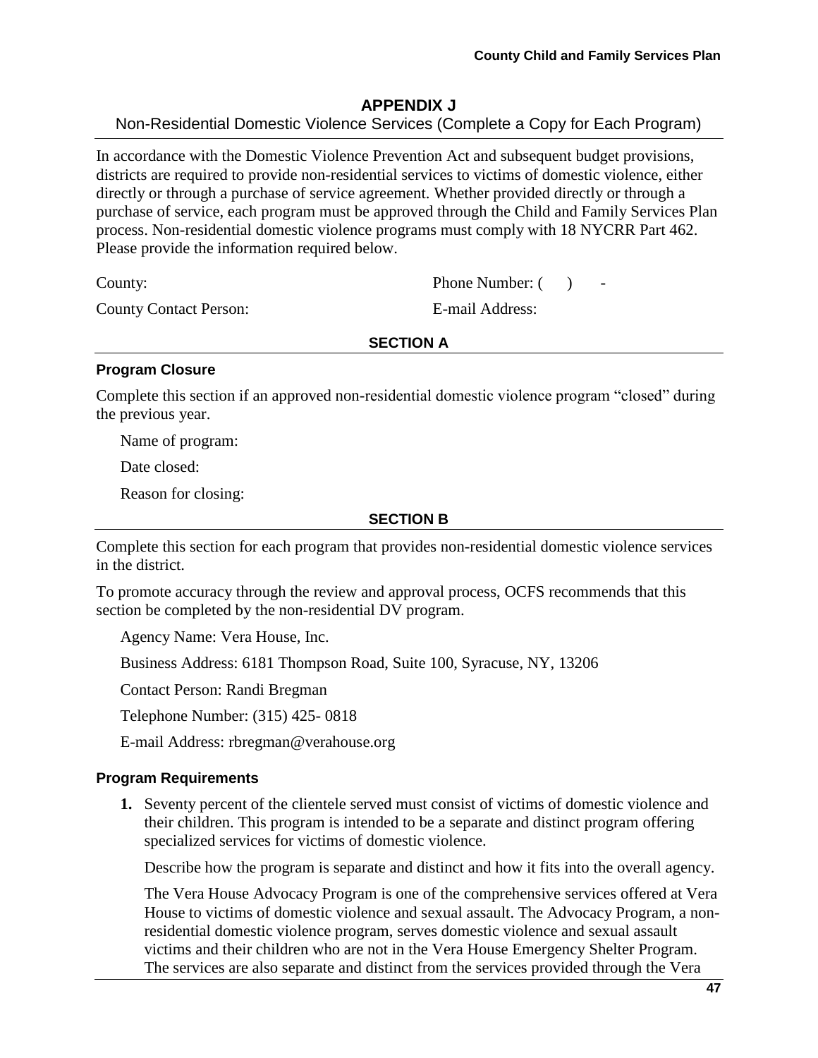## APPENDIX J

Non-Residential Domestic Violence Services (Complete a Copy for Each Program)

In accordance with the Domestic Violence Prevention Act and subsequent budget provisions, districts are required to provide non-residential services to victims of domestic violence, either directly or through a purchase of service agreement. Whether provided directly or through a purchase of service, each program must be approved through the Child and Family Services Plan process. Non-residential domestic violence programs must comply with 18 NYCRR Part 462. Please provide the information required below.

County:

Phone Number: ( ) -

County Contact Person:

E-mail Address:

### SECTION A

**Program Closure**

Complete this section if an approved non-residential domestic violence program "closed" during the previous year.

Name of program:

Date closed:

Reason for closing:

### SECTION B

Complete this section for each program that provides non-residential domestic violence services in the district.

To promote accuracy through the review and approval process, OCFS recommends that this section be completed by the non-residential DV program.

Agency Name: Vera House, Inc.

Business Address: 6181 Thompson Road, Suite 100, Syracuse, NY, 13206

Contact Person: Randi Bregman

Telephone Number: (315) 425- 0818

E-mail Address: rbregman@verahouse.org

**Program Requirements**

1. Seventy percent of the clientele served must consist of victims of domestic violence and their children. This program is intended to be a separate and distinct program offering specialized services for victims of domestic violence.

   Describe how the program is separate and distinct and how it fits into the overall agency.

   The Vera House Advocacy Program is one of the comprehensive services offered at Vera House to victims of domestic violence and sexual assault. The Advocacy Program, a non-residential domestic violence program, serves domestic violence and sexual assault victims and their children who are not in the Vera House Emergency Shelter Program. The services are also separate and distinct from the services provided through the Vera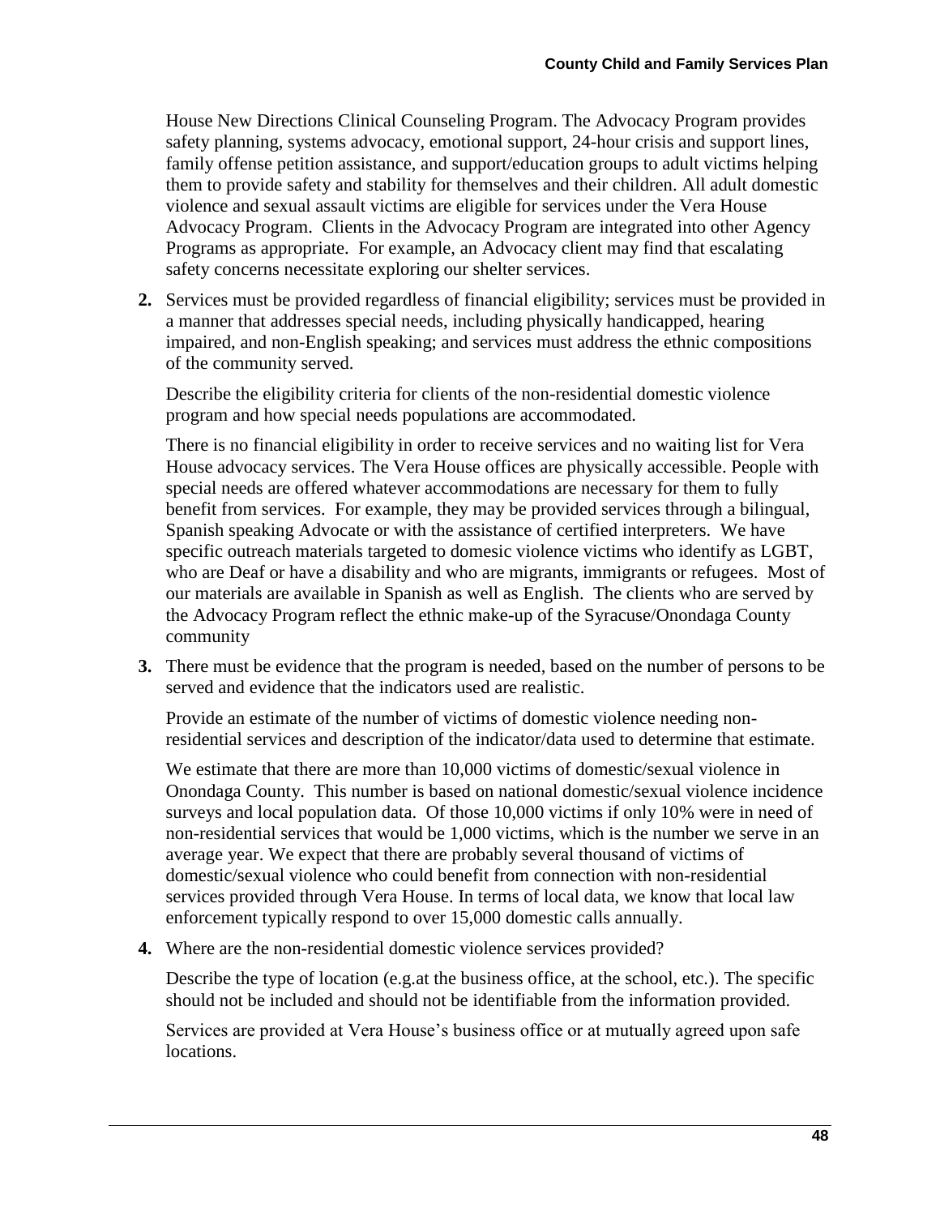House New Directions Clinical Counseling Program. The Advocacy Program provides safety planning, systems advocacy, emotional support, 24-hour crisis and support lines, family offense petition assistance, and support/education groups to adult victims helping them to provide safety and stability for themselves and their children. All adult domestic violence and sexual assault victims are eligible for services under the Vera House Advocacy Program. Clients in the Advocacy Program are integrated into other Agency Programs as appropriate. For example, an Advocacy client may find that escalating safety concerns necessitate exploring our shelter services.

**2.** Services must be provided regardless of financial eligibility; services must be provided in a manner that addresses special needs, including physically handicapped, hearing impaired, and non-English speaking; and services must address the ethnic compositions of the community served.

Describe the eligibility criteria for clients of the non-residential domestic violence program and how special needs populations are accommodated.

There is no financial eligibility in order to receive services and no waiting list for Vera House advocacy services. The Vera House offices are physically accessible. People with special needs are offered whatever accommodations are necessary for them to fully benefit from services. For example, they may be provided services through a bilingual, Spanish speaking Advocate or with the assistance of certified interpreters. We have specific outreach materials targeted to domesic violence victims who identify as LGBT, who are Deaf or have a disability and who are migrants, immigrants or refugees. Most of our materials are available in Spanish as well as English. The clients who are served by the Advocacy Program reflect the ethnic make-up of the Syracuse/Onondaga County community

**3.** There must be evidence that the program is needed, based on the number of persons to be served and evidence that the indicators used are realistic.

Provide an estimate of the number of victims of domestic violence needing non-residential services and description of the indicator/data used to determine that estimate.

We estimate that there are more than 10,000 victims of domestic/sexual violence in Onondaga County. This number is based on national domestic/sexual violence incidence surveys and local population data. Of those 10,000 victims if only 10% were in need of non-residential services that would be 1,000 victims, which is the number we serve in an average year. We expect that there are probably several thousand of victims of domestic/sexual violence who could benefit from connection with non-residential services provided through Vera House. In terms of local data, we know that local law enforcement typically respond to over 15,000 domestic calls annually.

**4.** Where are the non-residential domestic violence services provided?

Describe the type of location (e.g.at the business office, at the school, etc.). The specific should not be included and should not be identifiable from the information provided.

Services are provided at Vera House's business office or at mutually agreed upon safe locations.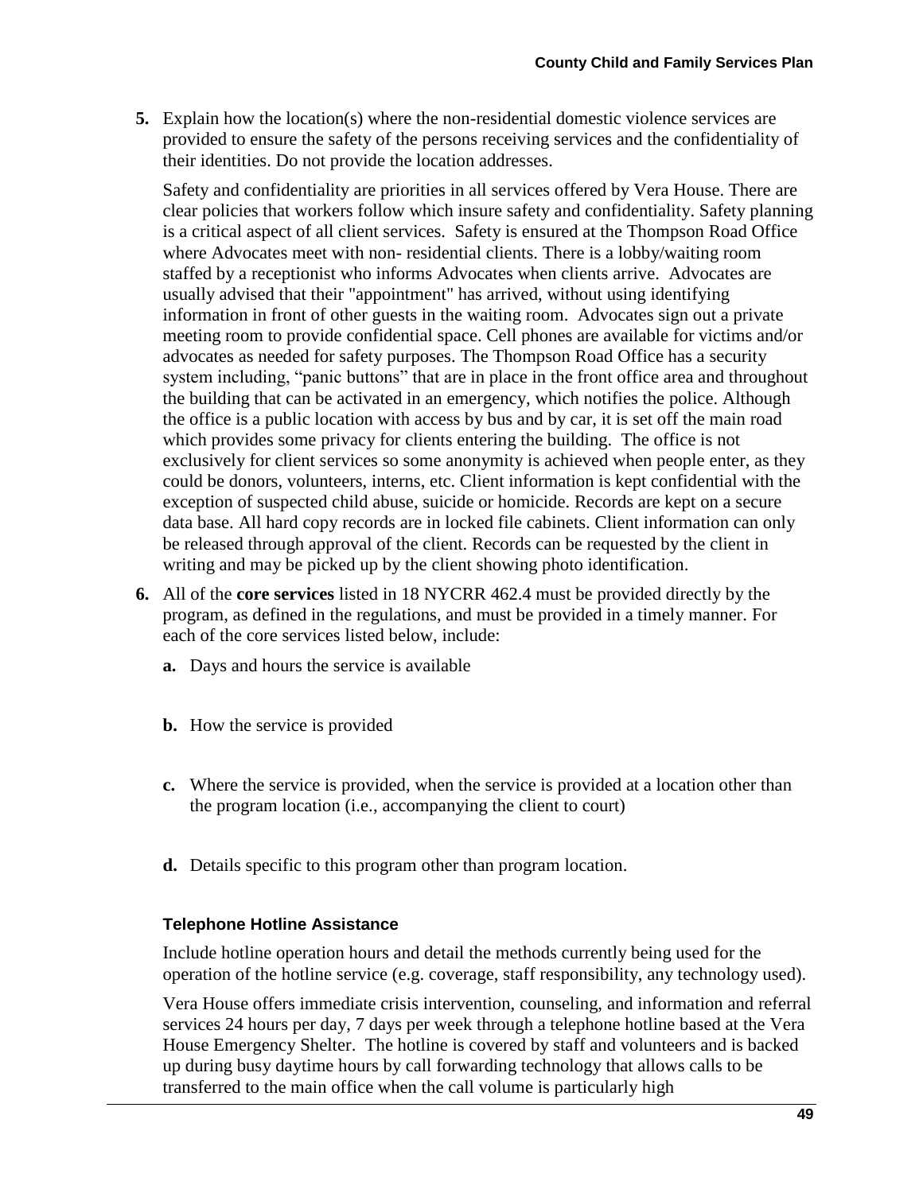**5.** Explain how the location(s) where the non-residential domestic violence services are provided to ensure the safety of the persons receiving services and the confidentiality of their identities. Do not provide the location addresses.

Safety and confidentiality are priorities in all services offered by Vera House. There are clear policies that workers follow which insure safety and confidentiality. Safety planning is a critical aspect of all client services. Safety is ensured at the Thompson Road Office where Advocates meet with non- residential clients. There is a lobby/waiting room staffed by a receptionist who informs Advocates when clients arrive. Advocates are usually advised that their "appointment" has arrived, without using identifying information in front of other guests in the waiting room. Advocates sign out a private meeting room to provide confidential space. Cell phones are available for victims and/or advocates as needed for safety purposes. The Thompson Road Office has a security system including, "panic buttons" that are in place in the front office area and throughout the building that can be activated in an emergency, which notifies the police. Although the office is a public location with access by bus and by car, it is set off the main road which provides some privacy for clients entering the building. The office is not exclusively for client services so some anonymity is achieved when people enter, as they could be donors, volunteers, interns, etc. Client information is kept confidential with the exception of suspected child abuse, suicide or homicide. Records are kept on a secure data base. All hard copy records are in locked file cabinets. Client information can only be released through approval of the client. Records can be requested by the client in writing and may be picked up by the client showing photo identification.

**6.** All of the **core services** listed in 18 NYCRR 462.4 must be provided directly by the program, as defined in the regulations, and must be provided in a timely manner. For each of the core services listed below, include:

**a.** Days and hours the service is available

**b.** How the service is provided

**c.** Where the service is provided, when the service is provided at a location other than the program location (i.e., accompanying the client to court)

**d.** Details specific to this program other than program location.

#### Telephone Hotline Assistance

Include hotline operation hours and detail the methods currently being used for the operation of the hotline service (e.g. coverage, staff responsibility, any technology used).

Vera House offers immediate crisis intervention, counseling, and information and referral services 24 hours per day, 7 days per week through a telephone hotline based at the Vera House Emergency Shelter. The hotline is covered by staff and volunteers and is backed up during busy daytime hours by call forwarding technology that allows calls to be transferred to the main office when the call volume is particularly high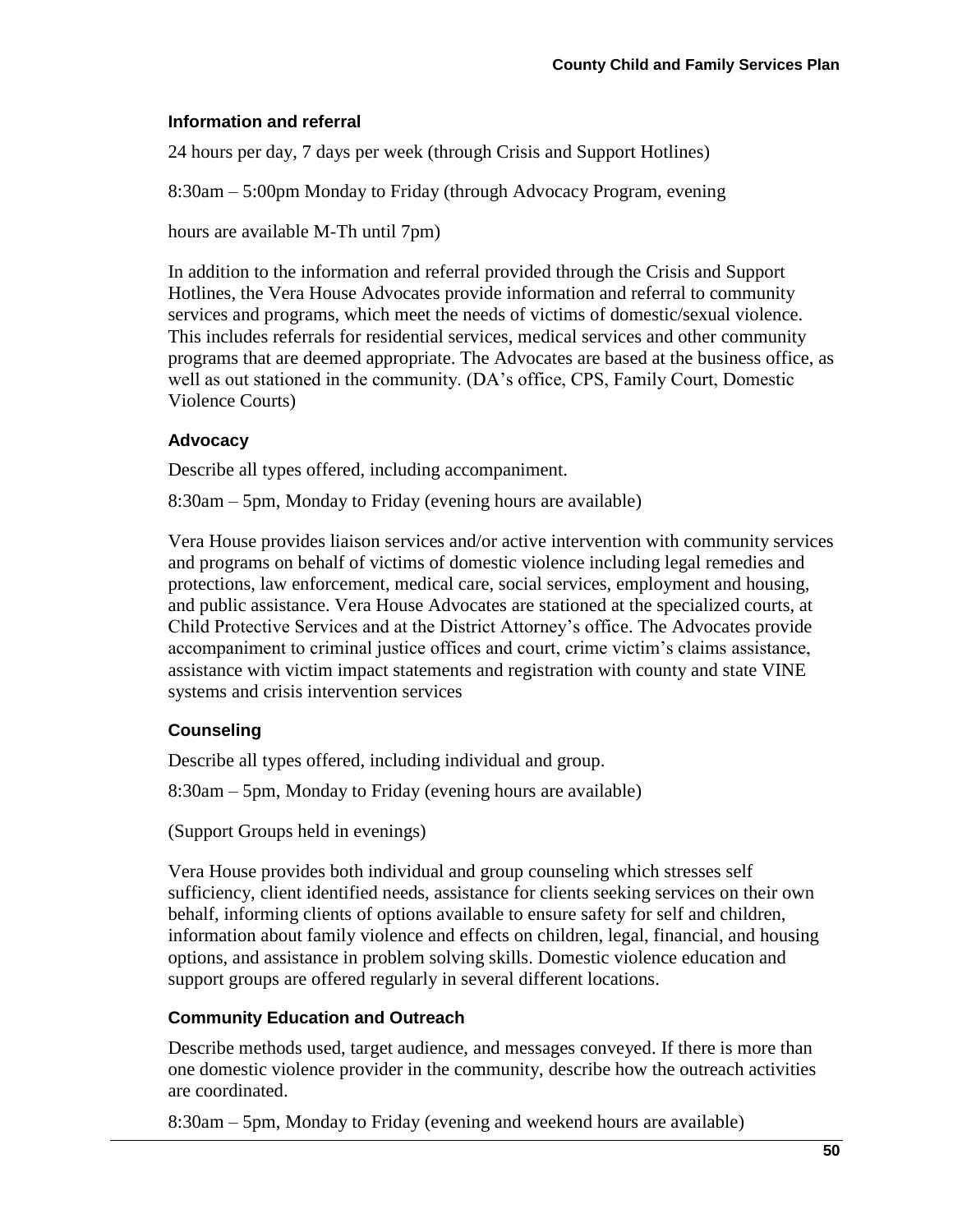### Information and referral

24 hours per day, 7 days per week (through Crisis and Support Hotlines)

8:30am – 5:00pm Monday to Friday (through Advocacy Program, evening

hours are available M-Th until 7pm)

In addition to the information and referral provided through the Crisis and Support Hotlines, the Vera House Advocates provide information and referral to community services and programs, which meet the needs of victims of domestic/sexual violence. This includes referrals for residential services, medical services and other community programs that are deemed appropriate. The Advocates are based at the business office, as well as out stationed in the community. (DA's office, CPS, Family Court, Domestic Violence Courts)

### Advocacy

Describe all types offered, including accompaniment.

8:30am – 5pm, Monday to Friday (evening hours are available)

Vera House provides liaison services and/or active intervention with community services and programs on behalf of victims of domestic violence including legal remedies and protections, law enforcement, medical care, social services, employment and housing, and public assistance. Vera House Advocates are stationed at the specialized courts, at Child Protective Services and at the District Attorney's office. The Advocates provide accompaniment to criminal justice offices and court, crime victim's claims assistance, assistance with victim impact statements and registration with county and state VINE systems and crisis intervention services

### Counseling

Describe all types offered, including individual and group.

8:30am – 5pm, Monday to Friday (evening hours are available)

(Support Groups held in evenings)

Vera House provides both individual and group counseling which stresses self sufficiency, client identified needs, assistance for clients seeking services on their own behalf, informing clients of options available to ensure safety for self and children, information about family violence and effects on children, legal, financial, and housing options, and assistance in problem solving skills. Domestic violence education and support groups are offered regularly in several different locations.

### Community Education and Outreach

Describe methods used, target audience, and messages conveyed. If there is more than one domestic violence provider in the community, describe how the outreach activities are coordinated.

8:30am – 5pm, Monday to Friday (evening and weekend hours are available)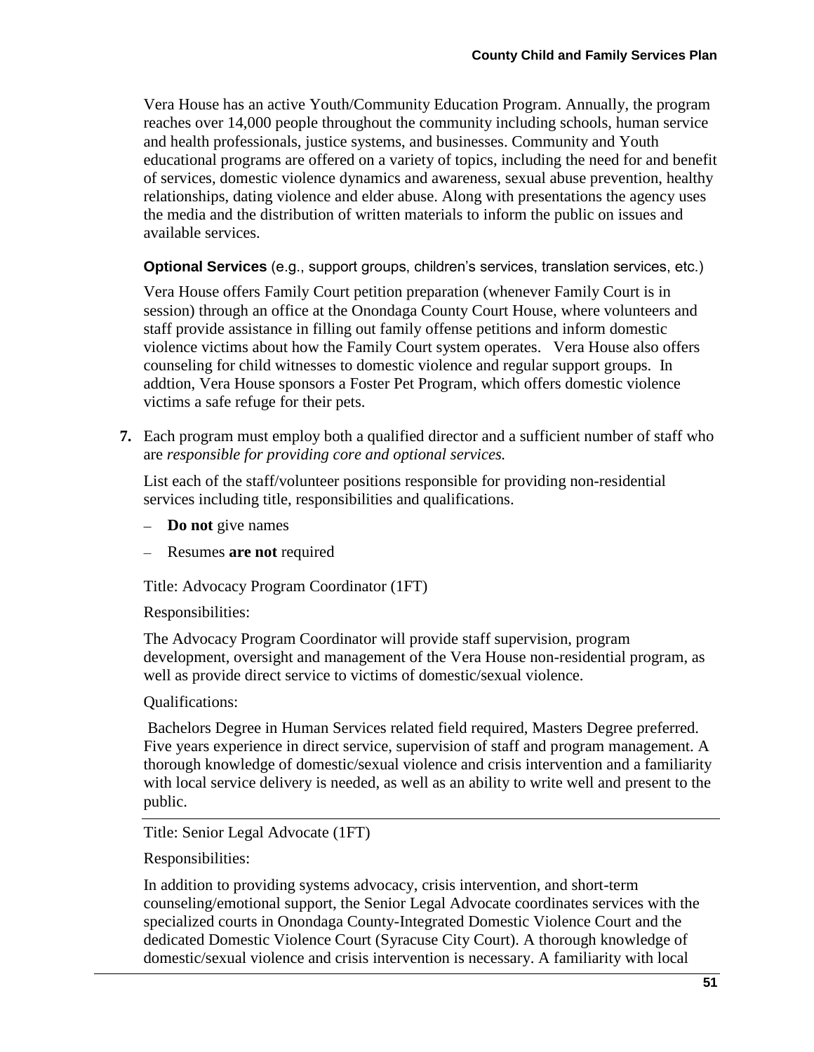Vera House has an active Youth/Community Education Program. Annually, the program reaches over 14,000 people throughout the community including schools, human service and health professionals, justice systems, and businesses. Community and Youth educational programs are offered on a variety of topics, including the need for and benefit of services, domestic violence dynamics and awareness, sexual abuse prevention, healthy relationships, dating violence and elder abuse. Along with presentations the agency uses the media and the distribution of written materials to inform the public on issues and available services.

**Optional Services** (e.g., support groups, children's services, translation services, etc.)

Vera House offers Family Court petition preparation (whenever Family Court is in session) through an office at the Onondaga County Court House, where volunteers and staff provide assistance in filling out family offense petitions and inform domestic violence victims about how the Family Court system operates. Vera House also offers counseling for child witnesses to domestic violence and regular support groups. In addtion, Vera House sponsors a Foster Pet Program, which offers domestic violence victims a safe refuge for their pets.

**7.** Each program must employ both a qualified director and a sufficient number of staff who are *responsible for providing core and optional services.*

List each of the staff/volunteer positions responsible for providing non-residential services including title, responsibilities and qualifications.

– **Do not** give names

– Resumes **are not** required

Title: Advocacy Program Coordinator (1FT)

Responsibilities:

The Advocacy Program Coordinator will provide staff supervision, program development, oversight and management of the Vera House non-residential program, as well as provide direct service to victims of domestic/sexual violence.

Qualifications:

Bachelors Degree in Human Services related field required, Masters Degree preferred. Five years experience in direct service, supervision of staff and program management. A thorough knowledge of domestic/sexual violence and crisis intervention and a familiarity with local service delivery is needed, as well as an ability to write well and present to the public.

---

Title: Senior Legal Advocate (1FT)

Responsibilities:

In addition to providing systems advocacy, crisis intervention, and short-term counseling/emotional support, the Senior Legal Advocate coordinates services with the specialized courts in Onondaga County-Integrated Domestic Violence Court and the dedicated Domestic Violence Court (Syracuse City Court). A thorough knowledge of domestic/sexual violence and crisis intervention is necessary. A familiarity with local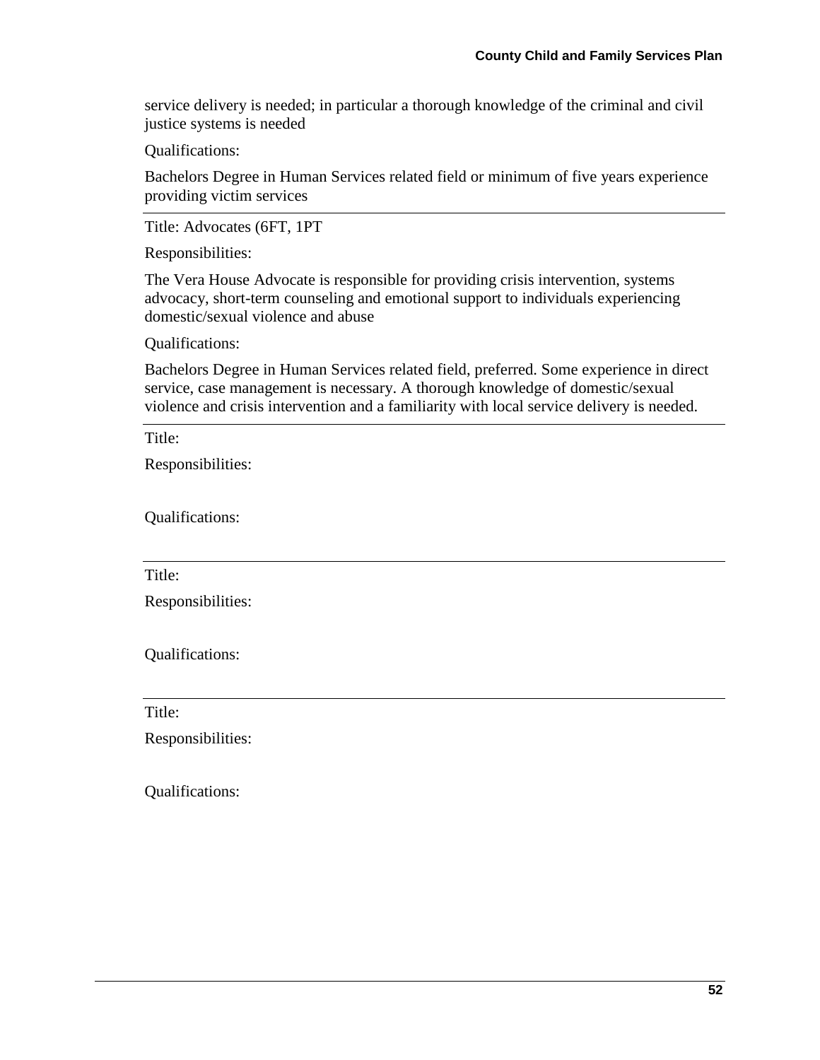service delivery is needed; in particular a thorough knowledge of the criminal and civil justice systems is needed

Qualifications:

Bachelors Degree in Human Services related field or minimum of five years experience providing victim services

---

Title: Advocates (6FT, 1PT

Responsibilities:

The Vera House Advocate is responsible for providing crisis intervention, systems advocacy, short-term counseling and emotional support to individuals experiencing domestic/sexual violence and abuse

Qualifications:

Bachelors Degree in Human Services related field, preferred. Some experience in direct service, case management is necessary. A thorough knowledge of domestic/sexual violence and crisis intervention and a familiarity with local service delivery is needed.

---

Title:

Responsibilities:

Qualifications:

---

Title:

Responsibilities:

Qualifications:

---

Title:

Responsibilities:

Qualifications: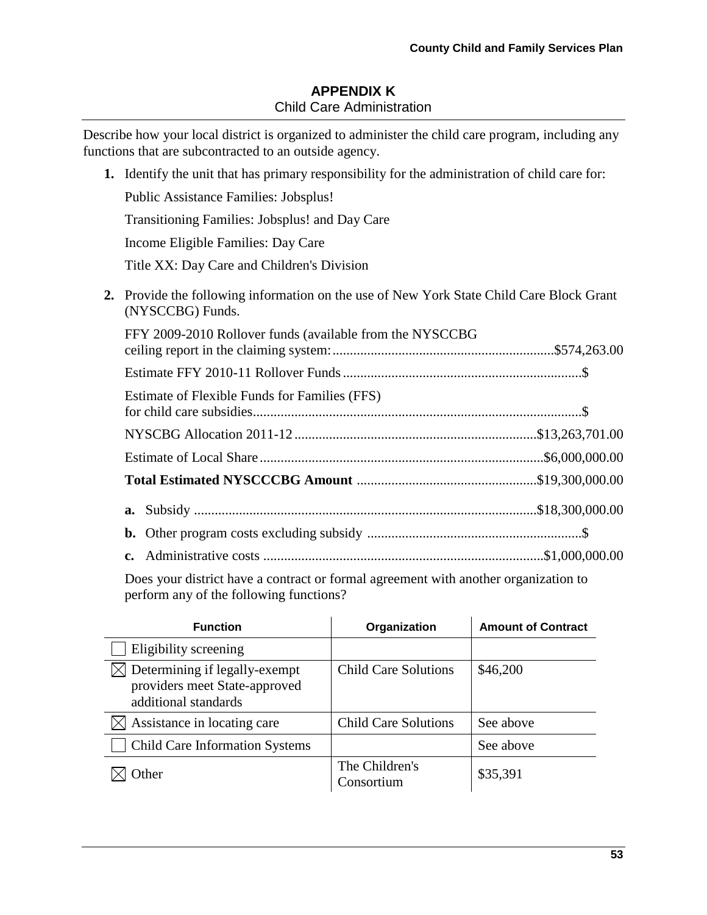# APPENDIX K

## Child Care Administration

Describe how your local district is organized to administer the child care program, including any functions that are subcontracted to an outside agency.

1. Identify the unit that has primary responsibility for the administration of child care for:

   Public Assistance Families: Jobsplus!

   Transitioning Families: Jobsplus! and Day Care

   Income Eligible Families: Day Care

   Title XX: Day Care and Children's Division

2. Provide the following information on the use of New York State Child Care Block Grant (NYSCCBG) Funds.

   FFY 2009-2010 Rollover funds (available from the NYSCCBG ceiling report in the claiming system: ........ $574,263.00

   Estimate FFY 2010-11 Rollover Funds ........ $

   Estimate of Flexible Funds for Families (FFS) for child care subsidies ........ $

   NYSCBG Allocation 2011-12 ........ $13,263,701.00

   Estimate of Local Share ........ $6,000,000.00

   **Total Estimated NYSCCCBG Amount** ........ $19,300,000.00

   **a.** Subsidy ........ $18,300,000.00

   **b.** Other program costs excluding subsidy ........ $

   **c.** Administrative costs ........ $1,000,000.00

   Does your district have a contract or formal agreement with another organization to perform any of the following functions?

| Function | Organization | Amount of Contract |
|---|---|---|
| ☐ Eligibility screening | | |
| ☒ Determining if legally-exempt providers meet State-approved additional standards | Child Care Solutions | $46,200 |
| ☒ Assistance in locating care | Child Care Solutions | See above |
| ☐ Child Care Information Systems | | See above |
| ☒ Other | The Children's Consortium | $35,391 |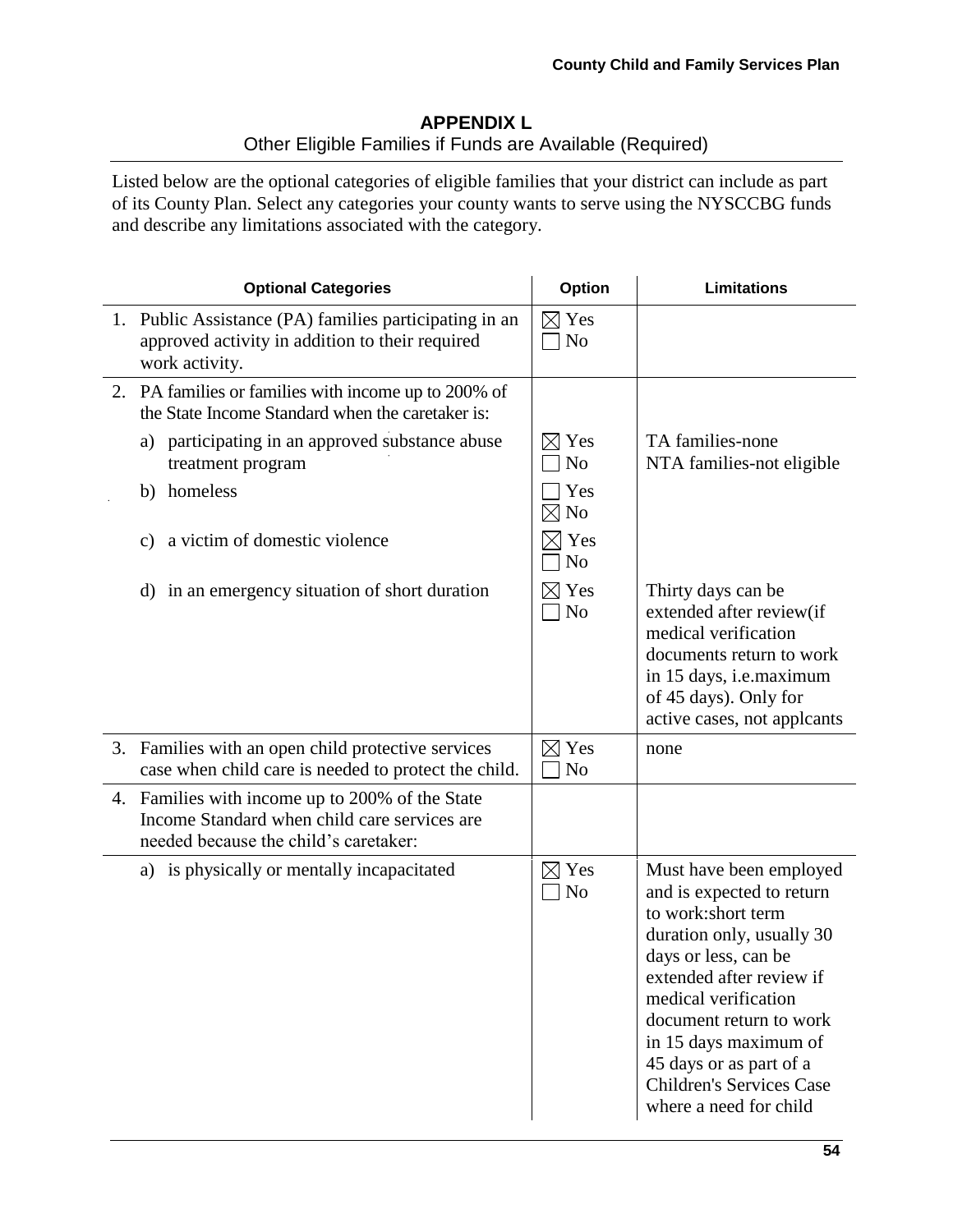## APPENDIX L

Other Eligible Families if Funds are Available (Required)

Listed below are the optional categories of eligible families that your district can include as part of its County Plan. Select any categories your county wants to serve using the NYSCCBG funds and describe any limitations associated with the category.

| Optional Categories | Option | Limitations |
|---|---|---|
| 1. Public Assistance (PA) families participating in an approved activity in addition to their required work activity. | ☒ Yes ☐ No | |
| 2. PA families or families with income up to 200% of the State Income Standard when the caretaker is: | | |
| a) participating in an approved substance abuse treatment program | ☒ Yes ☐ No | TA families-none NTA families-not eligible |
| b) homeless | ☐ Yes ☒ No | |
| c) a victim of domestic violence | ☒ Yes ☐ No | |
| d) in an emergency situation of short duration | ☒ Yes ☐ No | Thirty days can be extended after review(if medical verification documents return to work in 15 days, i.e.maximum of 45 days). Only for active cases, not applcants |
| 3. Families with an open child protective services case when child care is needed to protect the child. | ☒ Yes ☐ No | none |
| 4. Families with income up to 200% of the State Income Standard when child care services are needed because the child's caretaker: | | |
| a) is physically or mentally incapacitated | ☒ Yes ☐ No | Must have been employed and is expected to return to work:short term duration only, usually 30 days or less, can be extended after review if medical verification document return to work in 15 days maximum of 45 days or as part of a Children's Services Case where a need for child |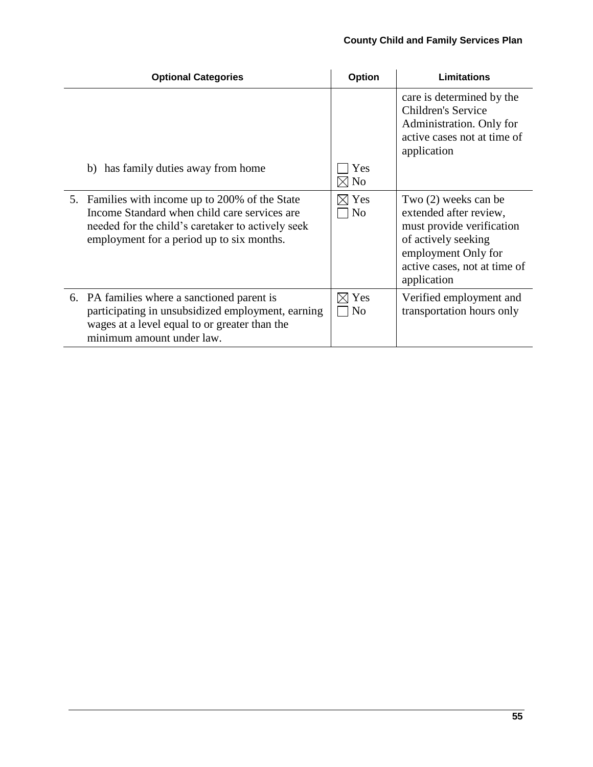| Optional Categories | Option | Limitations |
|---|---|---|
| | | care is determined by the Children's Service Administration. Only for active cases not at time of application |
| b) has family duties away from home | ☐ Yes ☒ No | |
| 5. Families with income up to 200% of the State Income Standard when child care services are needed for the child's caretaker to actively seek employment for a period up to six months. | ☒ Yes ☐ No | Two (2) weeks can be extended after review, must provide verification of actively seeking employment Only for active cases, not at time of application |
| 6. PA families where a sanctioned parent is participating in unsubsidized employment, earning wages at a level equal to or greater than the minimum amount under law. | ☒ Yes ☐ No | Verified employment and transportation hours only |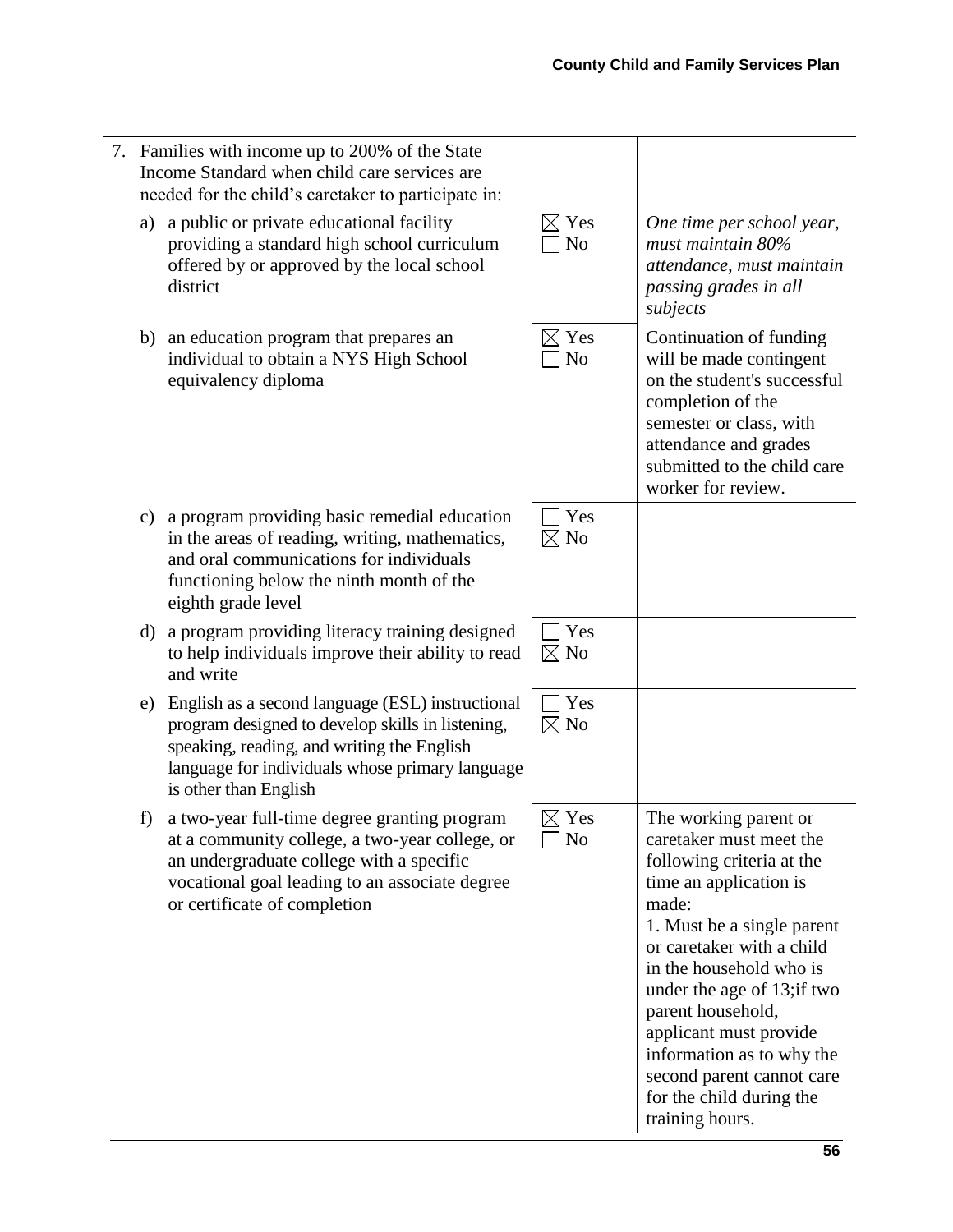| | | |
|---|---|---|
| 7. Families with income up to 200% of the State Income Standard when child care services are needed for the child's caretaker to participate in: | | |
| a) a public or private educational facility providing a standard high school curriculum offered by or approved by the local school district | ☒ Yes ☐ No | *One time per school year, must maintain 80% attendance, must maintain passing grades in all subjects* |
| b) an education program that prepares an individual to obtain a NYS High School equivalency diploma | ☒ Yes ☐ No | Continuation of funding will be made contingent on the student's successful completion of the semester or class, with attendance and grades submitted to the child care worker for review. |
| c) a program providing basic remedial education in the areas of reading, writing, mathematics, and oral communications for individuals functioning below the ninth month of the eighth grade level | ☐ Yes ☒ No | |
| d) a program providing literacy training designed to help individuals improve their ability to read and write | ☐ Yes ☒ No | |
| e) English as a second language (ESL) instructional program designed to develop skills in listening, speaking, reading, and writing the English language for individuals whose primary language is other than English | ☐ Yes ☒ No | |
| f) a two-year full-time degree granting program at a community college, a two-year college, or an undergraduate college with a specific vocational goal leading to an associate degree or certificate of completion | ☒ Yes ☐ No | The working parent or caretaker must meet the following criteria at the time an application is made: 1. Must be a single parent or caretaker with a child in the household who is under the age of 13;if two parent household, applicant must provide information as to why the second parent cannot care for the child during the training hours. |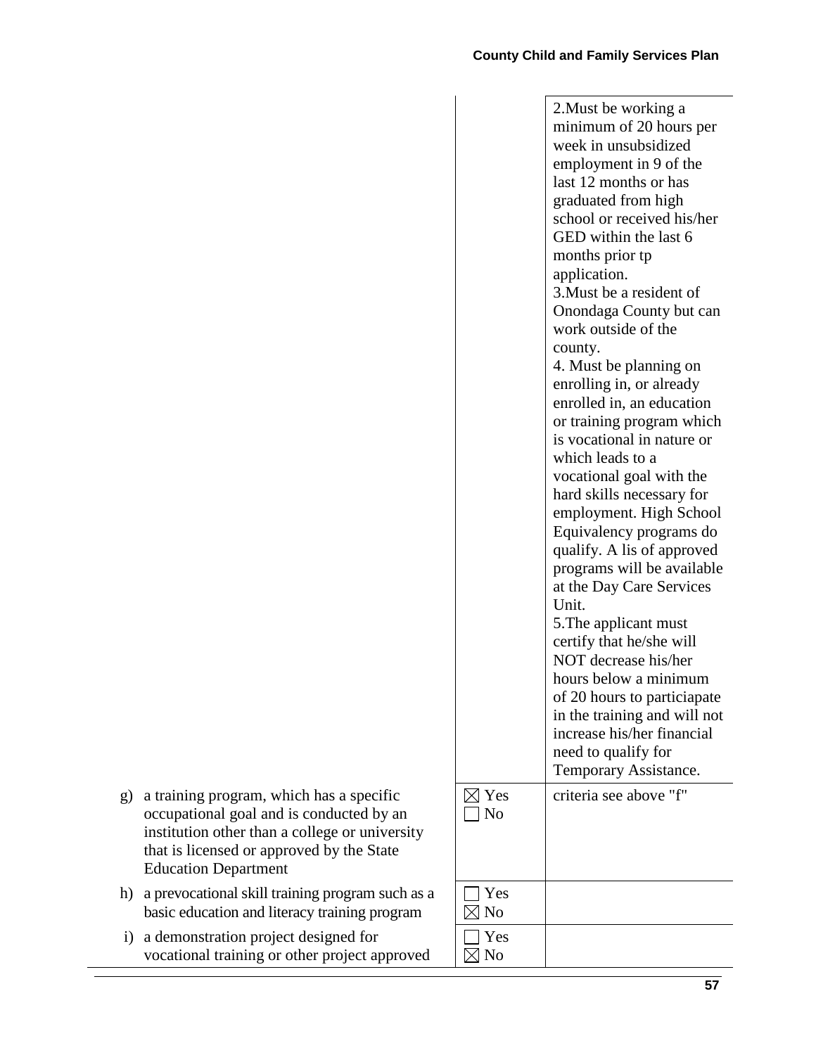| | | |
|---|---|---|
| | | 2.Must be working a minimum of 20 hours per week in unsubsidized employment in 9 of the last 12 months or has graduated from high school or received his/her GED within the last 6 months prior tp application.<br>3.Must be a resident of Onondaga County but can work outside of the county.<br>4. Must be planning on enrolling in, or already enrolled in, an education or training program which is vocational in nature or which leads to a vocational goal with the hard skills necessary for employment. High School Equivalency programs do qualify. A lis of approved programs will be available at the Day Care Services Unit.<br>5.The applicant must certify that he/she will NOT decrease his/her hours below a minimum of 20 hours to particiapate in the training and will not increase his/her financial need to qualify for Temporary Assistance. |
| g) a training program, which has a specific occupational goal and is conducted by an institution other than a college or university that is licensed or approved by the State Education Department | ☒ Yes<br>☐ No | criteria see above "f" |
| h) a prevocational skill training program such as a basic education and literacy training program | ☐ Yes<br>☒ No | |
| i) a demonstration project designed for vocational training or other project approved | ☐ Yes<br>☒ No | |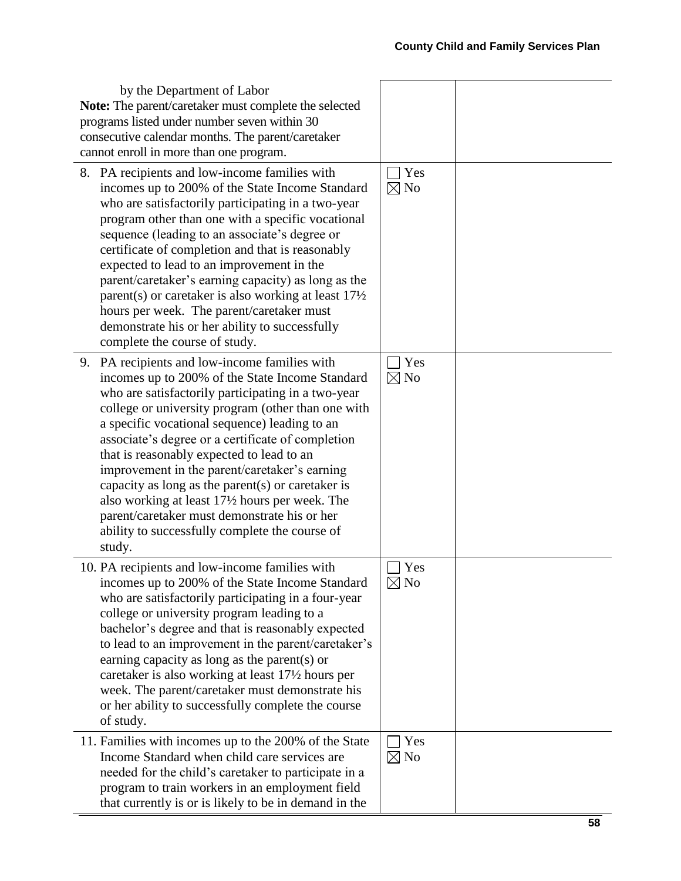| | | |
|---|---|---|
| by the Department of Labor<br>**Note:** The parent/caretaker must complete the selected programs listed under number seven within 30 consecutive calendar months. The parent/caretaker cannot enroll in more than one program. | | |
| 8. PA recipients and low-income families with incomes up to 200% of the State Income Standard who are satisfactorily participating in a two-year program other than one with a specific vocational sequence (leading to an associate's degree or certificate of completion and that is reasonably expected to lead to an improvement in the parent/caretaker's earning capacity) as long as the parent(s) or caretaker is also working at least 17½ hours per week. The parent/caretaker must demonstrate his or her ability to successfully complete the course of study. | ☐ Yes<br>☒ No | |
| 9. PA recipients and low-income families with incomes up to 200% of the State Income Standard who are satisfactorily participating in a two-year college or university program (other than one with a specific vocational sequence) leading to an associate's degree or a certificate of completion that is reasonably expected to lead to an improvement in the parent/caretaker's earning capacity as long as the parent(s) or caretaker is also working at least 17½ hours per week. The parent/caretaker must demonstrate his or her ability to successfully complete the course of study. | ☐ Yes<br>☒ No | |
| 10. PA recipients and low-income families with incomes up to 200% of the State Income Standard who are satisfactorily participating in a four-year college or university program leading to a bachelor's degree and that is reasonably expected to lead to an improvement in the parent/caretaker's earning capacity as long as the parent(s) or caretaker is also working at least 17½ hours per week. The parent/caretaker must demonstrate his or her ability to successfully complete the course of study. | ☐ Yes<br>☒ No | |
| 11. Families with incomes up to the 200% of the State Income Standard when child care services are needed for the child's caretaker to participate in a program to train workers in an employment field that currently is or is likely to be in demand in the | ☐ Yes<br>☒ No | |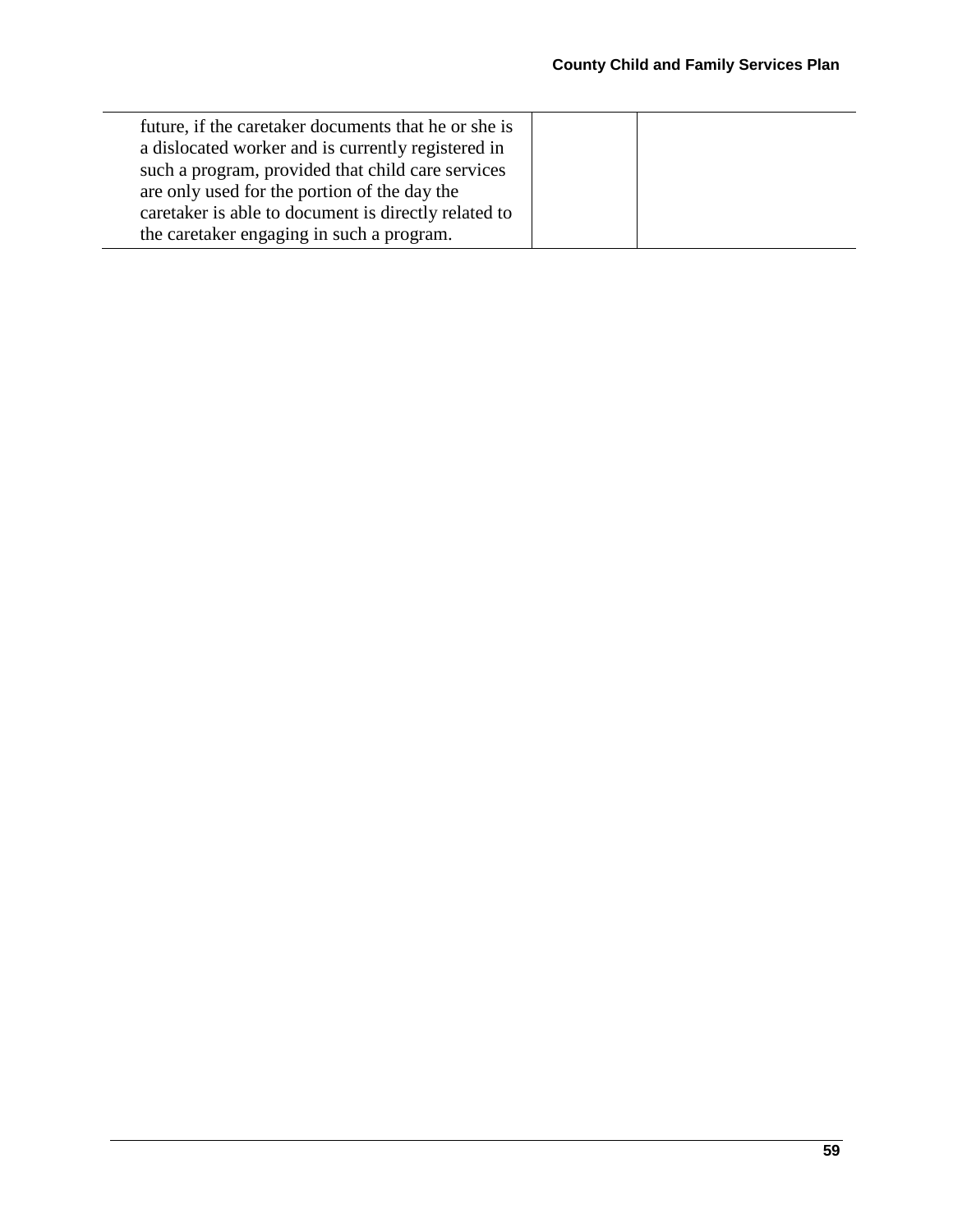| | | |
|---|---|---|
| future, if the caretaker documents that he or she is a dislocated worker and is currently registered in such a program, provided that child care services are only used for the portion of the day the caretaker is able to document is directly related to the caretaker engaging in such a program. | | |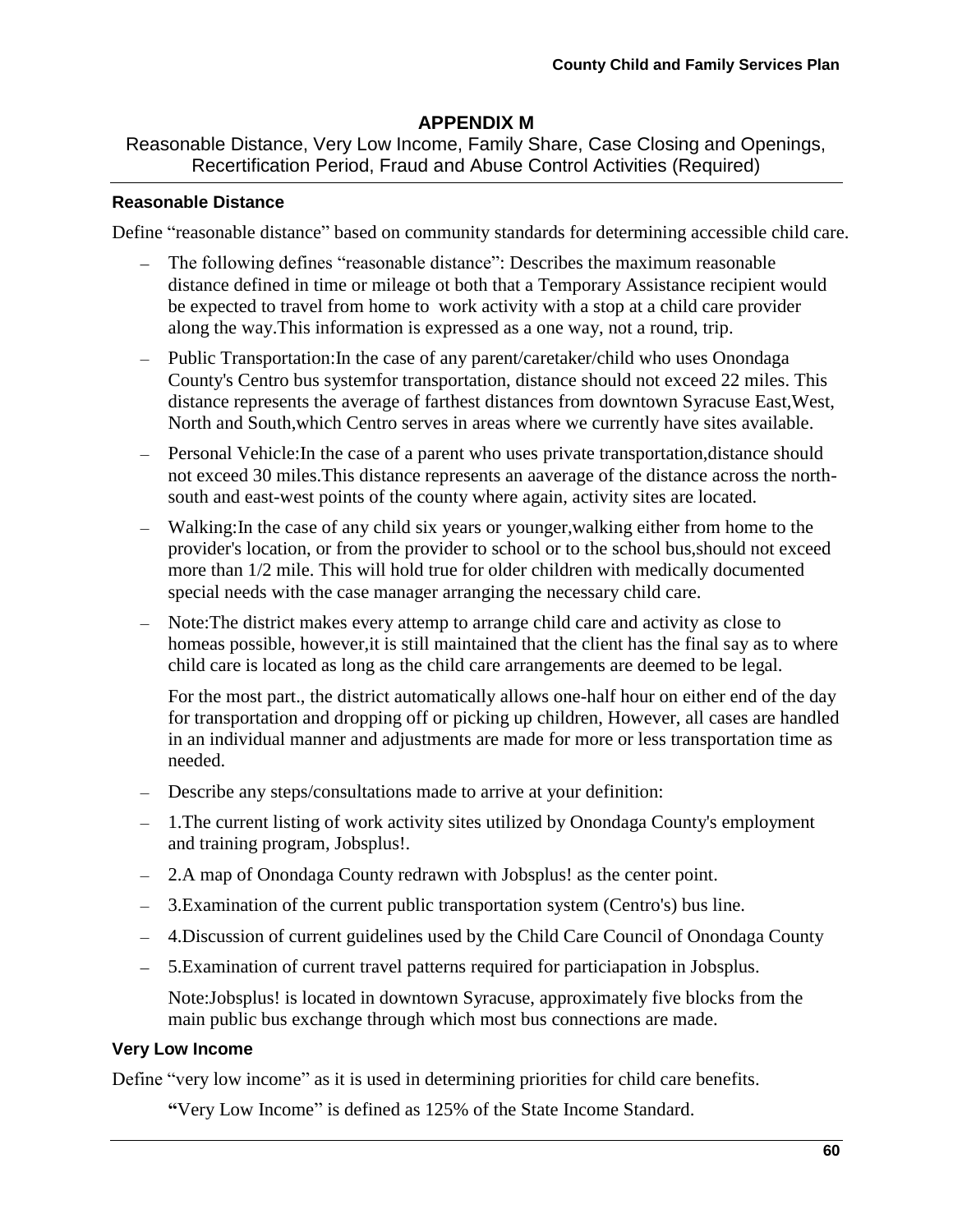## APPENDIX M

Reasonable Distance, Very Low Income, Family Share, Case Closing and Openings, Recertification Period, Fraud and Abuse Control Activities (Required)

### Reasonable Distance

Define “reasonable distance” based on community standards for determining accessible child care.

- The following defines “reasonable distance”: Describes the maximum reasonable distance defined in time or mileage ot both that a Temporary Assistance recipient would be expected to travel from home to work activity with a stop at a child care provider along the way.This information is expressed as a one way, not a round, trip.
- Public Transportation:In the case of any parent/caretaker/child who uses Onondaga County's Centro bus systemfor transportation, distance should not exceed 22 miles. This distance represents the average of farthest distances from downtown Syracuse East,West, North and South,which Centro serves in areas where we currently have sites available.
- Personal Vehicle:In the case of a parent who uses private transportation,distance should not exceed 30 miles.This distance represents an aaverage of the distance across the north-south and east-west points of the county where again, activity sites are located.
- Walking:In the case of any child six years or younger,walking either from home to the provider's location, or from the provider to school or to the school bus,should not exceed more than 1/2 mile. This will hold true for older children with medically documented special needs with the case manager arranging the necessary child care.
- Note:The district makes every attemp to arrange child care and activity as close to homeas possible, however,it is still maintained that the client has the final say as to where child care is located as long as the child care arrangements are deemed to be legal.

  For the most part., the district automatically allows one-half hour on either end of the day for transportation and dropping off or picking up children, However, all cases are handled in an individual manner and adjustments are made for more or less transportation time as needed.
- Describe any steps/consultations made to arrive at your definition:
- 1.The current listing of work activity sites utilized by Onondaga County's employment and training program, Jobsplus!.
- 2.A map of Onondaga County redrawn with Jobsplus! as the center point.
- 3.Examination of the current public transportation system (Centro's) bus line.
- 4.Discussion of current guidelines used by the Child Care Council of Onondaga County
- 5.Examination of current travel patterns required for particiapation in Jobsplus.

  Note:Jobsplus! is located in downtown Syracuse, approximately five blocks from the main public bus exchange through which most bus connections are made.

### Very Low Income

Define “very low income” as it is used in determining priorities for child care benefits.

“Very Low Income” is defined as 125% of the State Income Standard.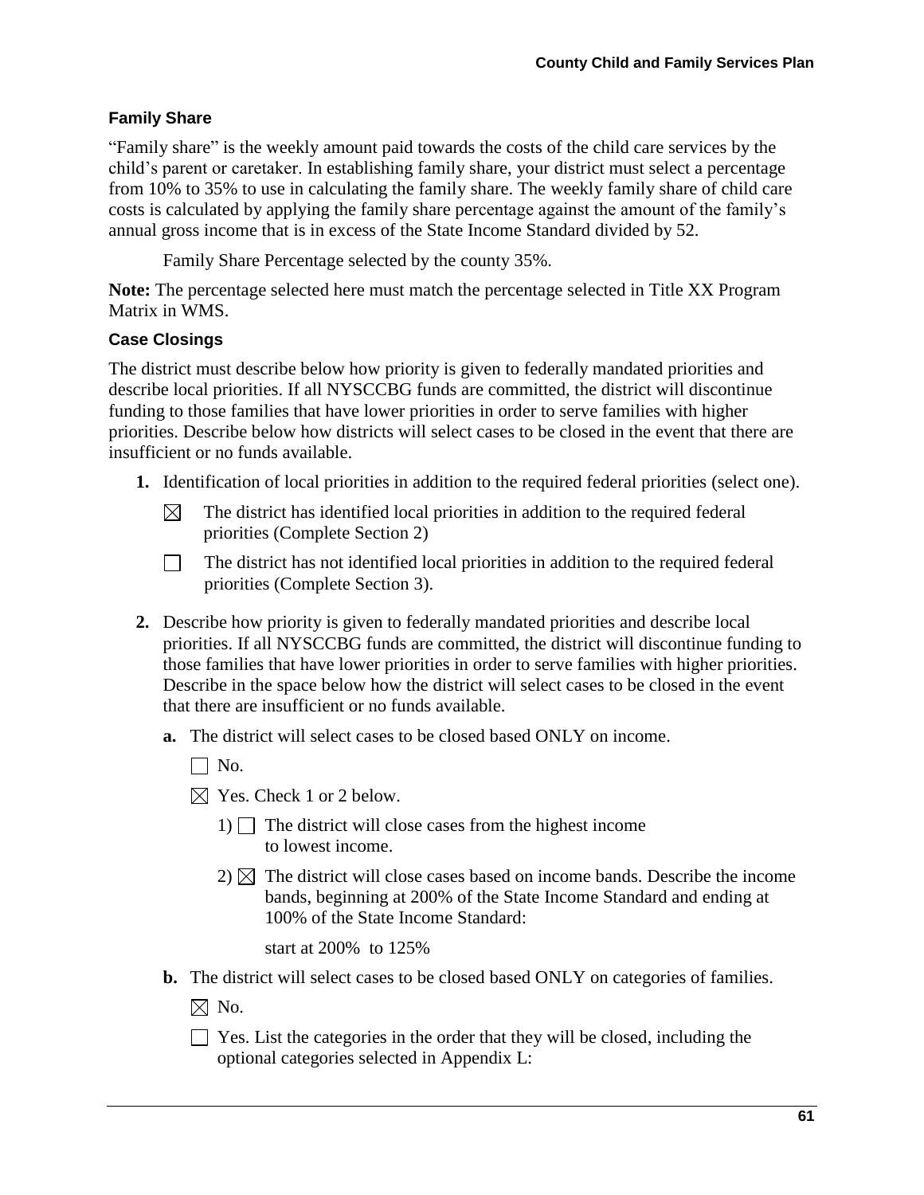### Family Share

"Family share" is the weekly amount paid towards the costs of the child care services by the child's parent or caretaker. In establishing family share, your district must select a percentage from 10% to 35% to use in calculating the family share. The weekly family share of child care costs is calculated by applying the family share percentage against the amount of the family's annual gross income that is in excess of the State Income Standard divided by 52.

Family Share Percentage selected by the county 35%.

**Note:** The percentage selected here must match the percentage selected in Title XX Program Matrix in WMS.

### Case Closings

The district must describe below how priority is given to federally mandated priorities and describe local priorities. If all NYSCCBG funds are committed, the district will discontinue funding to those families that have lower priorities in order to serve families with higher priorities. Describe below how districts will select cases to be closed in the event that there are insufficient or no funds available.

**1.** Identification of local priorities in addition to the required federal priorities (select one).

☒ The district has identified local priorities in addition to the required federal priorities (Complete Section 2)

☐ The district has not identified local priorities in addition to the required federal priorities (Complete Section 3).

**2.** Describe how priority is given to federally mandated priorities and describe local priorities. If all NYSCCBG funds are committed, the district will discontinue funding to those families that have lower priorities in order to serve families with higher priorities. Describe in the space below how the district will select cases to be closed in the event that there are insufficient or no funds available.

**a.** The district will select cases to be closed based ONLY on income.

☐ No.

☒ Yes. Check 1 or 2 below.

1) ☐ The district will close cases from the highest income to lowest income.

2) ☒ The district will close cases based on income bands. Describe the income bands, beginning at 200% of the State Income Standard and ending at 100% of the State Income Standard:

start at 200% to 125%

**b.** The district will select cases to be closed based ONLY on categories of families.

☒ No.

☐ Yes. List the categories in the order that they will be closed, including the optional categories selected in Appendix L: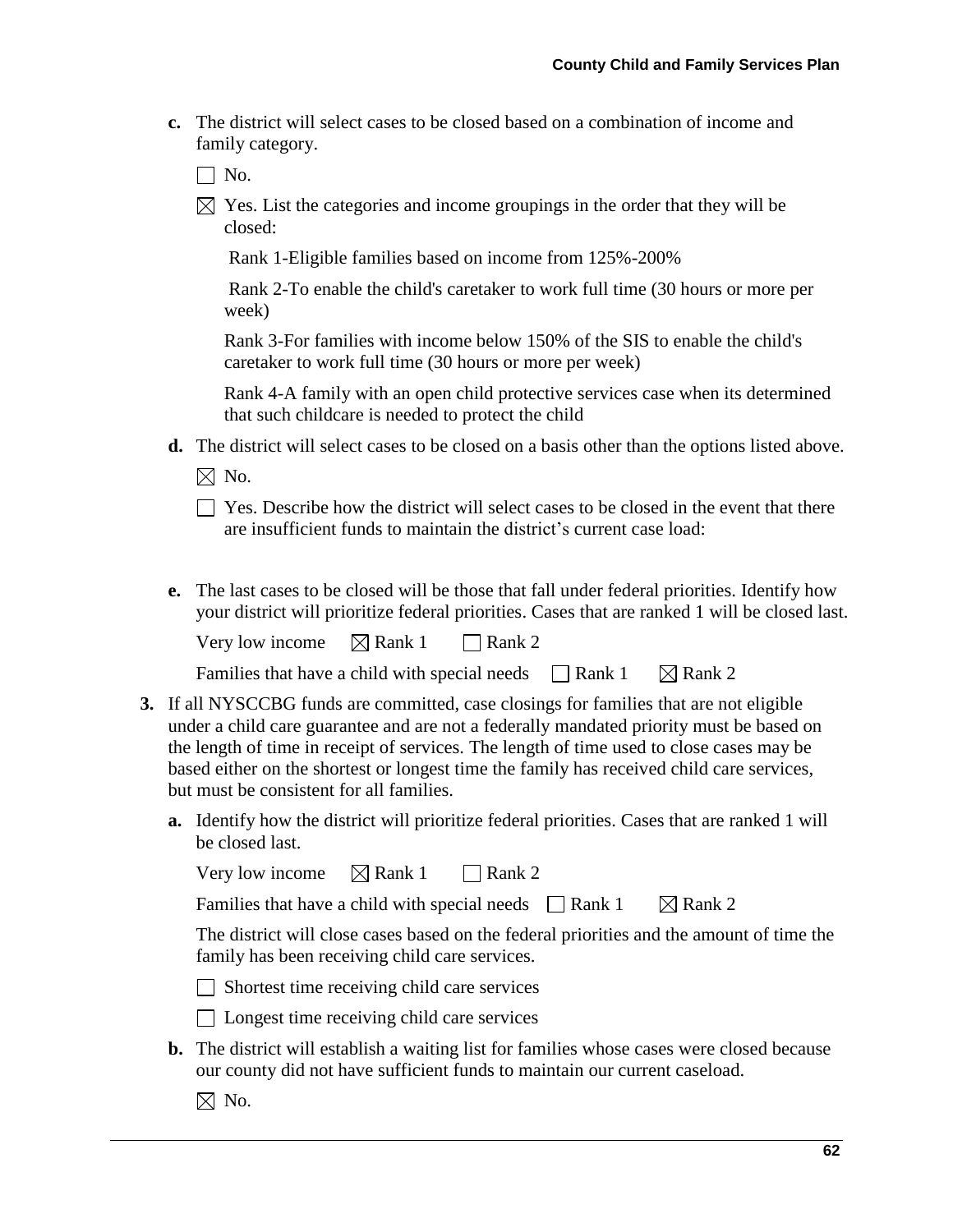**c.** The district will select cases to be closed based on a combination of income and family category.

☐ No.

☒ Yes. List the categories and income groupings in the order that they will be closed:

Rank 1-Eligible families based on income from 125%-200%

Rank 2-To enable the child's caretaker to work full time (30 hours or more per week)

Rank 3-For families with income below 150% of the SIS to enable the child's caretaker to work full time (30 hours or more per week)

Rank 4-A family with an open child protective services case when its determined that such childcare is needed to protect the child

**d.** The district will select cases to be closed on a basis other than the options listed above.

☒ No.

☐ Yes. Describe how the district will select cases to be closed in the event that there are insufficient funds to maintain the district's current case load:

**e.** The last cases to be closed will be those that fall under federal priorities. Identify how your district will prioritize federal priorities. Cases that are ranked 1 will be closed last.

Very low income ☒ Rank 1 ☐ Rank 2

Families that have a child with special needs ☐ Rank 1 ☒ Rank 2

**3.** If all NYSCCBG funds are committed, case closings for families that are not eligible under a child care guarantee and are not a federally mandated priority must be based on the length of time in receipt of services. The length of time used to close cases may be based either on the shortest or longest time the family has received child care services, but must be consistent for all families.

**a.** Identify how the district will prioritize federal priorities. Cases that are ranked 1 will be closed last.

Very low income ☒ Rank 1 ☐ Rank 2

Families that have a child with special needs ☐ Rank 1 ☒ Rank 2

The district will close cases based on the federal priorities and the amount of time the family has been receiving child care services.

☐ Shortest time receiving child care services

☐ Longest time receiving child care services

**b.** The district will establish a waiting list for families whose cases were closed because our county did not have sufficient funds to maintain our current caseload.

☒ No.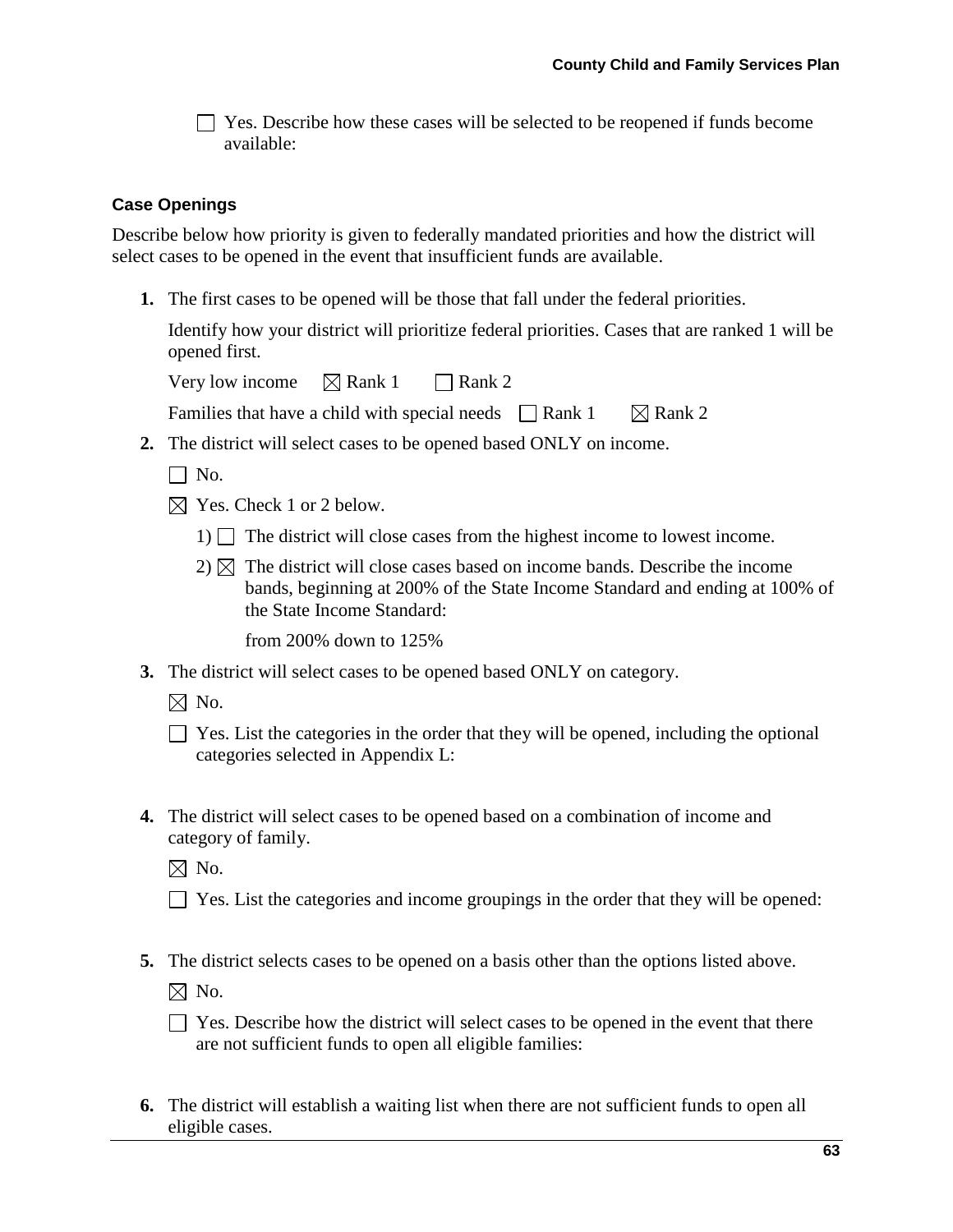☐ Yes. Describe how these cases will be selected to be reopened if funds become available:

### Case Openings

Describe below how priority is given to federally mandated priorities and how the district will select cases to be opened in the event that insufficient funds are available.

**1.** The first cases to be opened will be those that fall under the federal priorities.

Identify how your district will prioritize federal priorities. Cases that are ranked 1 will be opened first.

Very low income ☒ Rank 1 ☐ Rank 2

Families that have a child with special needs ☐ Rank 1 ☒ Rank 2

**2.** The district will select cases to be opened based ONLY on income.

☐ No.

☒ Yes. Check 1 or 2 below.

1) ☐ The district will close cases from the highest income to lowest income.

2) ☒ The district will close cases based on income bands. Describe the income bands, beginning at 200% of the State Income Standard and ending at 100% of the State Income Standard:

from 200% down to 125%

**3.** The district will select cases to be opened based ONLY on category.

☒ No.

☐ Yes. List the categories in the order that they will be opened, including the optional categories selected in Appendix L:

**4.** The district will select cases to be opened based on a combination of income and category of family.

☒ No.

☐ Yes. List the categories and income groupings in the order that they will be opened:

**5.** The district selects cases to be opened on a basis other than the options listed above.

☒ No.

☐ Yes. Describe how the district will select cases to be opened in the event that there are not sufficient funds to open all eligible families:

**6.** The district will establish a waiting list when there are not sufficient funds to open all eligible cases.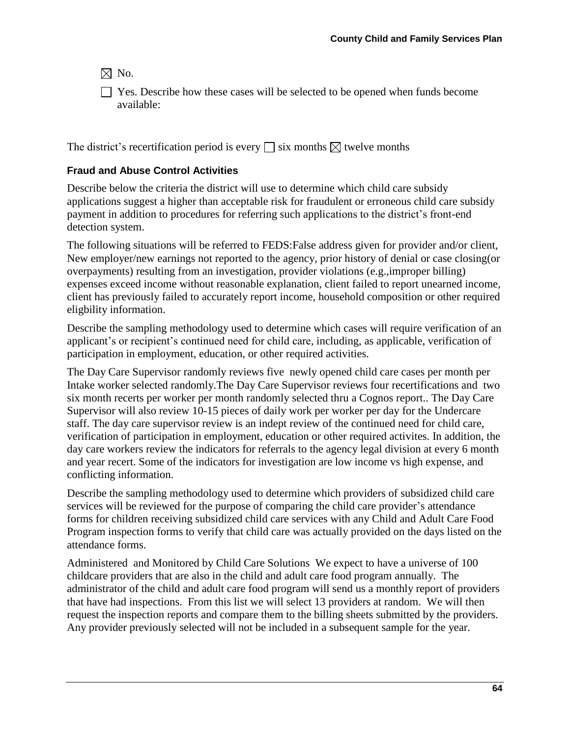☒ No.

☐ Yes. Describe how these cases will be selected to be opened when funds become available:

The district's recertification period is every ☐ six months ☒ twelve months

### Fraud and Abuse Control Activities

Describe below the criteria the district will use to determine which child care subsidy applications suggest a higher than acceptable risk for fraudulent or erroneous child care subsidy payment in addition to procedures for referring such applications to the district's front-end detection system.

The following situations will be referred to FEDS:False address given for provider and/or client, New employer/new earnings not reported to the agency, prior history of denial or case closing(or overpayments) resulting from an investigation, provider violations (e.g.,improper billing) expenses exceed income without reasonable explanation, client failed to report unearned income, client has previously failed to accurately report income, household composition or other required eligbility information.

Describe the sampling methodology used to determine which cases will require verification of an applicant's or recipient's continued need for child care, including, as applicable, verification of participation in employment, education, or other required activities.

The Day Care Supervisor randomly reviews five newly opened child care cases per month per Intake worker selected randomly.The Day Care Supervisor reviews four recertifications and two six month recerts per worker per month randomly selected thru a Cognos report.. The Day Care Supervisor will also review 10-15 pieces of daily work per worker per day for the Undercare staff. The day care supervisor review is an indept review of the continued need for child care, verification of participation in employment, education or other required activites. In addition, the day care workers review the indicators for referrals to the agency legal division at every 6 month and year recert. Some of the indicators for investigation are low income vs high expense, and conflicting information.

Describe the sampling methodology used to determine which providers of subsidized child care services will be reviewed for the purpose of comparing the child care provider's attendance forms for children receiving subsidized child care services with any Child and Adult Care Food Program inspection forms to verify that child care was actually provided on the days listed on the attendance forms.

Administered and Monitored by Child Care Solutions We expect to have a universe of 100 childcare providers that are also in the child and adult care food program annually. The administrator of the child and adult care food program will send us a monthly report of providers that have had inspections. From this list we will select 13 providers at random. We will then request the inspection reports and compare them to the billing sheets submitted by the providers. Any provider previously selected will not be included in a subsequent sample for the year.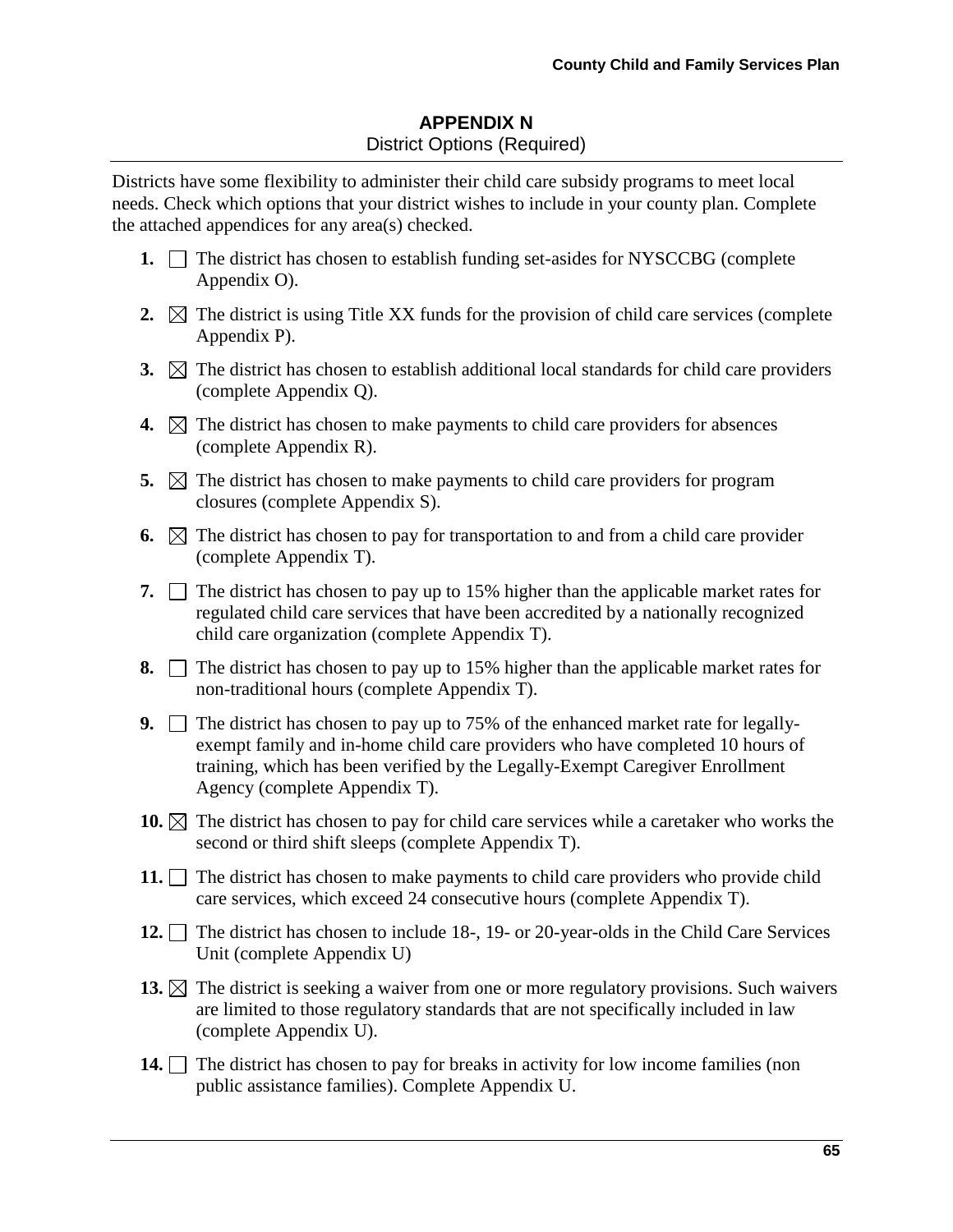## APPENDIX N

District Options (Required)

Districts have some flexibility to administer their child care subsidy programs to meet local needs. Check which options that your district wishes to include in your county plan. Complete the attached appendices for any area(s) checked.

1. ☐ The district has chosen to establish funding set-asides for NYSCCBG (complete Appendix O).
2. ☒ The district is using Title XX funds for the provision of child care services (complete Appendix P).
3. ☒ The district has chosen to establish additional local standards for child care providers (complete Appendix Q).
4. ☒ The district has chosen to make payments to child care providers for absences (complete Appendix R).
5. ☒ The district has chosen to make payments to child care providers for program closures (complete Appendix S).
6. ☒ The district has chosen to pay for transportation to and from a child care provider (complete Appendix T).
7. ☐ The district has chosen to pay up to 15% higher than the applicable market rates for regulated child care services that have been accredited by a nationally recognized child care organization (complete Appendix T).
8. ☐ The district has chosen to pay up to 15% higher than the applicable market rates for non-traditional hours (complete Appendix T).
9. ☐ The district has chosen to pay up to 75% of the enhanced market rate for legally-exempt family and in-home child care providers who have completed 10 hours of training, which has been verified by the Legally-Exempt Caregiver Enrollment Agency (complete Appendix T).
10. ☒ The district has chosen to pay for child care services while a caretaker who works the second or third shift sleeps (complete Appendix T).
11. ☐ The district has chosen to make payments to child care providers who provide child care services, which exceed 24 consecutive hours (complete Appendix T).
12. ☐ The district has chosen to include 18-, 19- or 20-year-olds in the Child Care Services Unit (complete Appendix U)
13. ☒ The district is seeking a waiver from one or more regulatory provisions. Such waivers are limited to those regulatory standards that are not specifically included in law (complete Appendix U).
14. ☐ The district has chosen to pay for breaks in activity for low income families (non public assistance families). Complete Appendix U.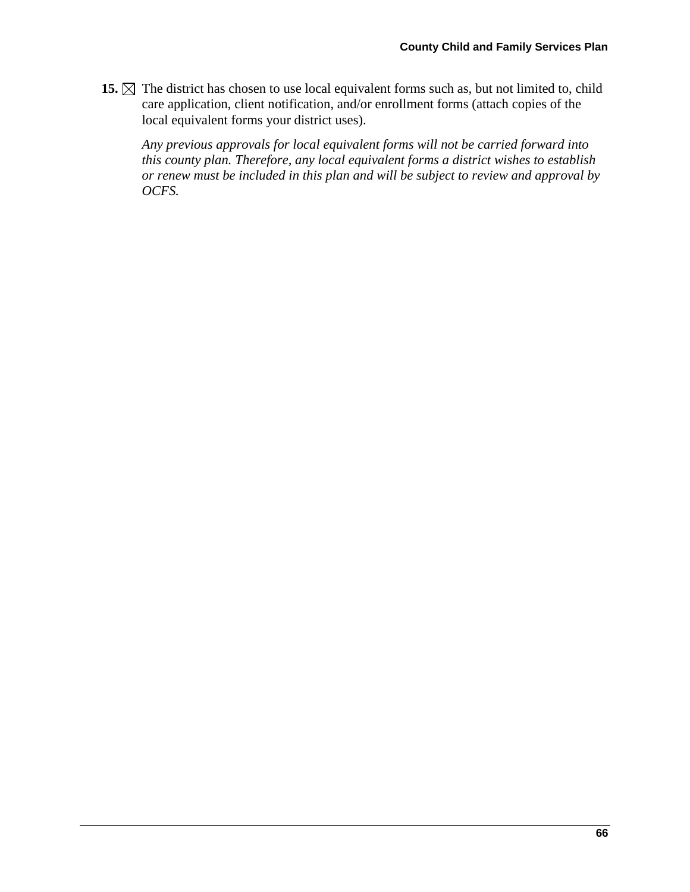**15.** ☒ The district has chosen to use local equivalent forms such as, but not limited to, child care application, client notification, and/or enrollment forms (attach copies of the local equivalent forms your district uses).

*Any previous approvals for local equivalent forms will not be carried forward into this county plan. Therefore, any local equivalent forms a district wishes to establish or renew must be included in this plan and will be subject to review and approval by OCFS.*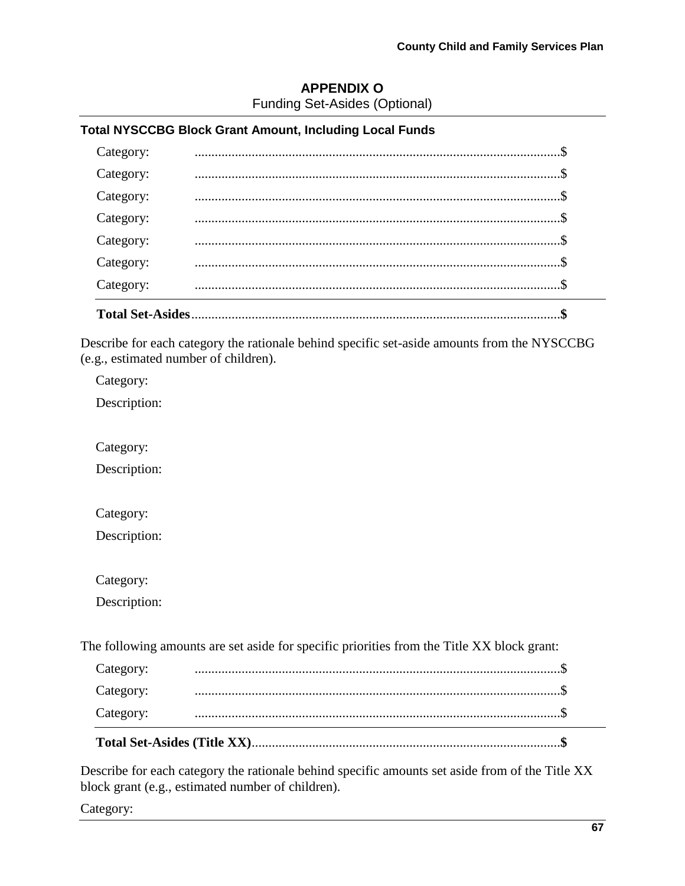# APPENDIX O

Funding Set-Asides (Optional)

**Total NYSCCBG Block Grant Amount, Including Local Funds**

Category: ............................................................................................................$

Category: ............................................................................................................$

Category: ............................................................................................................$

Category: ............................................................................................................$

Category: ............................................................................................................$

Category: ............................................................................................................$

Category: ............................................................................................................$

**Total Set-Asides**............................................................................................................**$**

Describe for each category the rationale behind specific set-aside amounts from the NYSCCBG (e.g., estimated number of children).

Category:

Description:

Category:

Description:

Category:

Description:

Category:

Description:

The following amounts are set aside for specific priorities from the Title XX block grant:

Category: ............................................................................................................$

Category: ............................................................................................................$

Category: ............................................................................................................$

**Total Set-Asides (Title XX)**..........................................................................................**$**

Describe for each category the rationale behind specific amounts set aside from of the Title XX block grant (e.g., estimated number of children).

Category: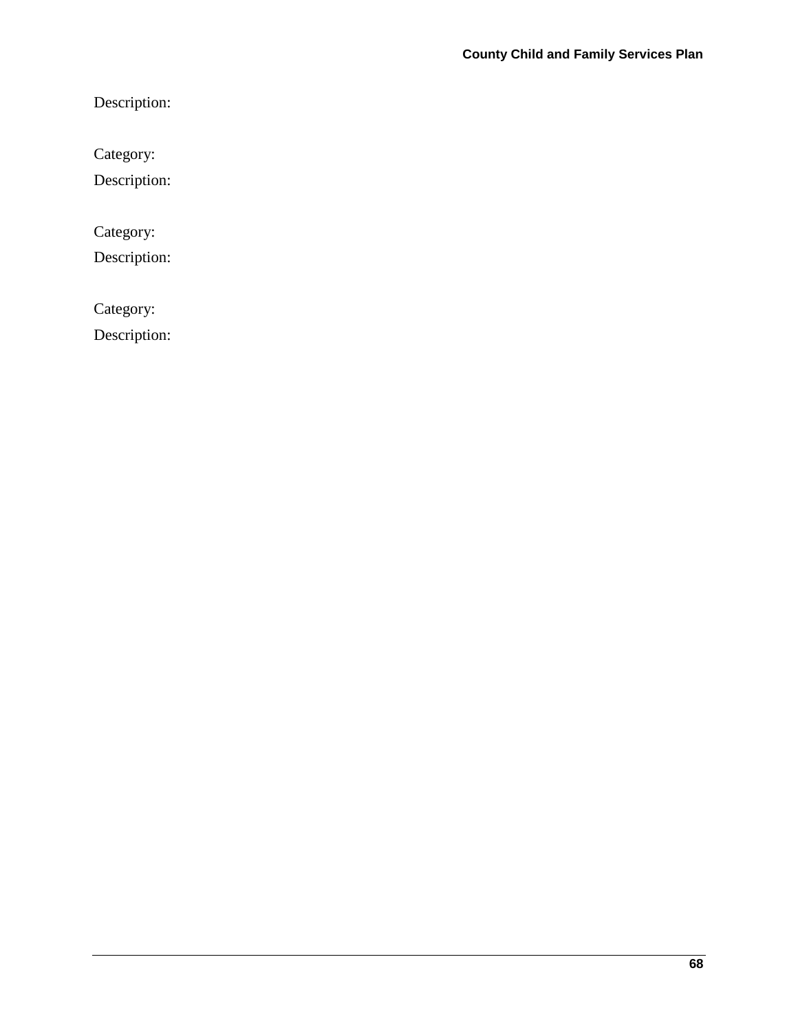Description:

Category:

Description:

Category:

Description:

Category:

Description: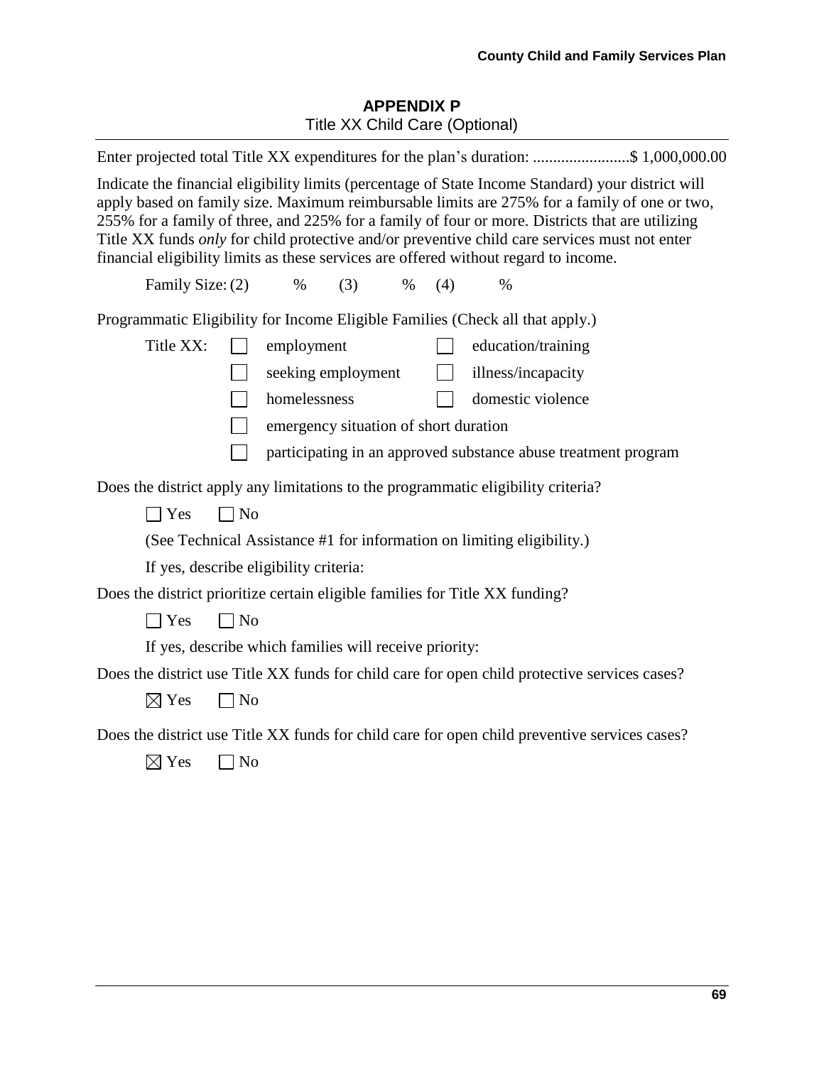## APPENDIX P

Title XX Child Care (Optional)

Enter projected total Title XX expenditures for the plan's duration: ........................$ 1,000,000.00

Indicate the financial eligibility limits (percentage of State Income Standard) your district will apply based on family size. Maximum reimbursable limits are 275% for a family of one or two, 255% for a family of three, and 225% for a family of four or more. Districts that are utilizing Title XX funds *only* for child protective and/or preventive child care services must not enter financial eligibility limits as these services are offered without regard to income.

Family Size: (2) % (3) % (4) %

Programmatic Eligibility for Income Eligible Families (Check all that apply.)

Title XX:

- ☐ employment
- ☐ education/training
- ☐ seeking employment
- ☐ illness/incapacity
- ☐ homelessness
- ☐ domestic violence
- ☐ emergency situation of short duration
- ☐ participating in an approved substance abuse treatment program

Does the district apply any limitations to the programmatic eligibility criteria?

☐ Yes ☐ No

(See Technical Assistance #1 for information on limiting eligibility.)

If yes, describe eligibility criteria:

Does the district prioritize certain eligible families for Title XX funding?

☐ Yes ☐ No

If yes, describe which families will receive priority:

Does the district use Title XX funds for child care for open child protective services cases?

☒ Yes ☐ No

Does the district use Title XX funds for child care for open child preventive services cases?

☒ Yes ☐ No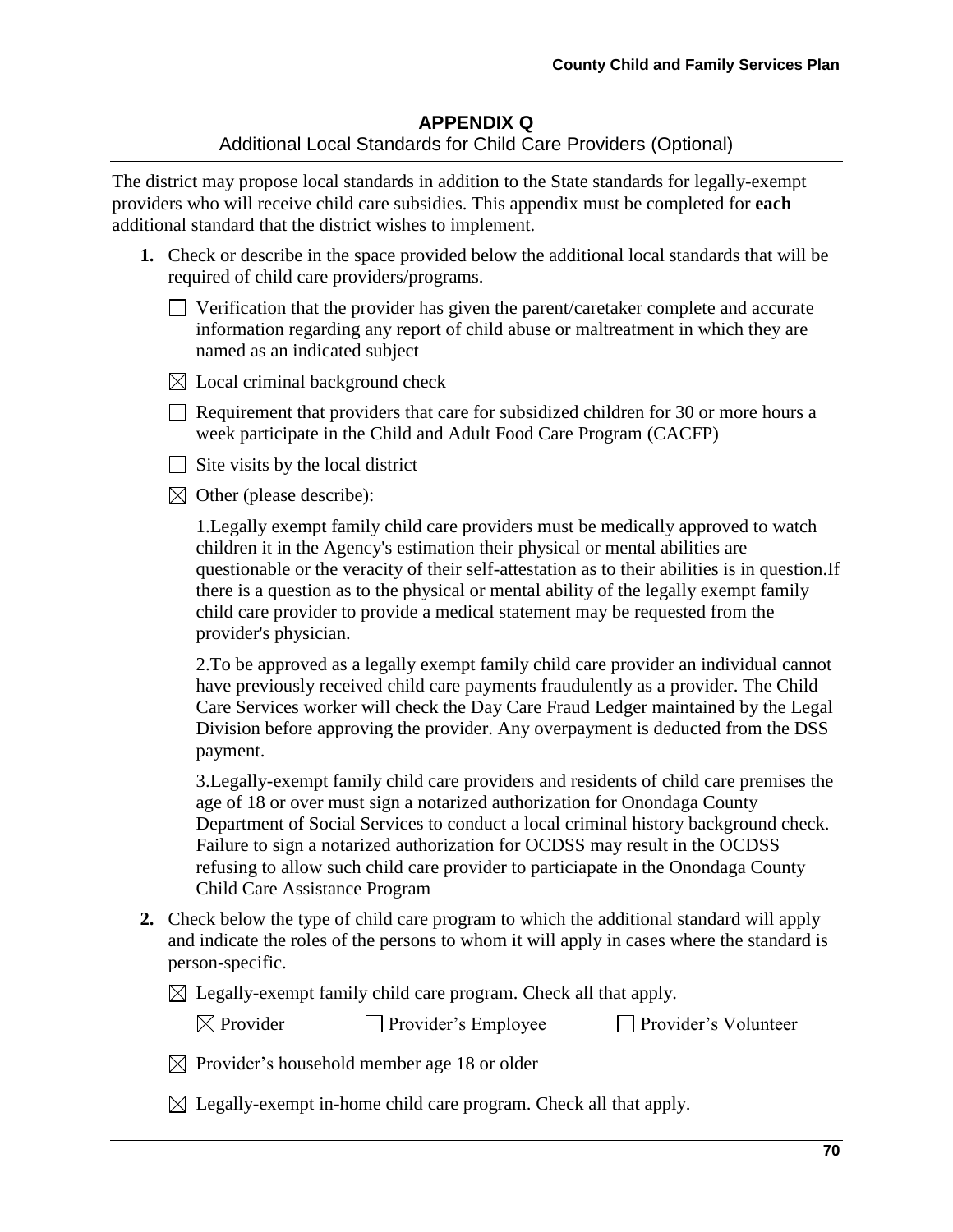# APPENDIX Q

Additional Local Standards for Child Care Providers (Optional)

The district may propose local standards in addition to the State standards for legally-exempt providers who will receive child care subsidies. This appendix must be completed for **each** additional standard that the district wishes to implement.

1. Check or describe in the space provided below the additional local standards that will be required of child care providers/programs.

   ☐ Verification that the provider has given the parent/caretaker complete and accurate information regarding any report of child abuse or maltreatment in which they are named as an indicated subject

   ☒ Local criminal background check

   ☐ Requirement that providers that care for subsidized children for 30 or more hours a week participate in the Child and Adult Food Care Program (CACFP)

   ☐ Site visits by the local district

   ☒ Other (please describe):

   1.Legally exempt family child care providers must be medically approved to watch children it in the Agency's estimation their physical or mental abilities are questionable or the veracity of their self-attestation as to their abilities is in question.If there is a question as to the physical or mental ability of the legally exempt family child care provider to provide a medical statement may be requested from the provider's physician.

   2.To be approved as a legally exempt family child care provider an individual cannot have previously received child care payments fraudulently as a provider. The Child Care Services worker will check the Day Care Fraud Ledger maintained by the Legal Division before approving the provider. Any overpayment is deducted from the DSS payment.

   3.Legally-exempt family child care providers and residents of child care premises the age of 18 or over must sign a notarized authorization for Onondaga County Department of Social Services to conduct a local criminal history background check. Failure to sign a notarized authorization for OCDSS may result in the OCDSS refusing to allow such child care provider to particiapate in the Onondaga County Child Care Assistance Program

2. Check below the type of child care program to which the additional standard will apply and indicate the roles of the persons to whom it will apply in cases where the standard is person-specific.

   ☒ Legally-exempt family child care program. Check all that apply.

   ☒ Provider ☐ Provider's Employee ☐ Provider's Volunteer

   ☒ Provider's household member age 18 or older

   ☒ Legally-exempt in-home child care program. Check all that apply.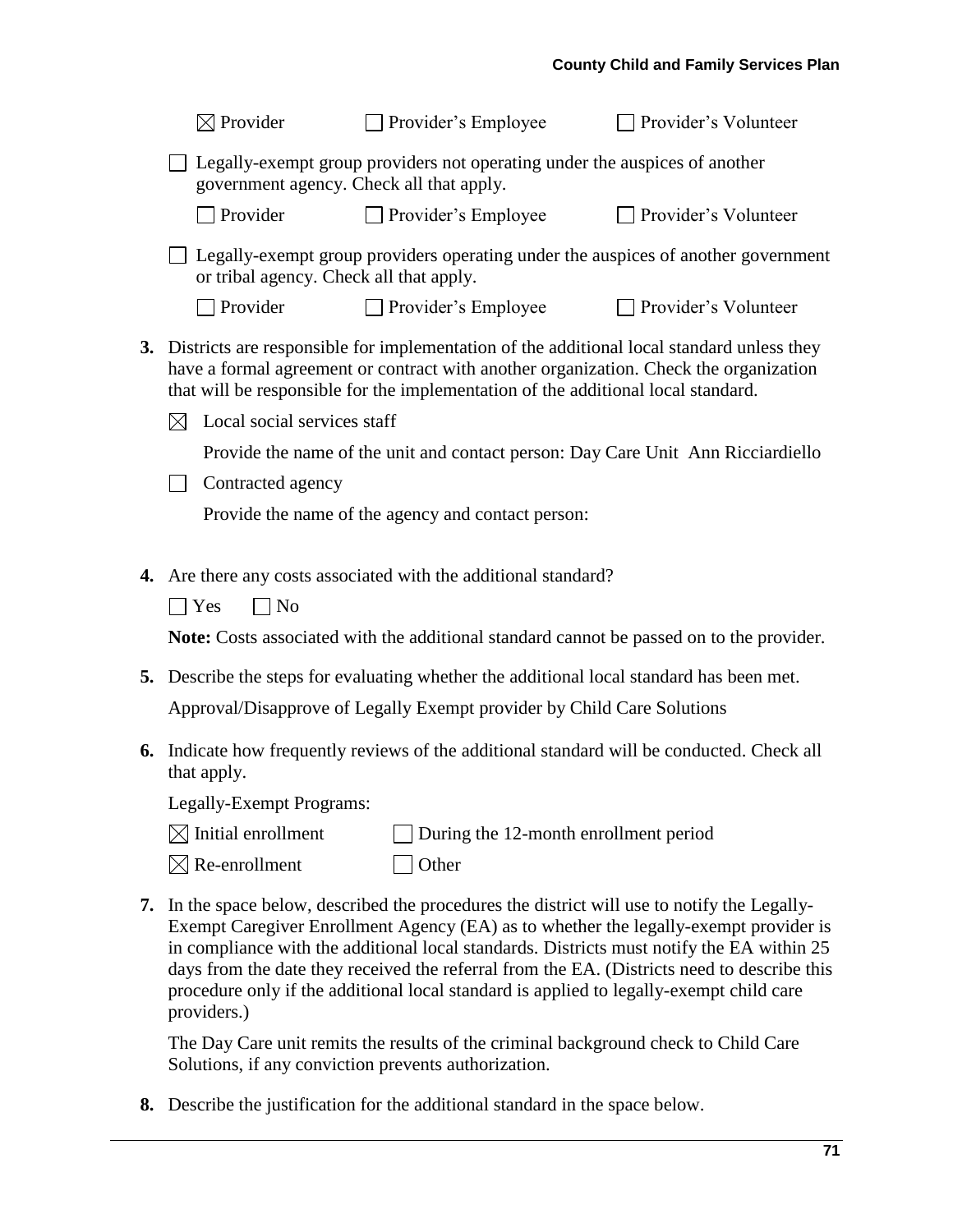☒ Provider ☐ Provider's Employee ☐ Provider's Volunteer

☐ Legally-exempt group providers not operating under the auspices of another government agency. Check all that apply.

☐ Provider ☐ Provider's Employee ☐ Provider's Volunteer

☐ Legally-exempt group providers operating under the auspices of another government or tribal agency. Check all that apply.

☐ Provider ☐ Provider's Employee ☐ Provider's Volunteer

**3.** Districts are responsible for implementation of the additional local standard unless they have a formal agreement or contract with another organization. Check the organization that will be responsible for the implementation of the additional local standard.

☒ Local social services staff

Provide the name of the unit and contact person: Day Care Unit Ann Ricciardiello

☐ Contracted agency

Provide the name of the agency and contact person:

**4.** Are there any costs associated with the additional standard?

☐ Yes ☐ No

**Note:** Costs associated with the additional standard cannot be passed on to the provider.

**5.** Describe the steps for evaluating whether the additional local standard has been met.

Approval/Disapprove of Legally Exempt provider by Child Care Solutions

**6.** Indicate how frequently reviews of the additional standard will be conducted. Check all that apply.

Legally-Exempt Programs:

☒ Initial enrollment ☐ During the 12-month enrollment period

☒ Re-enrollment ☐ Other

**7.** In the space below, described the procedures the district will use to notify the Legally-Exempt Caregiver Enrollment Agency (EA) as to whether the legally-exempt provider is in compliance with the additional local standards. Districts must notify the EA within 25 days from the date they received the referral from the EA. (Districts need to describe this procedure only if the additional local standard is applied to legally-exempt child care providers.)

The Day Care unit remits the results of the criminal background check to Child Care Solutions, if any conviction prevents authorization.

**8.** Describe the justification for the additional standard in the space below.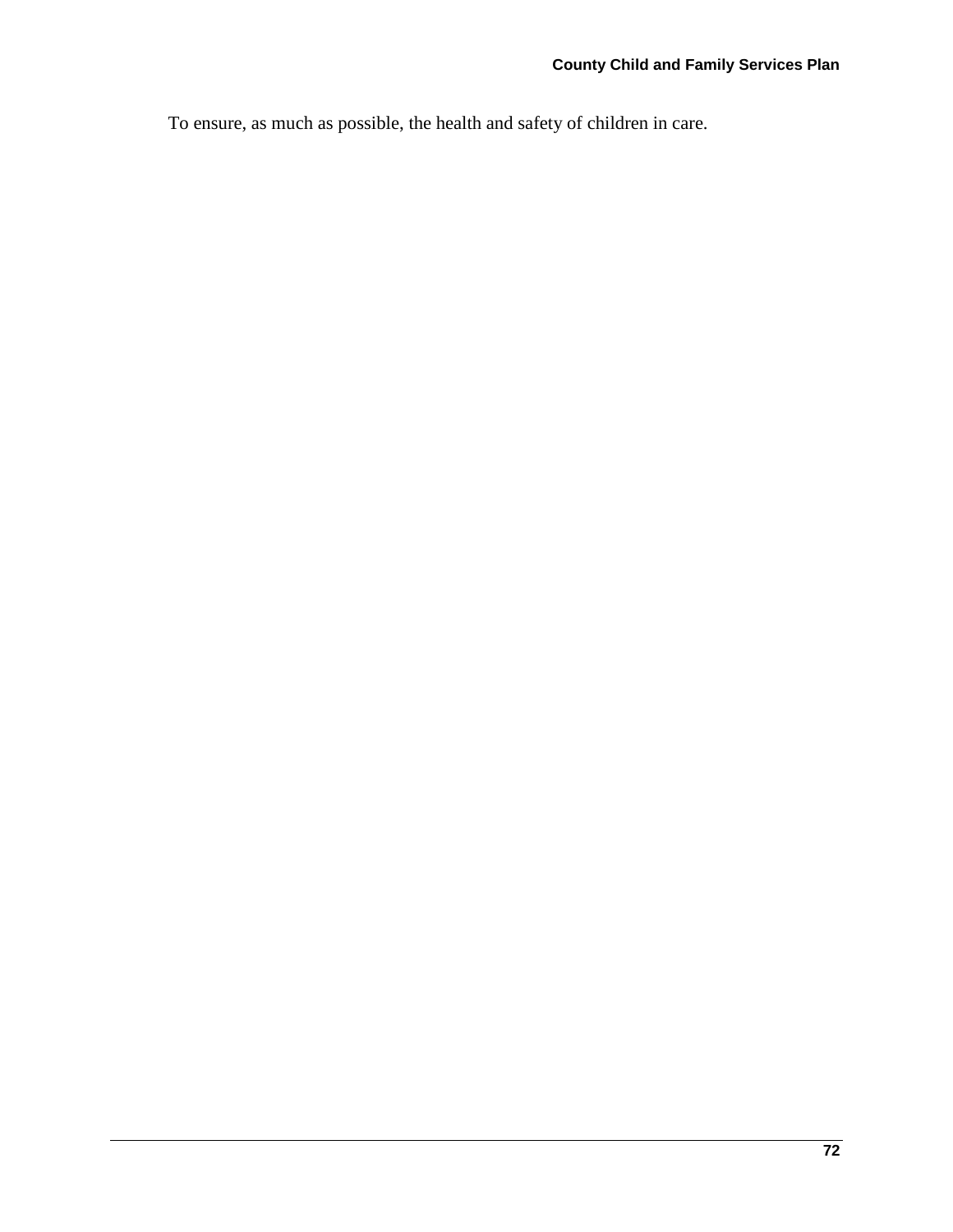To ensure, as much as possible, the health and safety of children in care.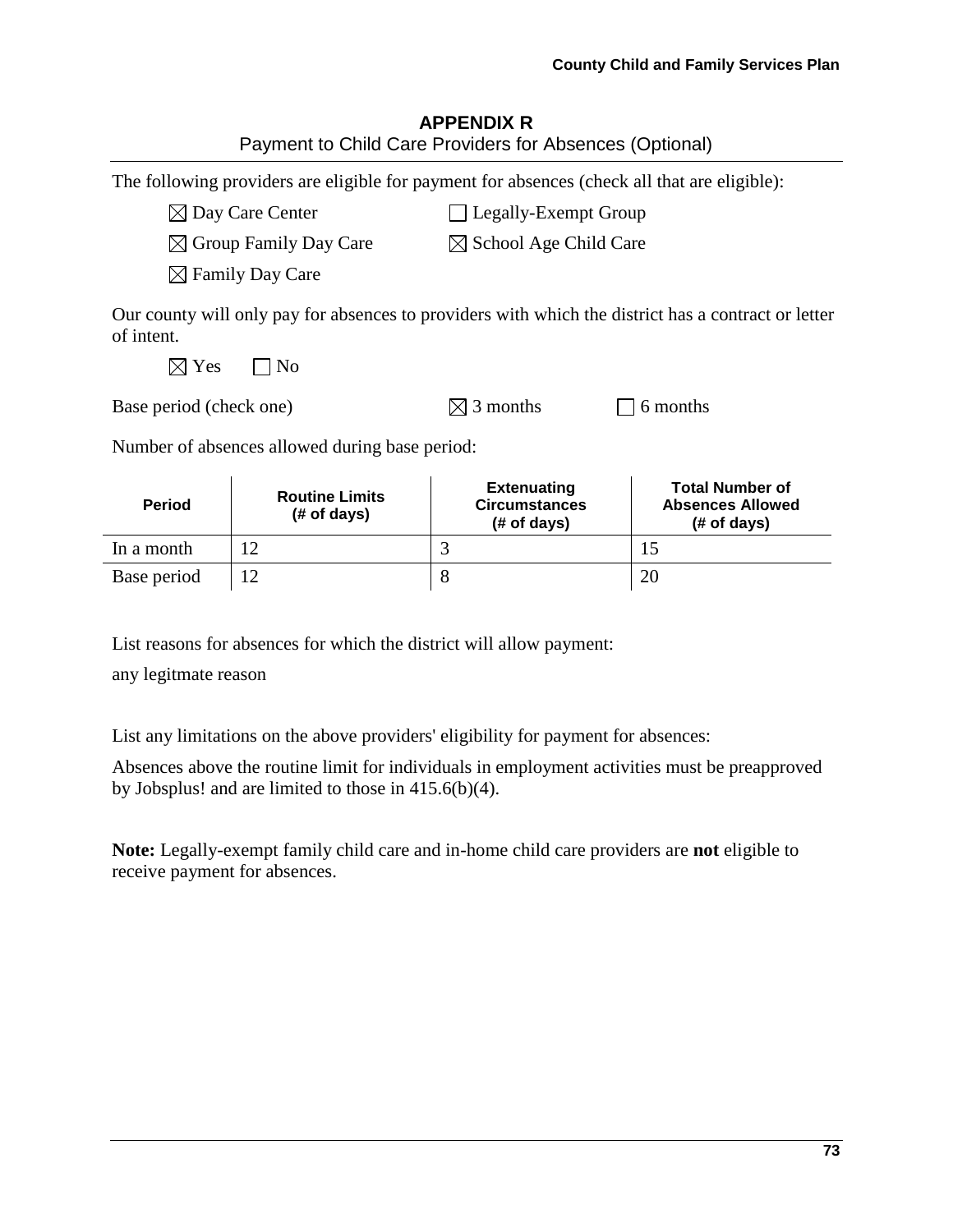## APPENDIX R

Payment to Child Care Providers for Absences (Optional)

The following providers are eligible for payment for absences (check all that are eligible):

- ☒ Day Care Center
- ☐ Legally-Exempt Group
- ☒ Group Family Day Care
- ☒ School Age Child Care
- ☒ Family Day Care

Our county will only pay for absences to providers with which the district has a contract or letter of intent.

☒ Yes ☐ No

Base period (check one) ☒ 3 months ☐ 6 months

Number of absences allowed during base period:

| Period | Routine Limits (# of days) | Extenuating Circumstances (# of days) | Total Number of Absences Allowed (# of days) |
|---|---|---|---|
| In a month | 12 | 3 | 15 |
| Base period | 12 | 8 | 20 |

List reasons for absences for which the district will allow payment:

any legitmate reason

List any limitations on the above providers' eligibility for payment for absences:

Absences above the routine limit for individuals in employment activities must be preapproved by Jobsplus! and are limited to those in 415.6(b)(4).

**Note:** Legally-exempt family child care and in-home child care providers are **not** eligible to receive payment for absences.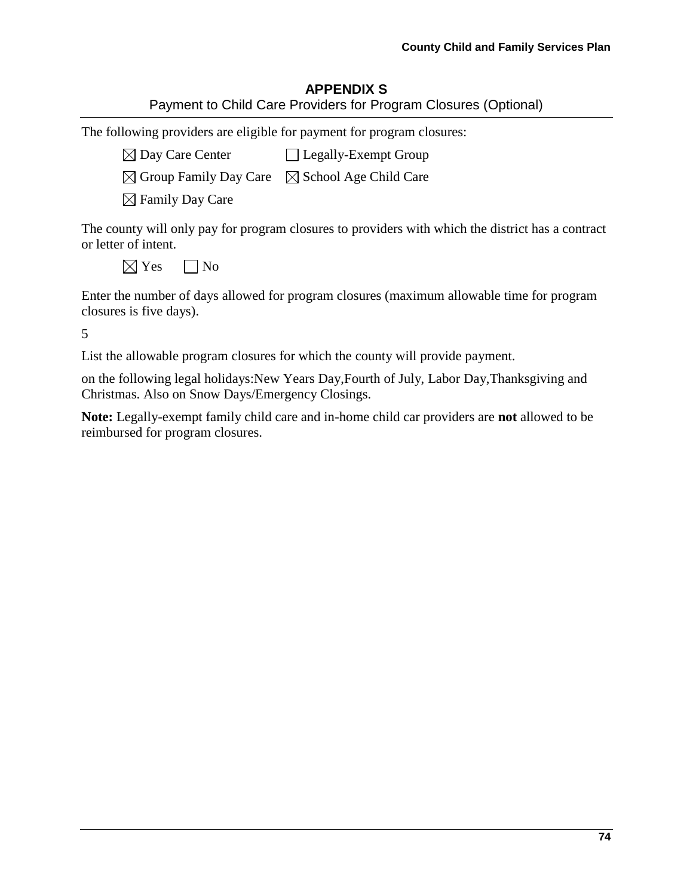## APPENDIX S

Payment to Child Care Providers for Program Closures (Optional)

The following providers are eligible for payment for program closures:

- ☒ Day Care Center
- ☐ Legally-Exempt Group
- ☒ Group Family Day Care
- ☒ School Age Child Care
- ☒ Family Day Care

The county will only pay for program closures to providers with which the district has a contract or letter of intent.

☒ Yes ☐ No

Enter the number of days allowed for program closures (maximum allowable time for program closures is five days).

5

List the allowable program closures for which the county will provide payment.

on the following legal holidays:New Years Day,Fourth of July, Labor Day,Thanksgiving and Christmas. Also on Snow Days/Emergency Closings.

**Note:** Legally-exempt family child care and in-home child car providers are **not** allowed to be reimbursed for program closures.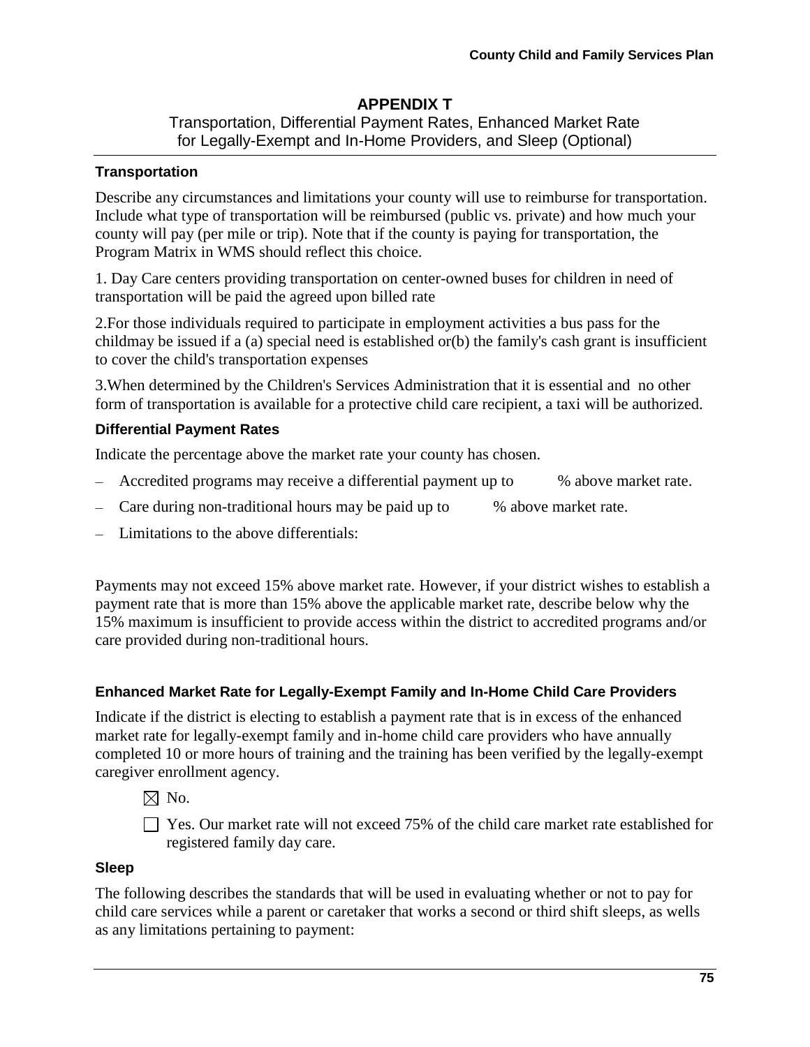## APPENDIX T

Transportation, Differential Payment Rates, Enhanced Market Rate for Legally-Exempt and In-Home Providers, and Sleep (Optional)

### Transportation

Describe any circumstances and limitations your county will use to reimburse for transportation. Include what type of transportation will be reimbursed (public vs. private) and how much your county will pay (per mile or trip). Note that if the county is paying for transportation, the Program Matrix in WMS should reflect this choice.

1. Day Care centers providing transportation on center-owned buses for children in need of transportation will be paid the agreed upon billed rate

2.For those individuals required to participate in employment activities a bus pass for the childmay be issued if a (a) special need is established or(b) the family's cash grant is insufficient to cover the child's transportation expenses

3.When determined by the Children's Services Administration that it is essential and no other form of transportation is available for a protective child care recipient, a taxi will be authorized.

### Differential Payment Rates

Indicate the percentage above the market rate your county has chosen.

- Accredited programs may receive a differential payment up to % above market rate.
- Care during non-traditional hours may be paid up to % above market rate.
- Limitations to the above differentials:

Payments may not exceed 15% above market rate. However, if your district wishes to establish a payment rate that is more than 15% above the applicable market rate, describe below why the 15% maximum is insufficient to provide access within the district to accredited programs and/or care provided during non-traditional hours.

### Enhanced Market Rate for Legally-Exempt Family and In-Home Child Care Providers

Indicate if the district is electing to establish a payment rate that is in excess of the enhanced market rate for legally-exempt family and in-home child care providers who have annually completed 10 or more hours of training and the training has been verified by the legally-exempt caregiver enrollment agency.

☒ No.

☐ Yes. Our market rate will not exceed 75% of the child care market rate established for registered family day care.

### Sleep

The following describes the standards that will be used in evaluating whether or not to pay for child care services while a parent or caretaker that works a second or third shift sleeps, as wells as any limitations pertaining to payment: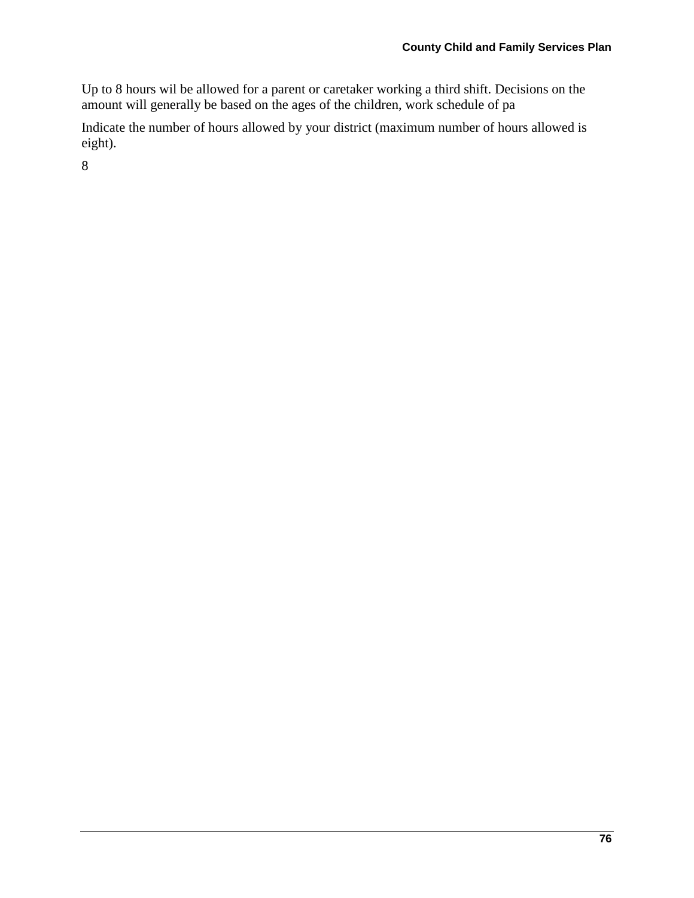Up to 8 hours wil be allowed for a parent or caretaker working a third shift. Decisions on the amount will generally be based on the ages of the children, work schedule of pa

Indicate the number of hours allowed by your district (maximum number of hours allowed is eight).

8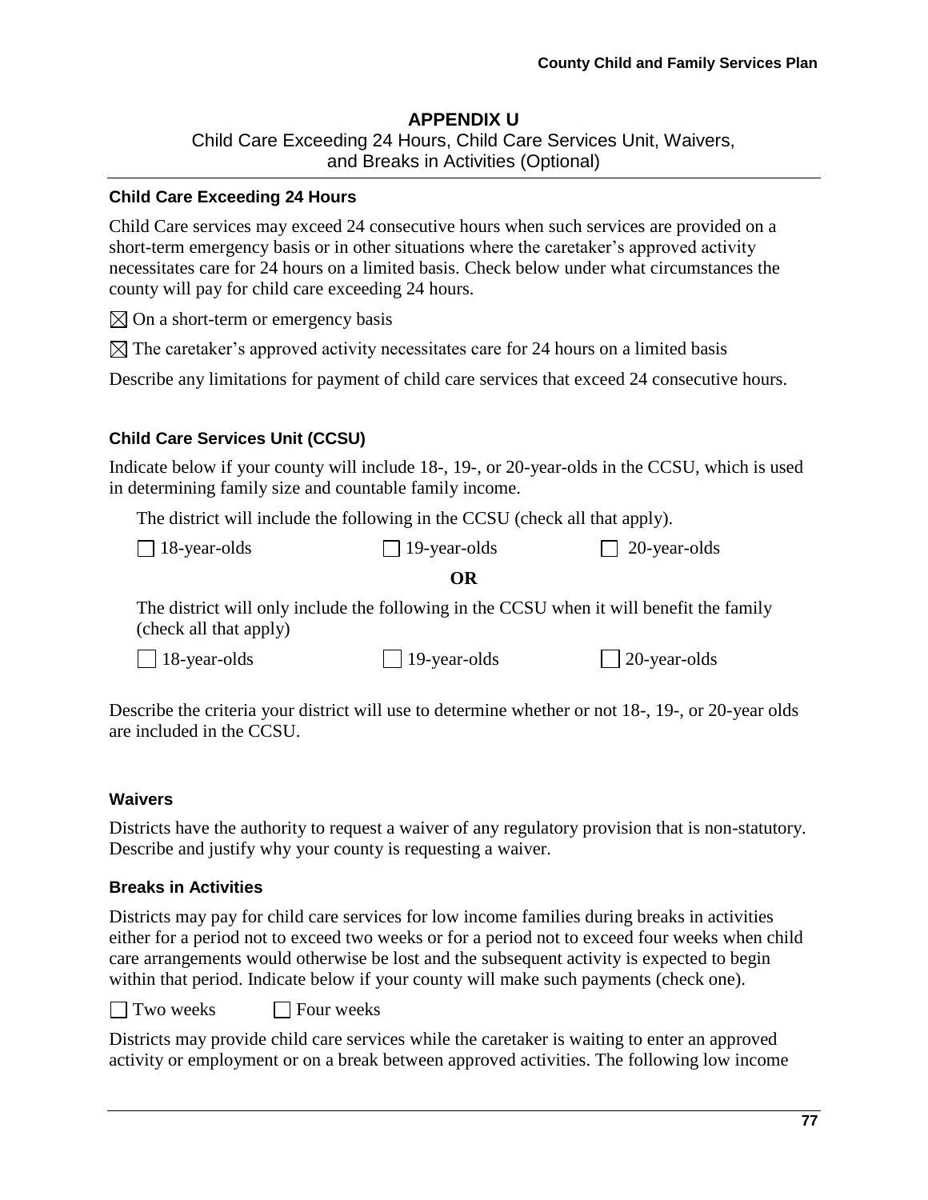# APPENDIX U

Child Care Exceeding 24 Hours, Child Care Services Unit, Waivers, and Breaks in Activities (Optional)

### Child Care Exceeding 24 Hours

Child Care services may exceed 24 consecutive hours when such services are provided on a short-term emergency basis or in other situations where the caretaker's approved activity necessitates care for 24 hours on a limited basis. Check below under what circumstances the county will pay for child care exceeding 24 hours.

☒ On a short-term or emergency basis

☒ The caretaker's approved activity necessitates care for 24 hours on a limited basis

Describe any limitations for payment of child care services that exceed 24 consecutive hours.

### Child Care Services Unit (CCSU)

Indicate below if your county will include 18-, 19-, or 20-year-olds in the CCSU, which is used in determining family size and countable family income.

The district will include the following in the CCSU (check all that apply).

☐ 18-year-olds ☐ 19-year-olds ☐ 20-year-olds

**OR**

The district will only include the following in the CCSU when it will benefit the family (check all that apply)

☐ 18-year-olds ☐ 19-year-olds ☐ 20-year-olds

Describe the criteria your district will use to determine whether or not 18-, 19-, or 20-year olds are included in the CCSU.

### Waivers

Districts have the authority to request a waiver of any regulatory provision that is non-statutory. Describe and justify why your county is requesting a waiver.

### Breaks in Activities

Districts may pay for child care services for low income families during breaks in activities either for a period not to exceed two weeks or for a period not to exceed four weeks when child care arrangements would otherwise be lost and the subsequent activity is expected to begin within that period. Indicate below if your county will make such payments (check one).

☐ Two weeks ☐ Four weeks

Districts may provide child care services while the caretaker is waiting to enter an approved activity or employment or on a break between approved activities. The following low income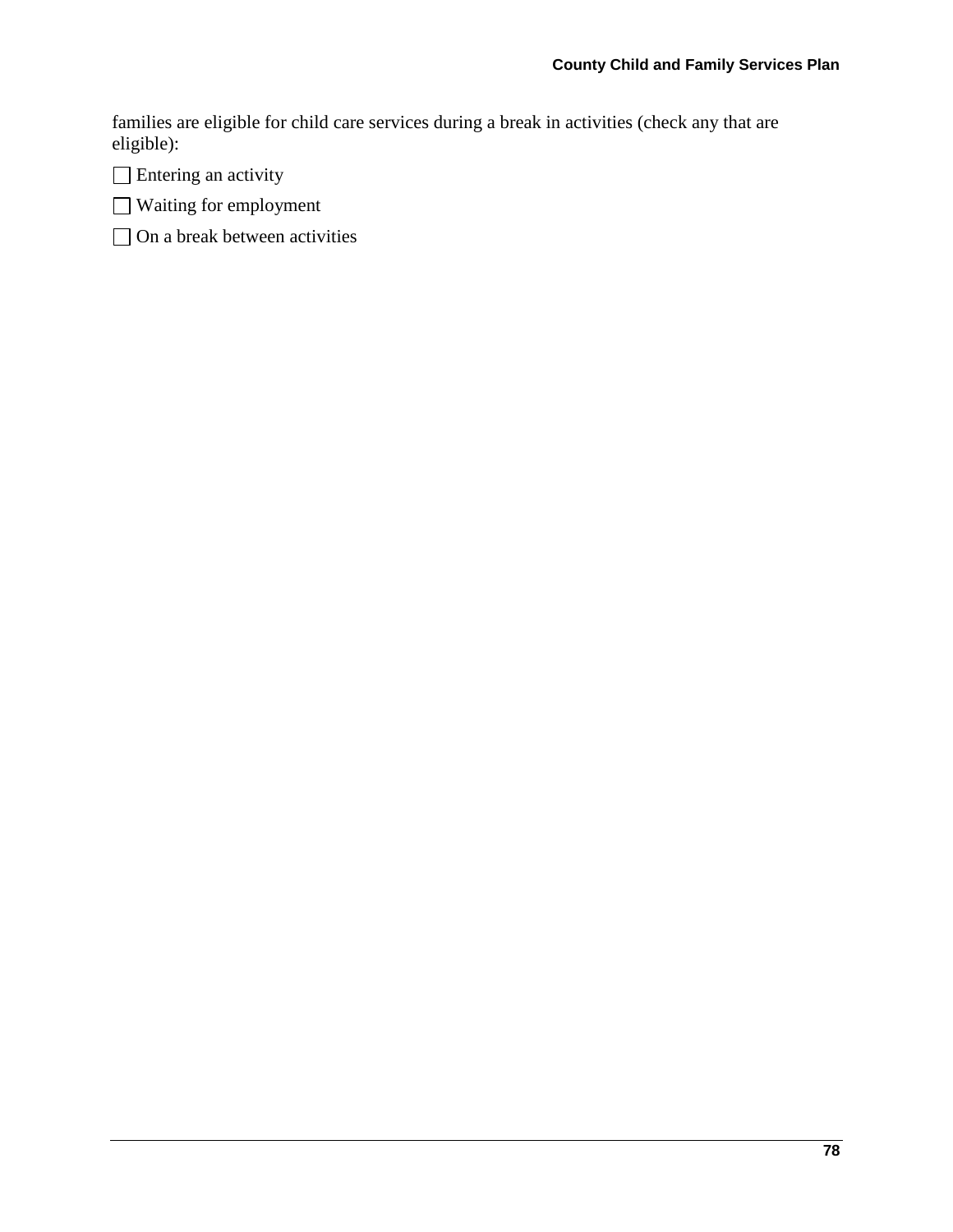families are eligible for child care services during a break in activities (check any that are eligible):

☐ Entering an activity

☐ Waiting for employment

☐ On a break between activities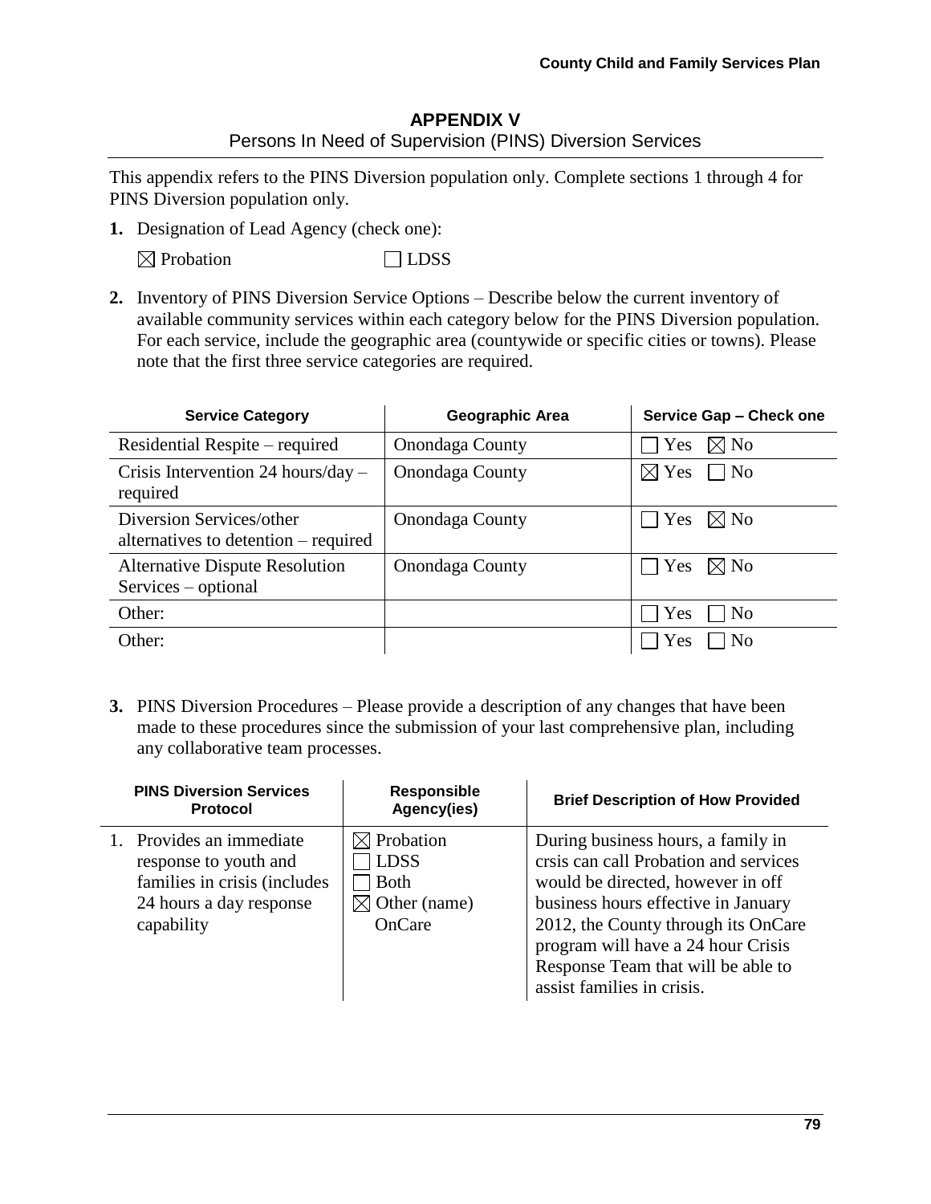# APPENDIX V

Persons In Need of Supervision (PINS) Diversion Services

This appendix refers to the PINS Diversion population only. Complete sections 1 through 4 for PINS Diversion population only.

**1.** Designation of Lead Agency (check one):

☒ Probation ☐ LDSS

**2.** Inventory of PINS Diversion Service Options – Describe below the current inventory of available community services within each category below for the PINS Diversion population. For each service, include the geographic area (countywide or specific cities or towns). Please note that the first three service categories are required.

| Service Category | Geographic Area | Service Gap – Check one |
|---|---|---|
| Residential Respite – required | Onondaga County | ☐ Yes ☒ No |
| Crisis Intervention 24 hours/day – required | Onondaga County | ☒ Yes ☐ No |
| Diversion Services/other alternatives to detention – required | Onondaga County | ☐ Yes ☒ No |
| Alternative Dispute Resolution Services – optional | Onondaga County | ☐ Yes ☒ No |
| Other: | | ☐ Yes ☐ No |
| Other: | | ☐ Yes ☐ No |

**3.** PINS Diversion Procedures – Please provide a description of any changes that have been made to these procedures since the submission of your last comprehensive plan, including any collaborative team processes.

| PINS Diversion Services Protocol | Responsible Agency(ies) | Brief Description of How Provided |
|---|---|---|
| 1. Provides an immediate response to youth and families in crisis (includes 24 hours a day response capability | ☒ Probation<br>☐ LDSS<br>☐ Both<br>☒ Other (name) OnCare | During business hours, a family in crsis can call Probation and services would be directed, however in off business hours effective in January 2012, the County through its OnCare program will have a 24 hour Crisis Response Team that will be able to assist families in crisis. |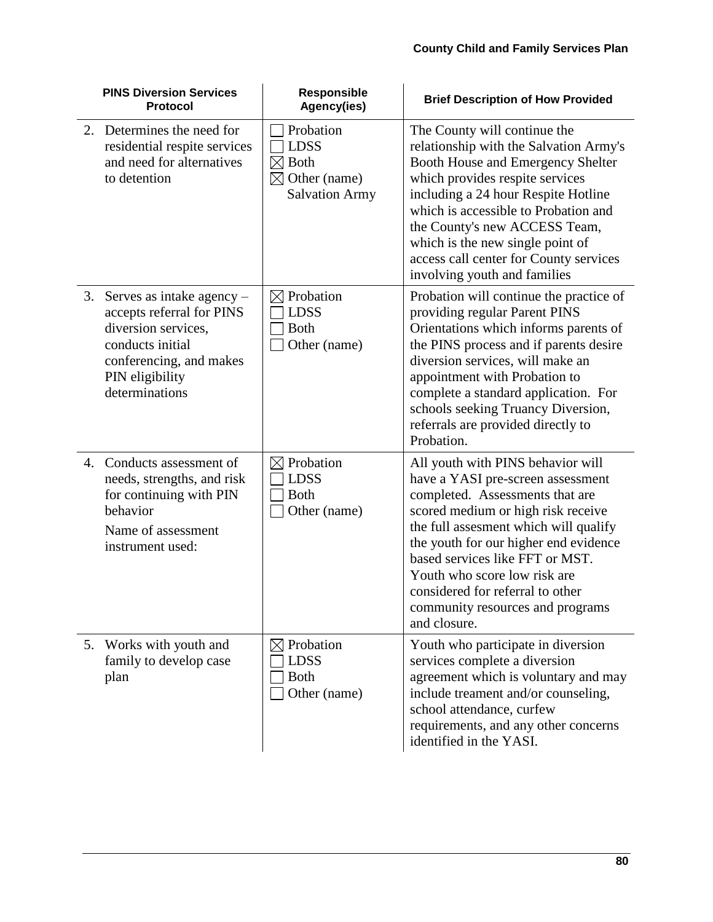| PINS Diversion Services Protocol | Responsible Agency(ies) | Brief Description of How Provided |
|---|---|---|
| 2. Determines the need for residential respite services and need for alternatives to detention | ☐ Probation<br>☐ LDSS<br>☒ Both<br>☒ Other (name) Salvation Army | The County will continue the relationship with the Salvation Army's Booth House and Emergency Shelter which provides respite services including a 24 hour Respite Hotline which is accessible to Probation and the County's new ACCESS Team, which is the new single point of access call center for County services involving youth and families |
| 3. Serves as intake agency – accepts referral for PINS diversion services, conducts initial conferencing, and makes PIN eligibility determinations | ☒ Probation<br>☐ LDSS<br>☐ Both<br>☐ Other (name) | Probation will continue the practice of providing regular Parent PINS Orientations which informs parents of the PINS process and if parents desire diversion services, will make an appointment with Probation to complete a standard application. For schools seeking Truancy Diversion, referrals are provided directly to Probation. |
| 4. Conducts assessment of needs, strengths, and risk for continuing with PIN behavior<br>Name of assessment instrument used: | ☒ Probation<br>☐ LDSS<br>☐ Both<br>☐ Other (name) | All youth with PINS behavior will have a YASI pre-screen assessment completed. Assessments that are scored medium or high risk receive the full assesment which will qualify the youth for our higher end evidence based services like FFT or MST. Youth who score low risk are considered for referral to other community resources and programs and closure. |
| 5. Works with youth and family to develop case plan | ☒ Probation<br>☐ LDSS<br>☐ Both<br>☐ Other (name) | Youth who participate in diversion services complete a diversion agreement which is voluntary and may include treament and/or counseling, school attendance, curfew requirements, and any other concerns identified in the YASI. |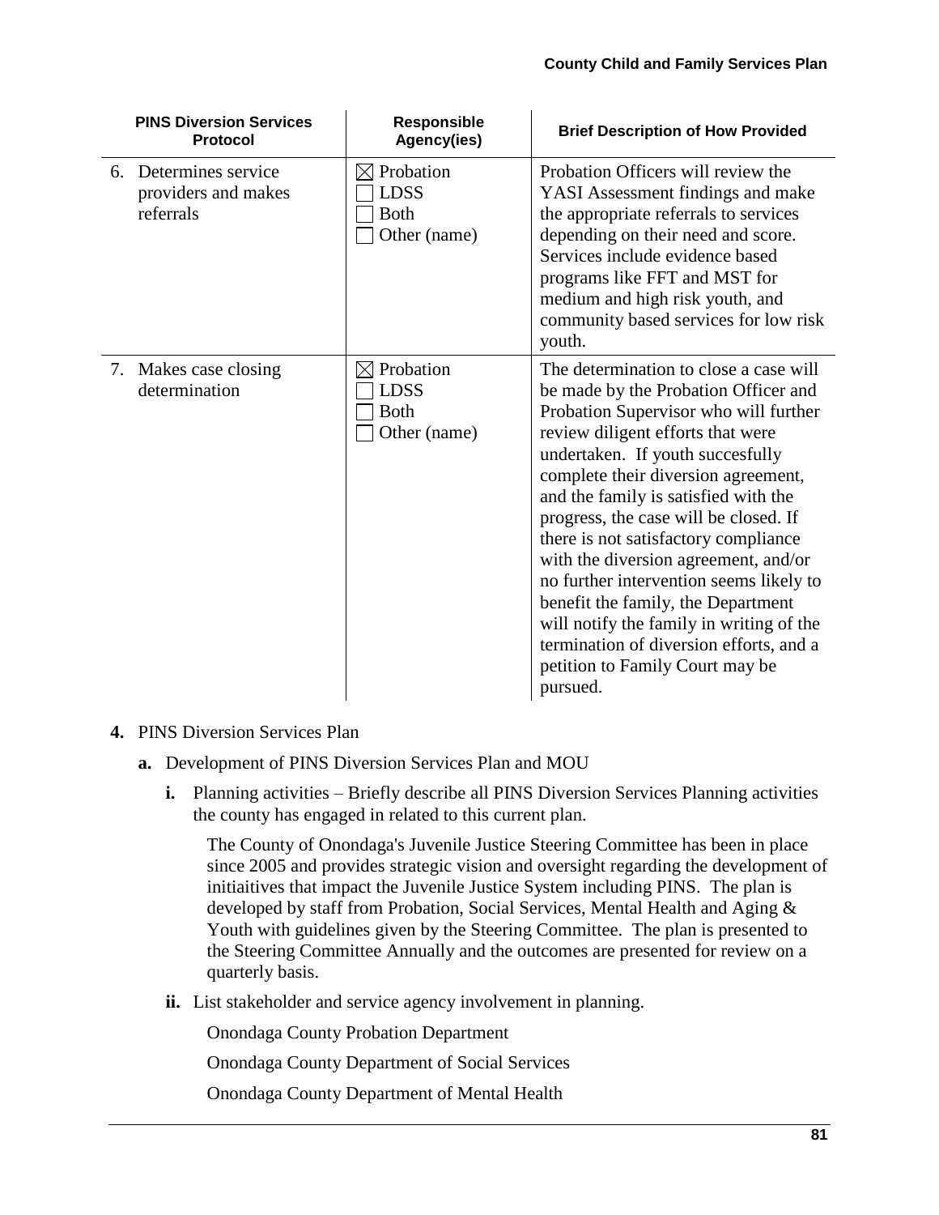| PINS Diversion Services Protocol | Responsible Agency(ies) | Brief Description of How Provided |
|---|---|---|
| 6. Determines service providers and makes referrals | ☒ Probation<br>☐ LDSS<br>☐ Both<br>☐ Other (name) | Probation Officers will review the YASI Assessment findings and make the appropriate referrals to services depending on their need and score. Services include evidence based programs like FFT and MST for medium and high risk youth, and community based services for low risk youth. |
| 7. Makes case closing determination | ☒ Probation<br>☐ LDSS<br>☐ Both<br>☐ Other (name) | The determination to close a case will be made by the Probation Officer and Probation Supervisor who will further review diligent efforts that were undertaken. If youth succesfully complete their diversion agreement, and the family is satisfied with the progress, the case will be closed. If there is not satisfactory compliance with the diversion agreement, and/or no further intervention seems likely to benefit the family, the Department will notify the family in writing of the termination of diversion efforts, and a petition to Family Court may be pursued. |

**4.** PINS Diversion Services Plan

**a.** Development of PINS Diversion Services Plan and MOU

**i.** Planning activities – Briefly describe all PINS Diversion Services Planning activities the county has engaged in related to this current plan.

The County of Onondaga's Juvenile Justice Steering Committee has been in place since 2005 and provides strategic vision and oversight regarding the development of initiaitives that impact the Juvenile Justice System including PINS. The plan is developed by staff from Probation, Social Services, Mental Health and Aging & Youth with guidelines given by the Steering Committee. The plan is presented to the Steering Committee Annually and the outcomes are presented for review on a quarterly basis.

**ii.** List stakeholder and service agency involvement in planning.

Onondaga County Probation Department

Onondaga County Department of Social Services

Onondaga County Department of Mental Health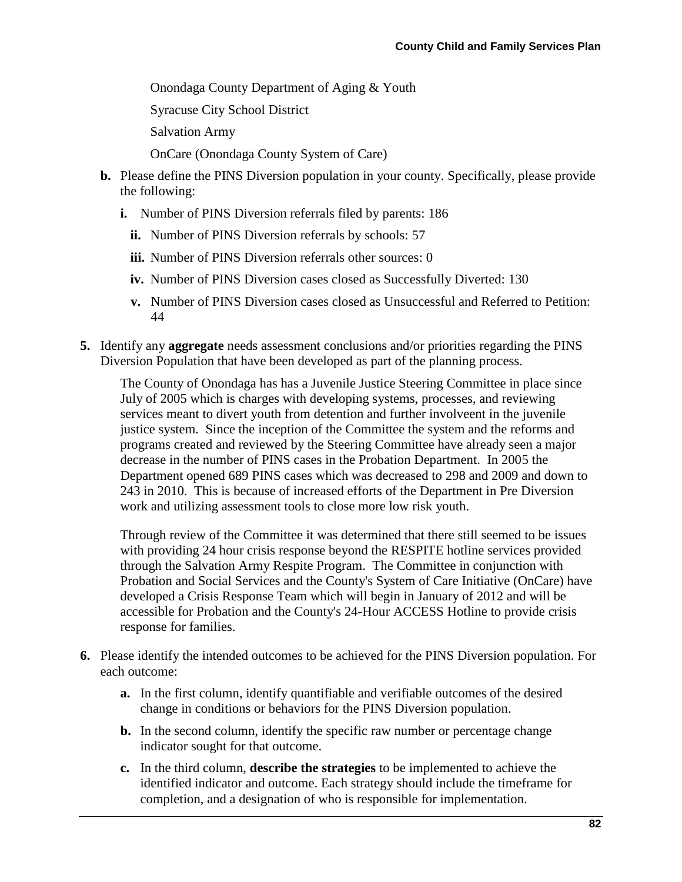Onondaga County Department of Aging & Youth

Syracuse City School District

Salvation Army

OnCare (Onondaga County System of Care)

**b.** Please define the PINS Diversion population in your county. Specifically, please provide the following:

**i.** Number of PINS Diversion referrals filed by parents: 186

**ii.** Number of PINS Diversion referrals by schools: 57

**iii.** Number of PINS Diversion referrals other sources: 0

**iv.** Number of PINS Diversion cases closed as Successfully Diverted: 130

**v.** Number of PINS Diversion cases closed as Unsuccessful and Referred to Petition: 44

**5.** Identify any **aggregate** needs assessment conclusions and/or priorities regarding the PINS Diversion Population that have been developed as part of the planning process.

The County of Onondaga has has a Juvenile Justice Steering Committee in place since July of 2005 which is charges with developing systems, processes, and reviewing services meant to divert youth from detention and further involveent in the juvenile justice system. Since the inception of the Committee the system and the reforms and programs created and reviewed by the Steering Committee have already seen a major decrease in the number of PINS cases in the Probation Department. In 2005 the Department opened 689 PINS cases which was decreased to 298 and 2009 and down to 243 in 2010. This is because of increased efforts of the Department in Pre Diversion work and utilizing assessment tools to close more low risk youth.

Through review of the Committee it was determined that there still seemed to be issues with providing 24 hour crisis response beyond the RESPITE hotline services provided through the Salvation Army Respite Program. The Committee in conjunction with Probation and Social Services and the County's System of Care Initiative (OnCare) have developed a Crisis Response Team which will begin in January of 2012 and will be accessible for Probation and the County's 24-Hour ACCESS Hotline to provide crisis response for families.

**6.** Please identify the intended outcomes to be achieved for the PINS Diversion population. For each outcome:

**a.** In the first column, identify quantifiable and verifiable outcomes of the desired change in conditions or behaviors for the PINS Diversion population.

**b.** In the second column, identify the specific raw number or percentage change indicator sought for that outcome.

**c.** In the third column, **describe the strategies** to be implemented to achieve the identified indicator and outcome. Each strategy should include the timeframe for completion, and a designation of who is responsible for implementation.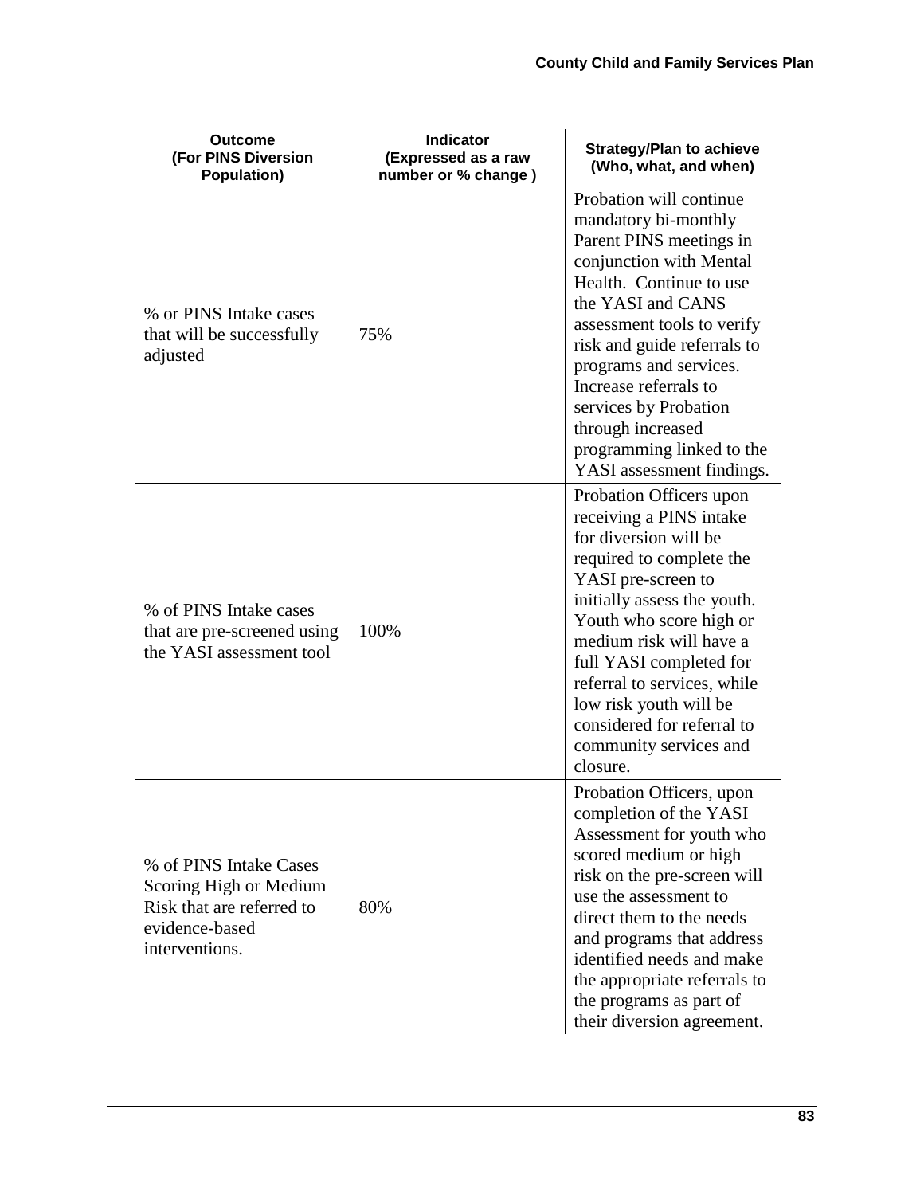| Outcome (For PINS Diversion Population) | Indicator (Expressed as a raw number or % change ) | Strategy/Plan to achieve (Who, what, and when) |
|---|---|---|
| % or PINS Intake cases that will be successfully adjusted | 75% | Probation will continue mandatory bi-monthly Parent PINS meetings in conjunction with Mental Health. Continue to use the YASI and CANS assessment tools to verify risk and guide referrals to programs and services. Increase referrals to services by Probation through increased programming linked to the YASI assessment findings. |
| % of PINS Intake cases that are pre-screened using the YASI assessment tool | 100% | Probation Officers upon receiving a PINS intake for diversion will be required to complete the YASI pre-screen to initially assess the youth. Youth who score high or medium risk will have a full YASI completed for referral to services, while low risk youth will be considered for referral to community services and closure. |
| % of PINS Intake Cases Scoring High or Medium Risk that are referred to evidence-based interventions. | 80% | Probation Officers, upon completion of the YASI Assessment for youth who scored medium or high risk on the pre-screen will use the assessment to direct them to the needs and programs that address identified needs and make the appropriate referrals to the programs as part of their diversion agreement. |